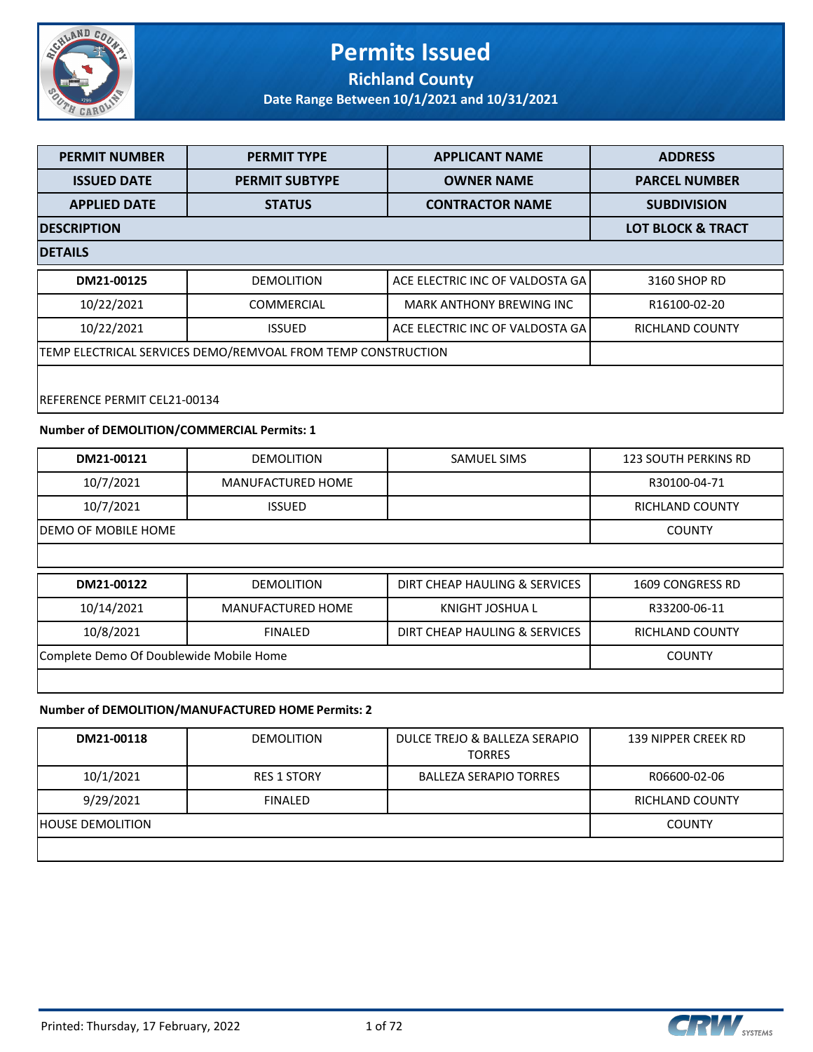# Permits Issued

## Richland County

**Date Range Between 10/1/2021 and 10/31/2021**

| PERMIT NUMBER | PERMIT TYPE | APPLICANT NAME | ADDRESS |
|---|---|---|---|
| ISSUED DATE | PERMIT SUBTYPE | OWNER NAME | PARCEL NUMBER |
| APPLIED DATE | STATUS | CONTRACTOR NAME | SUBDIVISION |
| DESCRIPTION | | | LOT BLOCK & TRACT |
| DETAILS | | | |

| | | | |
|---|---|---|---|
| DM21-00125 | DEMOLITION | ACE ELECTRIC INC OF VALDOSTA GA | 3160 SHOP RD |
| 10/22/2021 | COMMERCIAL | MARK ANTHONY BREWING INC | R16100-02-20 |
| 10/22/2021 | ISSUED | ACE ELECTRIC INC OF VALDOSTA GA | RICHLAND COUNTY |
| TEMP ELECTRICAL SERVICES DEMO/REMVOAL FROM TEMP CONSTRUCTION | | | |
| REFERENCE PERMIT CEL21-00134 | | | |

**Number of DEMOLITION/COMMERCIAL Permits: 1**

| | | | |
|---|---|---|---|
| DM21-00121 | DEMOLITION | SAMUEL SIMS | 123 SOUTH PERKINS RD |
| 10/7/2021 | MANUFACTURED HOME | | R30100-04-71 |
| 10/7/2021 | ISSUED | | RICHLAND COUNTY |
| DEMO OF MOBILE HOME | | | COUNTY |
| | | | |

| | | | |
|---|---|---|---|
| DM21-00122 | DEMOLITION | DIRT CHEAP HAULING & SERVICES | 1609 CONGRESS RD |
| 10/14/2021 | MANUFACTURED HOME | KNIGHT JOSHUA L | R33200-06-11 |
| 10/8/2021 | FINALED | DIRT CHEAP HAULING & SERVICES | RICHLAND COUNTY |
| Complete Demo Of Doublewide Mobile Home | | | COUNTY |
| | | | |

**Number of DEMOLITION/MANUFACTURED HOME Permits: 2**

| | | | |
|---|---|---|---|
| DM21-00118 | DEMOLITION | DULCE TREJO & BALLEZA SERAPIO TORRES | 139 NIPPER CREEK RD |
| 10/1/2021 | RES 1 STORY | BALLEZA SERAPIO TORRES | R06600-02-06 |
| 9/29/2021 | FINALED | | RICHLAND COUNTY |
| HOUSE DEMOLITION | | | COUNTY |
| | | | |

Printed: Thursday, 17 February, 2022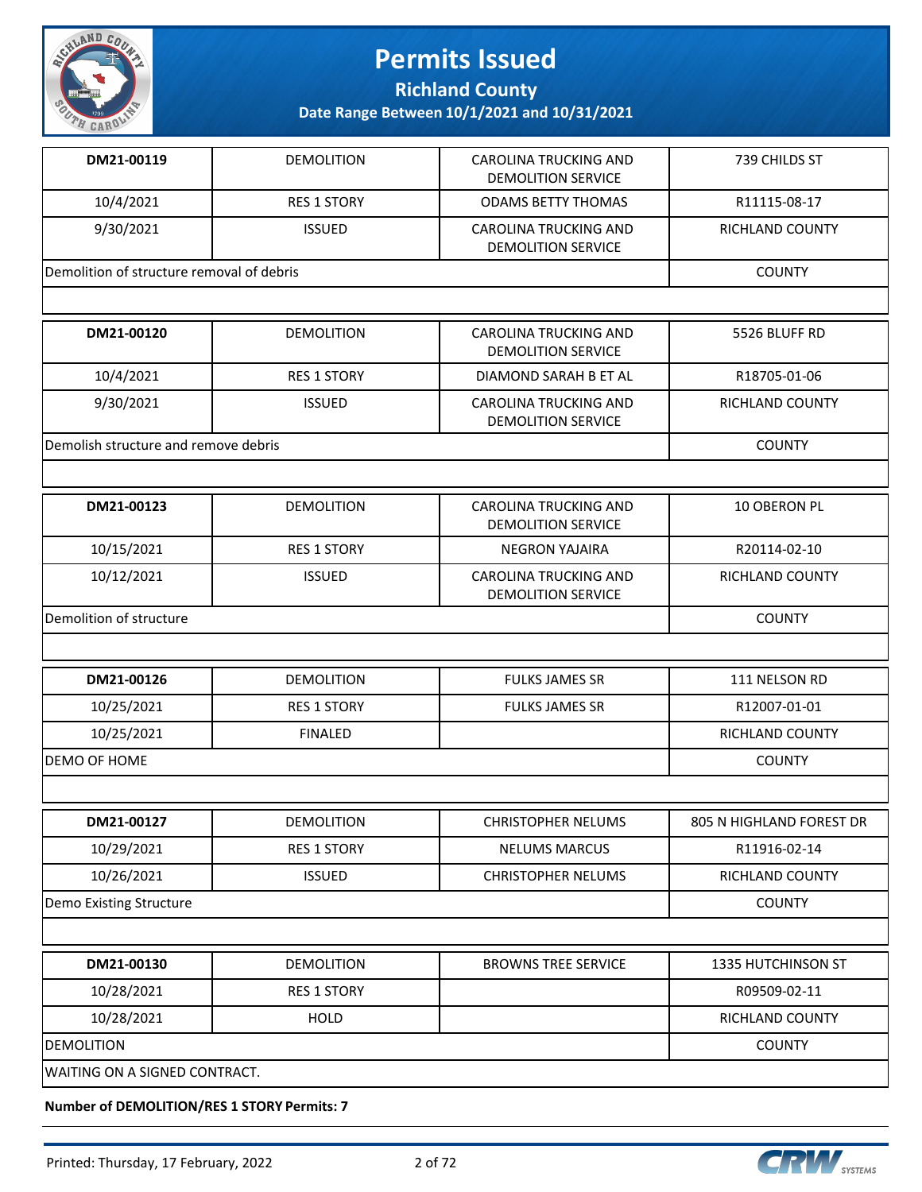# Permits Issued

**Richland County**

**Date Range Between 10/1/2021 and 10/31/2021**

| **DM21-00119** | DEMOLITION | CAROLINA TRUCKING AND DEMOLITION SERVICE | 739 CHILDS ST |
|---|---|---|---|
| 10/4/2021 | RES 1 STORY | ODAMS BETTY THOMAS | R11115-08-17 |
| 9/30/2021 | ISSUED | CAROLINA TRUCKING AND DEMOLITION SERVICE | RICHLAND COUNTY |
| Demolition of structure removal of debris | | | COUNTY |

| **DM21-00120** | DEMOLITION | CAROLINA TRUCKING AND DEMOLITION SERVICE | 5526 BLUFF RD |
|---|---|---|---|
| 10/4/2021 | RES 1 STORY | DIAMOND SARAH B ET AL | R18705-01-06 |
| 9/30/2021 | ISSUED | CAROLINA TRUCKING AND DEMOLITION SERVICE | RICHLAND COUNTY |
| Demolish structure and remove debris | | | COUNTY |

| **DM21-00123** | DEMOLITION | CAROLINA TRUCKING AND DEMOLITION SERVICE | 10 OBERON PL |
|---|---|---|---|
| 10/15/2021 | RES 1 STORY | NEGRON YAJAIRA | R20114-02-10 |
| 10/12/2021 | ISSUED | CAROLINA TRUCKING AND DEMOLITION SERVICE | RICHLAND COUNTY |
| Demolition of structure | | | COUNTY |

| **DM21-00126** | DEMOLITION | FULKS JAMES SR | 111 NELSON RD |
|---|---|---|---|
| 10/25/2021 | RES 1 STORY | FULKS JAMES SR | R12007-01-01 |
| 10/25/2021 | FINALED | | RICHLAND COUNTY |
| DEMO OF HOME | | | COUNTY |

| **DM21-00127** | DEMOLITION | CHRISTOPHER NELUMS | 805 N HIGHLAND FOREST DR |
|---|---|---|---|
| 10/29/2021 | RES 1 STORY | NELUMS MARCUS | R11916-02-14 |
| 10/26/2021 | ISSUED | CHRISTOPHER NELUMS | RICHLAND COUNTY |
| Demo Existing Structure | | | COUNTY |

| **DM21-00130** | DEMOLITION | BROWNS TREE SERVICE | 1335 HUTCHINSON ST |
|---|---|---|---|
| 10/28/2021 | RES 1 STORY | | R09509-02-11 |
| 10/28/2021 | HOLD | | RICHLAND COUNTY |
| DEMOLITION | | | COUNTY |
| WAITING ON A SIGNED CONTRACT. | | | |

**Number of DEMOLITION/RES 1 STORY Permits: 7**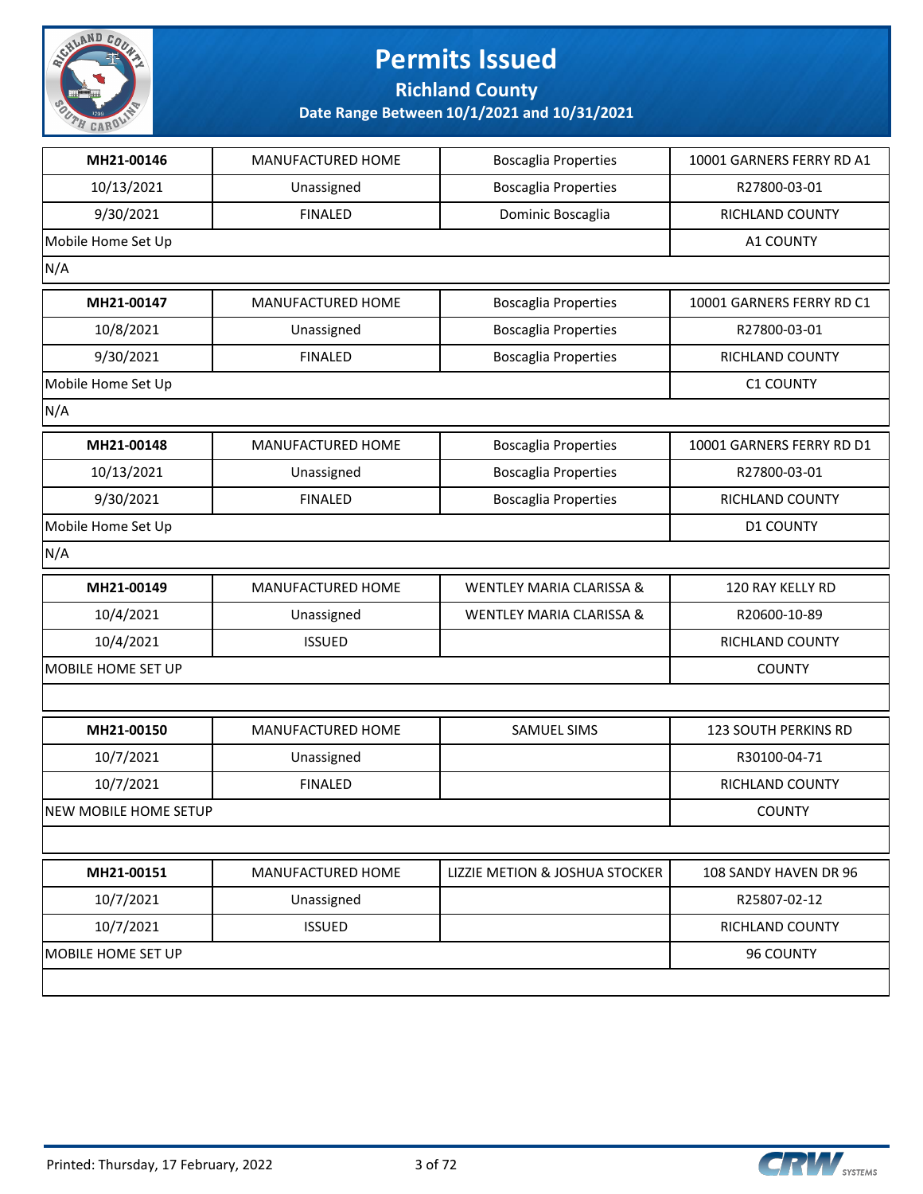# Permits Issued

## Richland County

### Date Range Between 10/1/2021 and 10/31/2021

| MH21-00146 | MANUFACTURED HOME | Boscaglia Properties | 10001 GARNERS FERRY RD A1 |
|---|---|---|---|
| 10/13/2021 | Unassigned | Boscaglia Properties | R27800-03-01 |
| 9/30/2021 | FINALED | Dominic Boscaglia | RICHLAND COUNTY |
| Mobile Home Set Up | | | A1 COUNTY |
| N/A | | | |

| MH21-00147 | MANUFACTURED HOME | Boscaglia Properties | 10001 GARNERS FERRY RD C1 |
|---|---|---|---|
| 10/8/2021 | Unassigned | Boscaglia Properties | R27800-03-01 |
| 9/30/2021 | FINALED | Boscaglia Properties | RICHLAND COUNTY |
| Mobile Home Set Up | | | C1 COUNTY |
| N/A | | | |

| MH21-00148 | MANUFACTURED HOME | Boscaglia Properties | 10001 GARNERS FERRY RD D1 |
|---|---|---|---|
| 10/13/2021 | Unassigned | Boscaglia Properties | R27800-03-01 |
| 9/30/2021 | FINALED | Boscaglia Properties | RICHLAND COUNTY |
| Mobile Home Set Up | | | D1 COUNTY |
| N/A | | | |

| MH21-00149 | MANUFACTURED HOME | WENTLEY MARIA CLARISSA & | 120 RAY KELLY RD |
|---|---|---|---|
| 10/4/2021 | Unassigned | WENTLEY MARIA CLARISSA & | R20600-10-89 |
| 10/4/2021 | ISSUED | | RICHLAND COUNTY |
| MOBILE HOME SET UP | | | COUNTY |
| | | | |

| MH21-00150 | MANUFACTURED HOME | SAMUEL SIMS | 123 SOUTH PERKINS RD |
|---|---|---|---|
| 10/7/2021 | Unassigned | | R30100-04-71 |
| 10/7/2021 | FINALED | | RICHLAND COUNTY |
| NEW MOBILE HOME SETUP | | | COUNTY |
| | | | |

| MH21-00151 | MANUFACTURED HOME | LIZZIE METION & JOSHUA STOCKER | 108 SANDY HAVEN DR 96 |
|---|---|---|---|
| 10/7/2021 | Unassigned | | R25807-02-12 |
| 10/7/2021 | ISSUED | | RICHLAND COUNTY |
| MOBILE HOME SET UP | | | 96 COUNTY |
| | | | |

Printed: Thursday, 17 February, 2022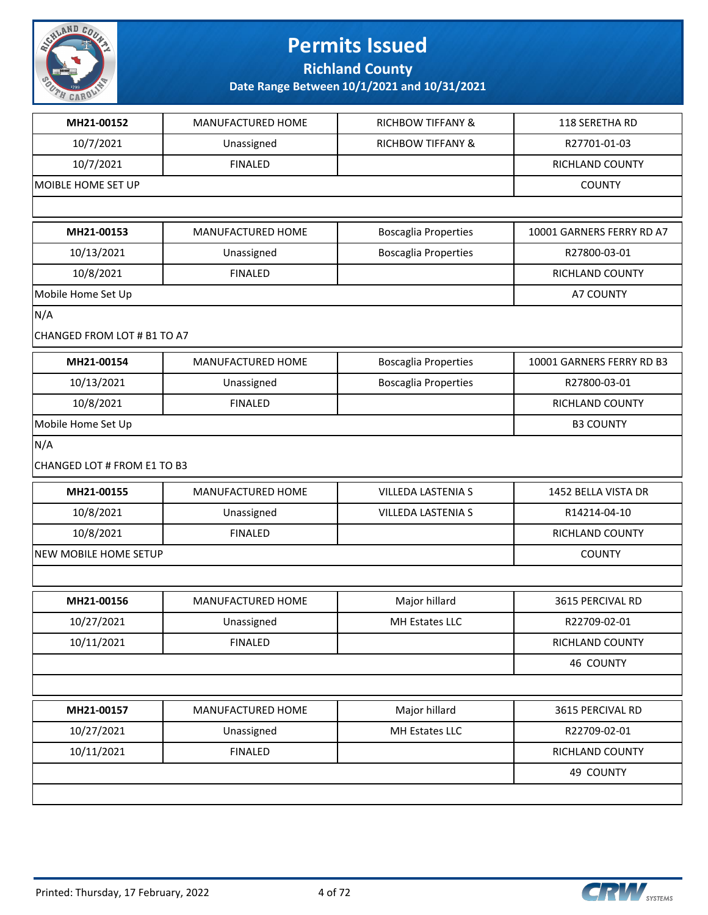# Permits Issued

**Richland County**

**Date Range Between 10/1/2021 and 10/31/2021**

| **MH21-00152** | MANUFACTURED HOME | RICHBOW TIFFANY & | 118 SERETHA RD |
|---|---|---|---|
| 10/7/2021 | Unassigned | RICHBOW TIFFANY & | R27701-01-03 |
| 10/7/2021 | FINALED | | RICHLAND COUNTY |
| MOIBLE HOME SET UP | | | COUNTY |

| **MH21-00153** | MANUFACTURED HOME | Boscaglia Properties | 10001 GARNERS FERRY RD A7 |
|---|---|---|---|
| 10/13/2021 | Unassigned | Boscaglia Properties | R27800-03-01 |
| 10/8/2021 | FINALED | | RICHLAND COUNTY |
| Mobile Home Set Up | | | A7 COUNTY |

N/A

CHANGED FROM LOT # B1 TO A7

| **MH21-00154** | MANUFACTURED HOME | Boscaglia Properties | 10001 GARNERS FERRY RD B3 |
|---|---|---|---|
| 10/13/2021 | Unassigned | Boscaglia Properties | R27800-03-01 |
| 10/8/2021 | FINALED | | RICHLAND COUNTY |
| Mobile Home Set Up | | | B3 COUNTY |

N/A

CHANGED LOT # FROM E1 TO B3

| **MH21-00155** | MANUFACTURED HOME | VILLEDA LASTENIA S | 1452 BELLA VISTA DR |
|---|---|---|---|
| 10/8/2021 | Unassigned | VILLEDA LASTENIA S | R14214-04-10 |
| 10/8/2021 | FINALED | | RICHLAND COUNTY |
| NEW MOBILE HOME SETUP | | | COUNTY |

| **MH21-00156** | MANUFACTURED HOME | Major hillard | 3615 PERCIVAL RD |
|---|---|---|---|
| 10/27/2021 | Unassigned | MH Estates LLC | R22709-02-01 |
| 10/11/2021 | FINALED | | RICHLAND COUNTY |
| | | | 46 COUNTY |

| **MH21-00157** | MANUFACTURED HOME | Major hillard | 3615 PERCIVAL RD |
|---|---|---|---|
| 10/27/2021 | Unassigned | MH Estates LLC | R22709-02-01 |
| 10/11/2021 | FINALED | | RICHLAND COUNTY |
| | | | 49 COUNTY |

Printed: Thursday, 17 February, 2022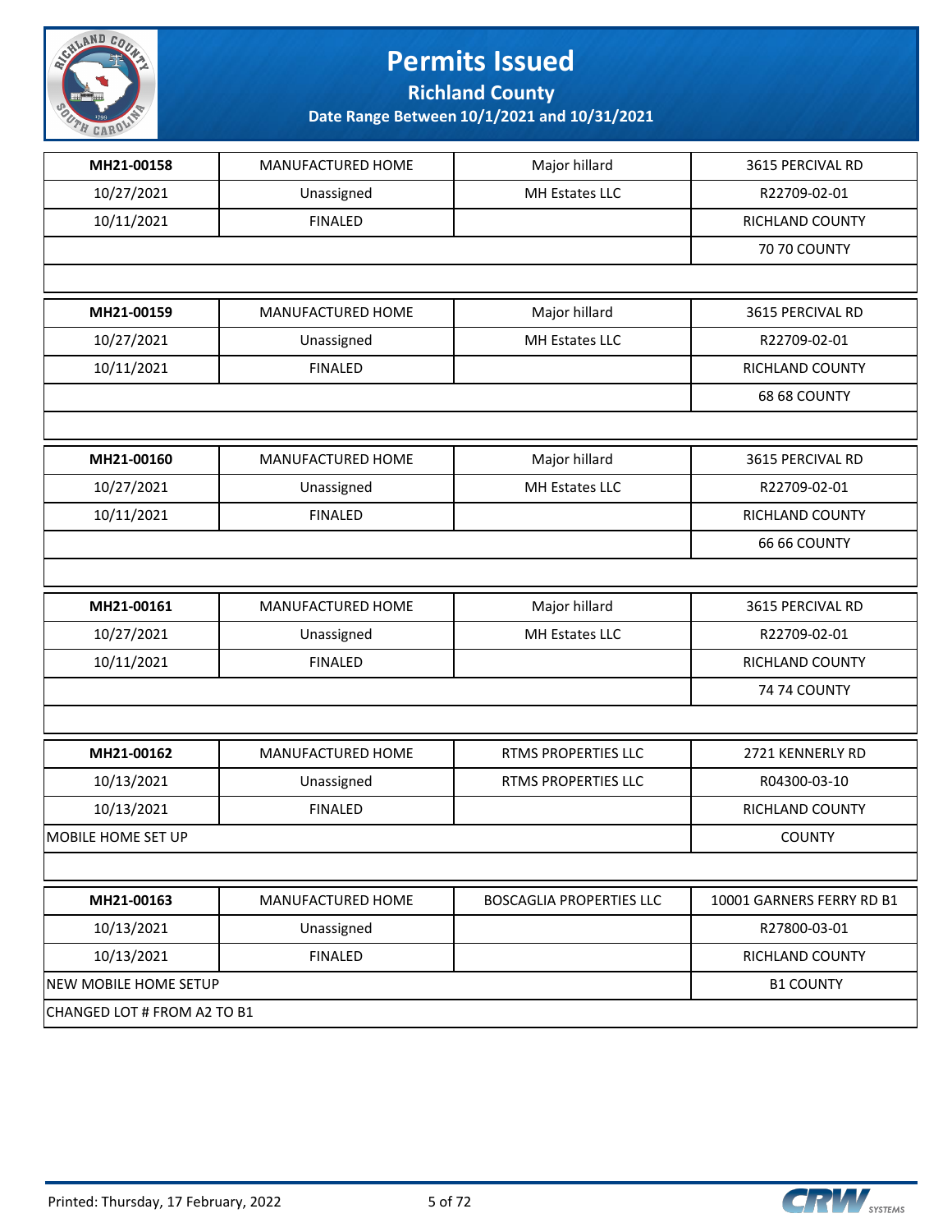# Permits Issued

**Richland County**

**Date Range Between 10/1/2021 and 10/31/2021**

| MH21-00158 | MANUFACTURED HOME | Major hillard | 3615 PERCIVAL RD |
|---|---|---|---|
| 10/27/2021 | Unassigned | MH Estates LLC | R22709-02-01 |
| 10/11/2021 | FINALED | | RICHLAND COUNTY |
| | | | 70 70 COUNTY |

| MH21-00159 | MANUFACTURED HOME | Major hillard | 3615 PERCIVAL RD |
|---|---|---|---|
| 10/27/2021 | Unassigned | MH Estates LLC | R22709-02-01 |
| 10/11/2021 | FINALED | | RICHLAND COUNTY |
| | | | 68 68 COUNTY |

| MH21-00160 | MANUFACTURED HOME | Major hillard | 3615 PERCIVAL RD |
|---|---|---|---|
| 10/27/2021 | Unassigned | MH Estates LLC | R22709-02-01 |
| 10/11/2021 | FINALED | | RICHLAND COUNTY |
| | | | 66 66 COUNTY |

| MH21-00161 | MANUFACTURED HOME | Major hillard | 3615 PERCIVAL RD |
|---|---|---|---|
| 10/27/2021 | Unassigned | MH Estates LLC | R22709-02-01 |
| 10/11/2021 | FINALED | | RICHLAND COUNTY |
| | | | 74 74 COUNTY |

| MH21-00162 | MANUFACTURED HOME | RTMS PROPERTIES LLC | 2721 KENNERLY RD |
|---|---|---|---|
| 10/13/2021 | Unassigned | RTMS PROPERTIES LLC | R04300-03-10 |
| 10/13/2021 | FINALED | | RICHLAND COUNTY |
| MOBILE HOME SET UP | | | COUNTY |

| MH21-00163 | MANUFACTURED HOME | BOSCAGLIA PROPERTIES LLC | 10001 GARNERS FERRY RD B1 |
|---|---|---|---|
| 10/13/2021 | Unassigned | | R27800-03-01 |
| 10/13/2021 | FINALED | | RICHLAND COUNTY |
| NEW MOBILE HOME SETUP | | | B1 COUNTY |
| CHANGED LOT # FROM A2 TO B1 | | | |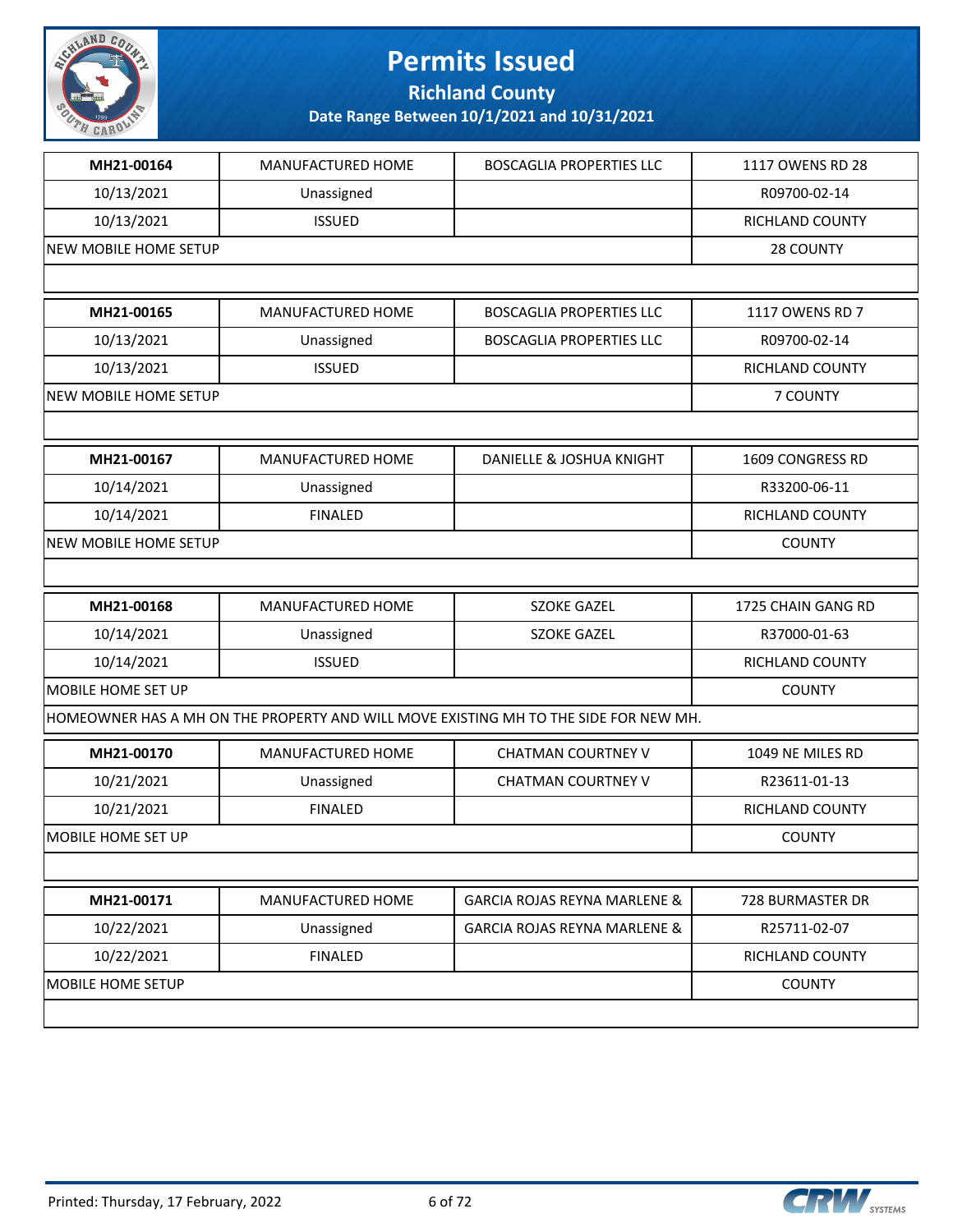# Permits Issued

**Richland County**

**Date Range Between 10/1/2021 and 10/31/2021**

| MH21-00164 | MANUFACTURED HOME | BOSCAGLIA PROPERTIES LLC | 1117 OWENS RD 28 |
|---|---|---|---|
| 10/13/2021 | Unassigned | | R09700-02-14 |
| 10/13/2021 | ISSUED | | RICHLAND COUNTY |
| NEW MOBILE HOME SETUP | | | 28 COUNTY |
| | | | |

| MH21-00165 | MANUFACTURED HOME | BOSCAGLIA PROPERTIES LLC | 1117 OWENS RD 7 |
|---|---|---|---|
| 10/13/2021 | Unassigned | BOSCAGLIA PROPERTIES LLC | R09700-02-14 |
| 10/13/2021 | ISSUED | | RICHLAND COUNTY |
| NEW MOBILE HOME SETUP | | | 7 COUNTY |
| | | | |

| MH21-00167 | MANUFACTURED HOME | DANIELLE & JOSHUA KNIGHT | 1609 CONGRESS RD |
|---|---|---|---|
| 10/14/2021 | Unassigned | | R33200-06-11 |
| 10/14/2021 | FINALED | | RICHLAND COUNTY |
| NEW MOBILE HOME SETUP | | | COUNTY |
| | | | |

| MH21-00168 | MANUFACTURED HOME | SZOKE GAZEL | 1725 CHAIN GANG RD |
|---|---|---|---|
| 10/14/2021 | Unassigned | SZOKE GAZEL | R37000-01-63 |
| 10/14/2021 | ISSUED | | RICHLAND COUNTY |
| MOBILE HOME SET UP | | | COUNTY |
| HOMEOWNER HAS A MH ON THE PROPERTY AND WILL MOVE EXISTING MH TO THE SIDE FOR NEW MH. | | | |

| MH21-00170 | MANUFACTURED HOME | CHATMAN COURTNEY V | 1049 NE MILES RD |
|---|---|---|---|
| 10/21/2021 | Unassigned | CHATMAN COURTNEY V | R23611-01-13 |
| 10/21/2021 | FINALED | | RICHLAND COUNTY |
| MOBILE HOME SET UP | | | COUNTY |
| | | | |

| MH21-00171 | MANUFACTURED HOME | GARCIA ROJAS REYNA MARLENE & | 728 BURMASTER DR |
|---|---|---|---|
| 10/22/2021 | Unassigned | GARCIA ROJAS REYNA MARLENE & | R25711-02-07 |
| 10/22/2021 | FINALED | | RICHLAND COUNTY |
| MOBILE HOME SETUP | | | COUNTY |
| | | | |

Printed: Thursday, 17 February, 2022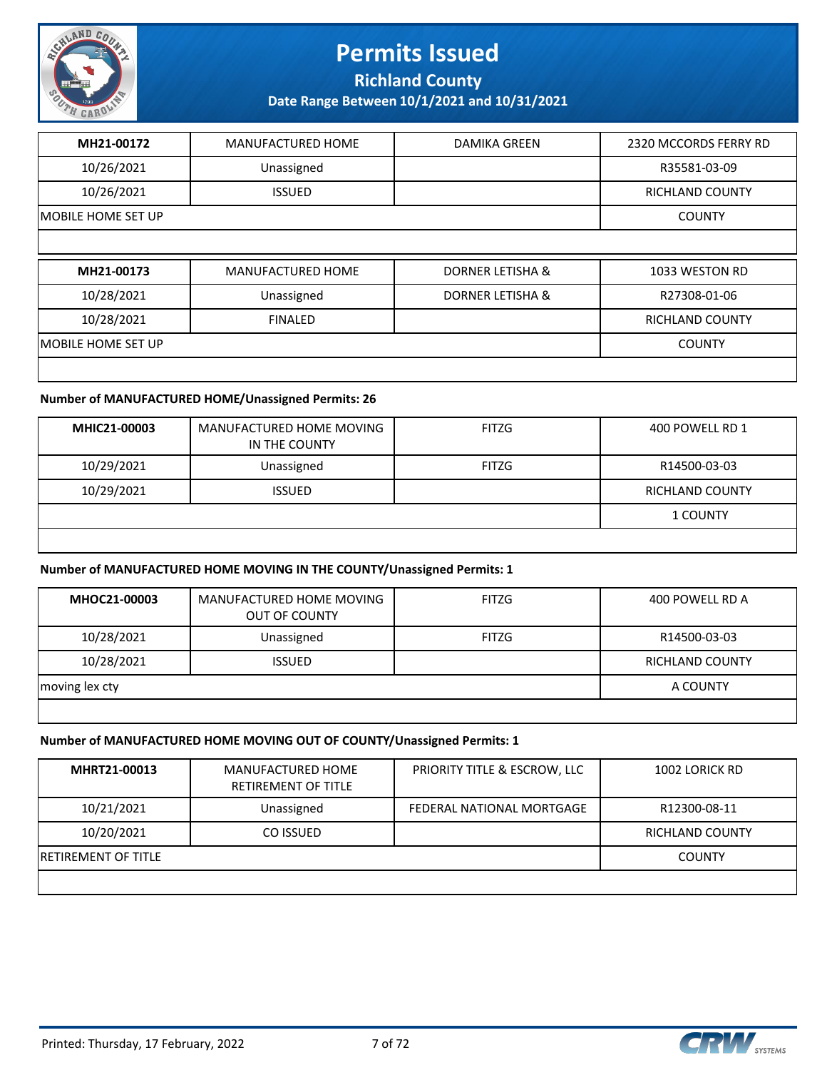| MH21-00172 | MANUFACTURED HOME | DAMIKA GREEN | 2320 MCCORDS FERRY RD |
|---|---|---|---|
| 10/26/2021 | Unassigned | | R35581-03-09 |
| 10/26/2021 | ISSUED | | RICHLAND COUNTY |
| MOBILE HOME SET UP | | | COUNTY |

| MH21-00173 | MANUFACTURED HOME | DORNER LETISHA & | 1033 WESTON RD |
|---|---|---|---|
| 10/28/2021 | Unassigned | DORNER LETISHA & | R27308-01-06 |
| 10/28/2021 | FINALED | | RICHLAND COUNTY |
| MOBILE HOME SET UP | | | COUNTY |

**Number of MANUFACTURED HOME/Unassigned Permits: 26**

| MHIC21-00003 | MANUFACTURED HOME MOVING IN THE COUNTY | FITZG | 400 POWELL RD 1 |
|---|---|---|---|
| 10/29/2021 | Unassigned | FITZG | R14500-03-03 |
| 10/29/2021 | ISSUED | | RICHLAND COUNTY |
| | | | 1 COUNTY |

**Number of MANUFACTURED HOME MOVING IN THE COUNTY/Unassigned Permits: 1**

| MHOC21-00003 | MANUFACTURED HOME MOVING OUT OF COUNTY | FITZG | 400 POWELL RD A |
|---|---|---|---|
| 10/28/2021 | Unassigned | FITZG | R14500-03-03 |
| 10/28/2021 | ISSUED | | RICHLAND COUNTY |
| moving lex cty | | | A COUNTY |

**Number of MANUFACTURED HOME MOVING OUT OF COUNTY/Unassigned Permits: 1**

| MHRT21-00013 | MANUFACTURED HOME RETIREMENT OF TITLE | PRIORITY TITLE & ESCROW, LLC | 1002 LORICK RD |
|---|---|---|---|
| 10/21/2021 | Unassigned | FEDERAL NATIONAL MORTGAGE | R12300-08-11 |
| 10/20/2021 | CO ISSUED | | RICHLAND COUNTY |
| RETIREMENT OF TITLE | | | COUNTY |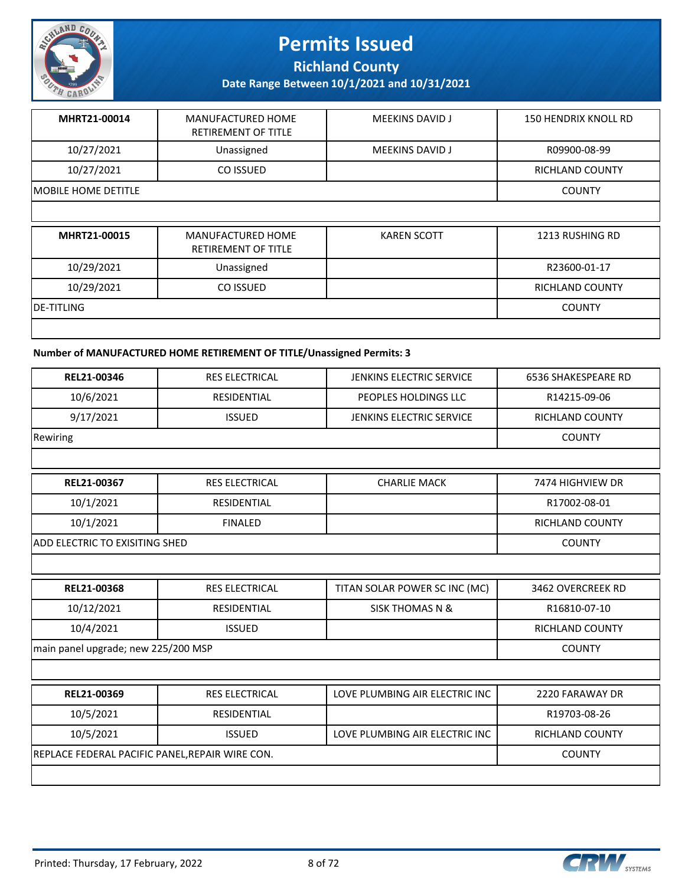# Permits Issued

## Richland County

### Date Range Between 10/1/2021 and 10/31/2021

| MHRT21-00014 | MANUFACTURED HOME RETIREMENT OF TITLE | MEEKINS DAVID J | 150 HENDRIX KNOLL RD |
|---|---|---|---|
| 10/27/2021 | Unassigned | MEEKINS DAVID J | R09900-08-99 |
| 10/27/2021 | CO ISSUED | | RICHLAND COUNTY |
| MOBILE HOME DETITLE | | | COUNTY |

| MHRT21-00015 | MANUFACTURED HOME RETIREMENT OF TITLE | KAREN SCOTT | 1213 RUSHING RD |
|---|---|---|---|
| 10/29/2021 | Unassigned | | R23600-01-17 |
| 10/29/2021 | CO ISSUED | | RICHLAND COUNTY |
| DE-TITLING | | | COUNTY |

**Number of MANUFACTURED HOME RETIREMENT OF TITLE/Unassigned Permits: 3**

| REL21-00346 | RES ELECTRICAL | JENKINS ELECTRIC SERVICE | 6536 SHAKESPEARE RD |
|---|---|---|---|
| 10/6/2021 | RESIDENTIAL | PEOPLES HOLDINGS LLC | R14215-09-06 |
| 9/17/2021 | ISSUED | JENKINS ELECTRIC SERVICE | RICHLAND COUNTY |
| Rewiring | | | COUNTY |

| REL21-00367 | RES ELECTRICAL | CHARLIE MACK | 7474 HIGHVIEW DR |
|---|---|---|---|
| 10/1/2021 | RESIDENTIAL | | R17002-08-01 |
| 10/1/2021 | FINALED | | RICHLAND COUNTY |
| ADD ELECTRIC TO EXISITING SHED | | | COUNTY |

| REL21-00368 | RES ELECTRICAL | TITAN SOLAR POWER SC INC (MC) | 3462 OVERCREEK RD |
|---|---|---|---|
| 10/12/2021 | RESIDENTIAL | SISK THOMAS N & | R16810-07-10 |
| 10/4/2021 | ISSUED | | RICHLAND COUNTY |
| main panel upgrade; new 225/200 MSP | | | COUNTY |

| REL21-00369 | RES ELECTRICAL | LOVE PLUMBING AIR ELECTRIC INC | 2220 FARAWAY DR |
|---|---|---|---|
| 10/5/2021 | RESIDENTIAL | | R19703-08-26 |
| 10/5/2021 | ISSUED | LOVE PLUMBING AIR ELECTRIC INC | RICHLAND COUNTY |
| REPLACE FEDERAL PACIFIC PANEL,REPAIR WIRE CON. | | | COUNTY |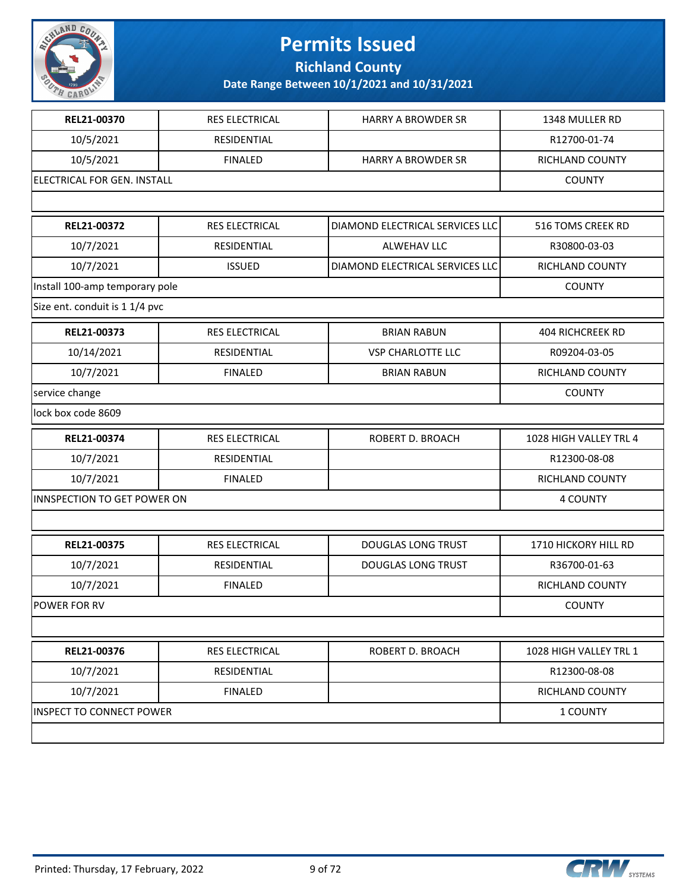# Permits Issued

## Richland County

**Date Range Between 10/1/2021 and 10/31/2021**

| **REL21-00370** | RES ELECTRICAL | HARRY A BROWDER SR | 1348 MULLER RD |
|---|---|---|---|
| 10/5/2021 | RESIDENTIAL | | R12700-01-74 |
| 10/5/2021 | FINALED | HARRY A BROWDER SR | RICHLAND COUNTY |
| ELECTRICAL FOR GEN. INSTALL | | | COUNTY |
| | | | |

| **REL21-00372** | RES ELECTRICAL | DIAMOND ELECTRICAL SERVICES LLC | 516 TOMS CREEK RD |
|---|---|---|---|
| 10/7/2021 | RESIDENTIAL | ALWEHAV LLC | R30800-03-03 |
| 10/7/2021 | ISSUED | DIAMOND ELECTRICAL SERVICES LLC | RICHLAND COUNTY |
| Install 100-amp temporary pole | | | COUNTY |
| Size ent. conduit is 1 1/4 pvc | | | |

| **REL21-00373** | RES ELECTRICAL | BRIAN RABUN | 404 RICHCREEK RD |
|---|---|---|---|
| 10/14/2021 | RESIDENTIAL | VSP CHARLOTTE LLC | R09204-03-05 |
| 10/7/2021 | FINALED | BRIAN RABUN | RICHLAND COUNTY |
| service change | | | COUNTY |
| lock box code 8609 | | | |

| **REL21-00374** | RES ELECTRICAL | ROBERT D. BROACH | 1028 HIGH VALLEY TRL 4 |
|---|---|---|---|
| 10/7/2021 | RESIDENTIAL | | R12300-08-08 |
| 10/7/2021 | FINALED | | RICHLAND COUNTY |
| INNSPECTION TO GET POWER ON | | | 4 COUNTY |
| | | | |

| **REL21-00375** | RES ELECTRICAL | DOUGLAS LONG TRUST | 1710 HICKORY HILL RD |
|---|---|---|---|
| 10/7/2021 | RESIDENTIAL | DOUGLAS LONG TRUST | R36700-01-63 |
| 10/7/2021 | FINALED | | RICHLAND COUNTY |
| POWER FOR RV | | | COUNTY |
| | | | |

| **REL21-00376** | RES ELECTRICAL | ROBERT D. BROACH | 1028 HIGH VALLEY TRL 1 |
|---|---|---|---|
| 10/7/2021 | RESIDENTIAL | | R12300-08-08 |
| 10/7/2021 | FINALED | | RICHLAND COUNTY |
| INSPECT TO CONNECT POWER | | | 1 COUNTY |
| | | | |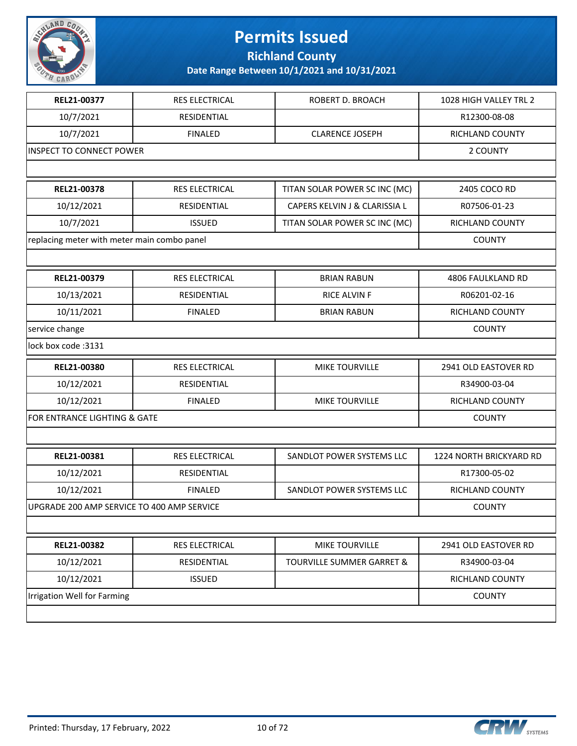# Permits Issued

**Richland County**

**Date Range Between 10/1/2021 and 10/31/2021**

| | | | |
|---|---|---|---|
| **REL21-00377** | RES ELECTRICAL | ROBERT D. BROACH | 1028 HIGH VALLEY TRL 2 |
| 10/7/2021 | RESIDENTIAL | | R12300-08-08 |
| 10/7/2021 | FINALED | CLARENCE JOSEPH | RICHLAND COUNTY |
| INSPECT TO CONNECT POWER | | | 2 COUNTY |
| | | | |
| **REL21-00378** | RES ELECTRICAL | TITAN SOLAR POWER SC INC (MC) | 2405 COCO RD |
| 10/12/2021 | RESIDENTIAL | CAPERS KELVIN J & CLARISSIA L | R07506-01-23 |
| 10/7/2021 | ISSUED | TITAN SOLAR POWER SC INC (MC) | RICHLAND COUNTY |
| replacing meter with meter main combo panel | | | COUNTY |
| | | | |
| **REL21-00379** | RES ELECTRICAL | BRIAN RABUN | 4806 FAULKLAND RD |
| 10/13/2021 | RESIDENTIAL | RICE ALVIN F | R06201-02-16 |
| 10/11/2021 | FINALED | BRIAN RABUN | RICHLAND COUNTY |
| service change | | | COUNTY |
| lock box code :3131 | | | |
| **REL21-00380** | RES ELECTRICAL | MIKE TOURVILLE | 2941 OLD EASTOVER RD |
| 10/12/2021 | RESIDENTIAL | | R34900-03-04 |
| 10/12/2021 | FINALED | MIKE TOURVILLE | RICHLAND COUNTY |
| FOR ENTRANCE LIGHTING & GATE | | | COUNTY |
| | | | |
| **REL21-00381** | RES ELECTRICAL | SANDLOT POWER SYSTEMS LLC | 1224 NORTH BRICKYARD RD |
| 10/12/2021 | RESIDENTIAL | | R17300-05-02 |
| 10/12/2021 | FINALED | SANDLOT POWER SYSTEMS LLC | RICHLAND COUNTY |
| UPGRADE 200 AMP SERVICE TO 400 AMP SERVICE | | | COUNTY |
| | | | |
| **REL21-00382** | RES ELECTRICAL | MIKE TOURVILLE | 2941 OLD EASTOVER RD |
| 10/12/2021 | RESIDENTIAL | TOURVILLE SUMMER GARRET & | R34900-03-04 |
| 10/12/2021 | ISSUED | | RICHLAND COUNTY |
| Irrigation Well for Farming | | | COUNTY |
| | | | |

Printed: Thursday, 17 February, 2022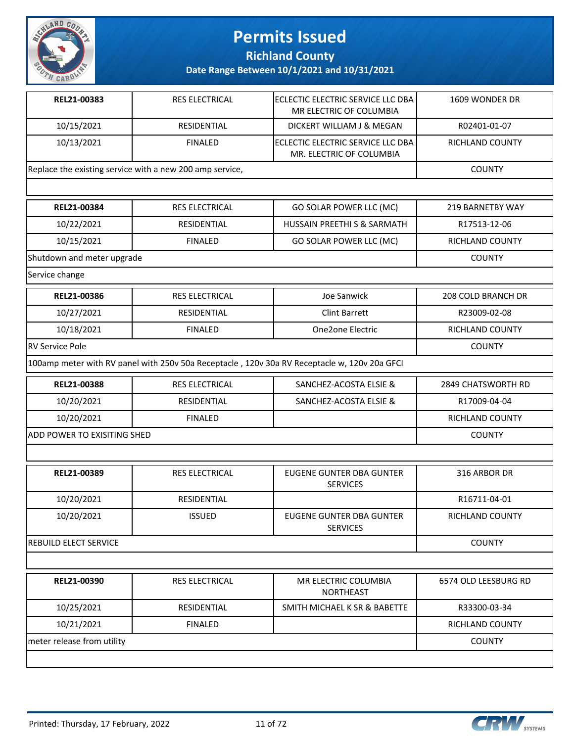# Permits Issued

## Richland County

**Date Range Between 10/1/2021 and 10/31/2021**

| REL21-00383 | RES ELECTRICAL | ECLECTIC ELECTRIC SERVICE LLC DBA MR ELECTRIC OF COLUMBIA | 1609 WONDER DR |
|---|---|---|---|
| 10/15/2021 | RESIDENTIAL | DICKERT WILLIAM J & MEGAN | R02401-01-07 |
| 10/13/2021 | FINALED | ECLECTIC ELECTRIC SERVICE LLC DBA MR. ELECTRIC OF COLUMBIA | RICHLAND COUNTY |
| Replace the existing service with a new 200 amp service, | | | COUNTY |
| | | | |

| REL21-00384 | RES ELECTRICAL | GO SOLAR POWER LLC (MC) | 219 BARNETBY WAY |
|---|---|---|---|
| 10/22/2021 | RESIDENTIAL | HUSSAIN PREETHI S & SARMATH | R17513-12-06 |
| 10/15/2021 | FINALED | GO SOLAR POWER LLC (MC) | RICHLAND COUNTY |
| Shutdown and meter upgrade | | | COUNTY |
| Service change | | | |

| REL21-00386 | RES ELECTRICAL | Joe Sanwick | 208 COLD BRANCH DR |
|---|---|---|---|
| 10/27/2021 | RESIDENTIAL | Clint Barrett | R23009-02-08 |
| 10/18/2021 | FINALED | One2one Electric | RICHLAND COUNTY |
| RV Service Pole | | | COUNTY |
| 100amp meter with RV panel with 250v 50a Receptacle , 120v 30a RV Receptacle w, 120v 20a GFCI | | | |

| REL21-00388 | RES ELECTRICAL | SANCHEZ-ACOSTA ELSIE & | 2849 CHATSWORTH RD |
|---|---|---|---|
| 10/20/2021 | RESIDENTIAL | SANCHEZ-ACOSTA ELSIE & | R17009-04-04 |
| 10/20/2021 | FINALED | | RICHLAND COUNTY |
| ADD POWER TO EXISITING SHED | | | COUNTY |
| | | | |

| REL21-00389 | RES ELECTRICAL | EUGENE GUNTER DBA GUNTER SERVICES | 316 ARBOR DR |
|---|---|---|---|
| 10/20/2021 | RESIDENTIAL | | R16711-04-01 |
| 10/20/2021 | ISSUED | EUGENE GUNTER DBA GUNTER SERVICES | RICHLAND COUNTY |
| REBUILD ELECT SERVICE | | | COUNTY |
| | | | |

| REL21-00390 | RES ELECTRICAL | MR ELECTRIC COLUMBIA NORTHEAST | 6574 OLD LEESBURG RD |
|---|---|---|---|
| 10/25/2021 | RESIDENTIAL | SMITH MICHAEL K SR & BABETTE | R33300-03-34 |
| 10/21/2021 | FINALED | | RICHLAND COUNTY |
| meter release from utility | | | COUNTY |
| | | | |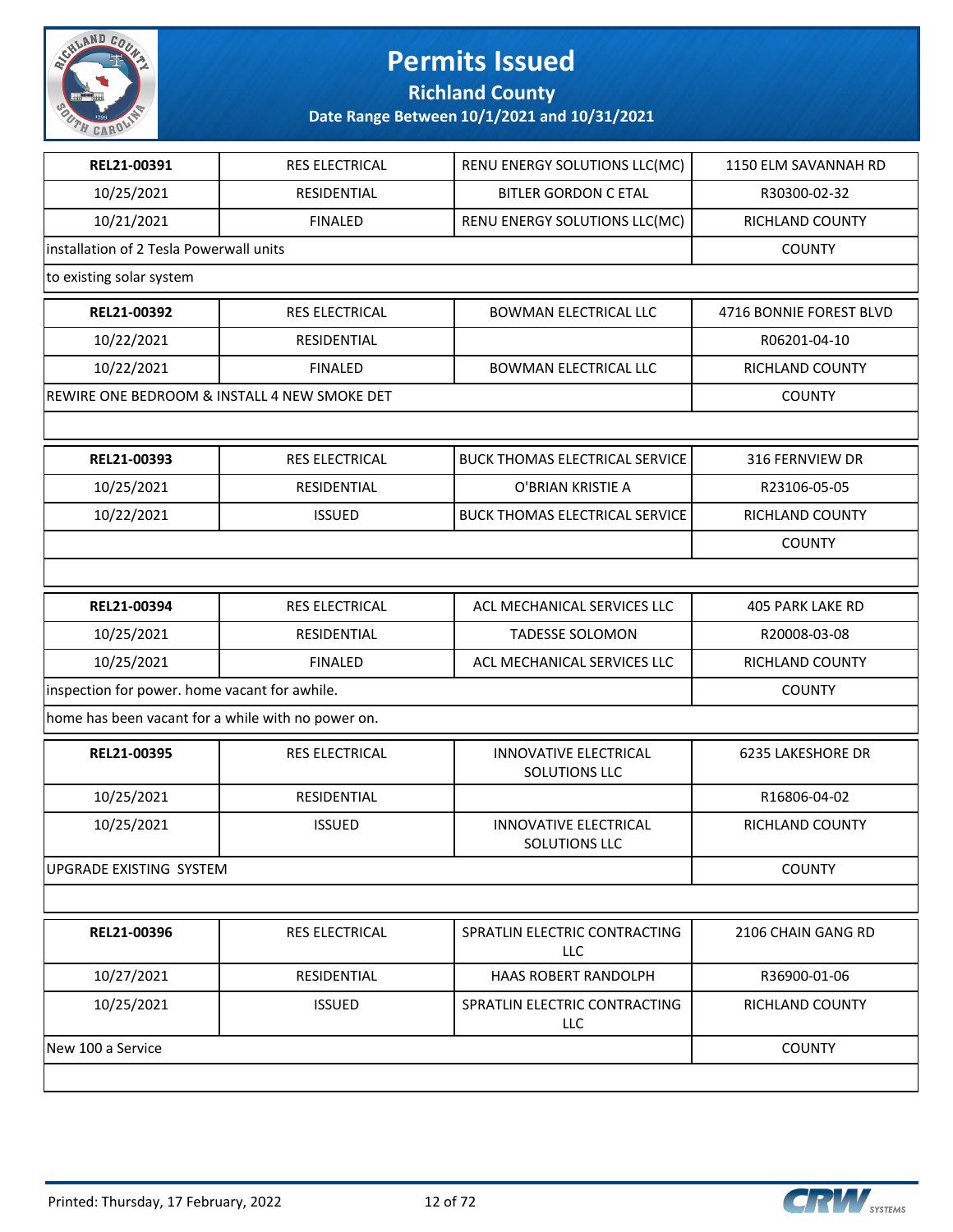# Permits Issued

## Richland County

### Date Range Between 10/1/2021 and 10/31/2021

| | | | |
|---|---|---|---|
| **REL21-00391** | RES ELECTRICAL | RENU ENERGY SOLUTIONS LLC(MC) | 1150 ELM SAVANNAH RD |
| 10/25/2021 | RESIDENTIAL | BITLER GORDON C ETAL | R30300-02-32 |
| 10/21/2021 | FINALED | RENU ENERGY SOLUTIONS LLC(MC) | RICHLAND COUNTY |
| installation of 2 Tesla Powerwall units | | | COUNTY |
| to existing solar system | | | |

| | | | |
|---|---|---|---|
| **REL21-00392** | RES ELECTRICAL | BOWMAN ELECTRICAL LLC | 4716 BONNIE FOREST BLVD |
| 10/22/2021 | RESIDENTIAL | | R06201-04-10 |
| 10/22/2021 | FINALED | BOWMAN ELECTRICAL LLC | RICHLAND COUNTY |
| REWIRE ONE BEDROOM & INSTALL 4 NEW SMOKE DET | | | COUNTY |
| | | | |

| | | | |
|---|---|---|---|
| **REL21-00393** | RES ELECTRICAL | BUCK THOMAS ELECTRICAL SERVICE | 316 FERNVIEW DR |
| 10/25/2021 | RESIDENTIAL | O'BRIAN KRISTIE A | R23106-05-05 |
| 10/22/2021 | ISSUED | BUCK THOMAS ELECTRICAL SERVICE | RICHLAND COUNTY |
| | | | COUNTY |
| | | | |

| | | | |
|---|---|---|---|
| **REL21-00394** | RES ELECTRICAL | ACL MECHANICAL SERVICES LLC | 405 PARK LAKE RD |
| 10/25/2021 | RESIDENTIAL | TADESSE SOLOMON | R20008-03-08 |
| 10/25/2021 | FINALED | ACL MECHANICAL SERVICES LLC | RICHLAND COUNTY |
| inspection for power. home vacant for awhile. | | | COUNTY |
| home has been vacant for a while with no power on. | | | |

| | | | |
|---|---|---|---|
| **REL21-00395** | RES ELECTRICAL | INNOVATIVE ELECTRICAL SOLUTIONS LLC | 6235 LAKESHORE DR |
| 10/25/2021 | RESIDENTIAL | | R16806-04-02 |
| 10/25/2021 | ISSUED | INNOVATIVE ELECTRICAL SOLUTIONS LLC | RICHLAND COUNTY |
| UPGRADE EXISTING SYSTEM | | | COUNTY |
| | | | |

| | | | |
|---|---|---|---|
| **REL21-00396** | RES ELECTRICAL | SPRATLIN ELECTRIC CONTRACTING LLC | 2106 CHAIN GANG RD |
| 10/27/2021 | RESIDENTIAL | HAAS ROBERT RANDOLPH | R36900-01-06 |
| 10/25/2021 | ISSUED | SPRATLIN ELECTRIC CONTRACTING LLC | RICHLAND COUNTY |
| New 100 a Service | | | COUNTY |
| | | | |

Printed: Thursday, 17 February, 2022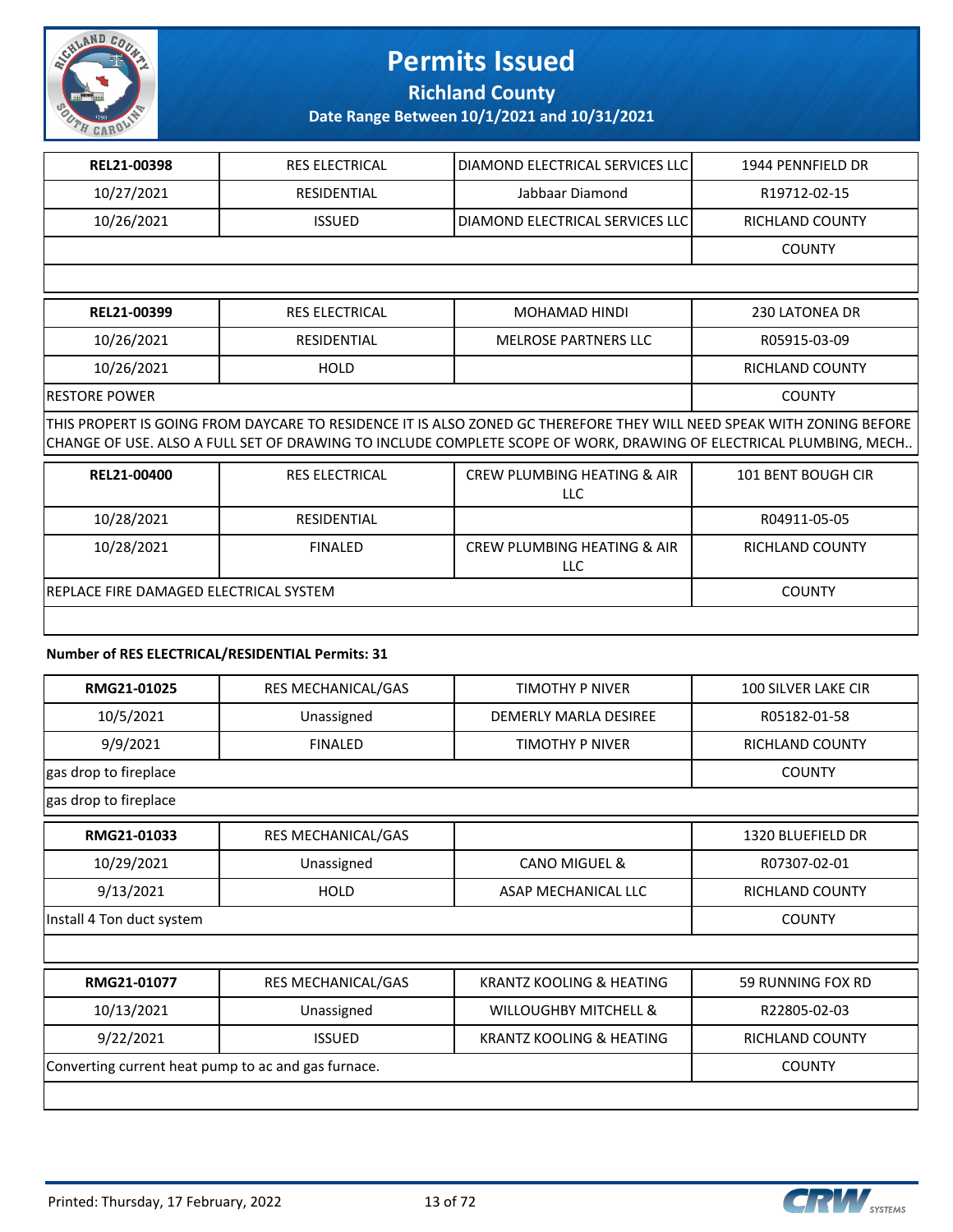# Permits Issued

**Richland County**

**Date Range Between 10/1/2021 and 10/31/2021**

| **REL21-00398** | RES ELECTRICAL | DIAMOND ELECTRICAL SERVICES LLC | 1944 PENNFIELD DR |
|---|---|---|---|
| 10/27/2021 | RESIDENTIAL | Jabbaar Diamond | R19712-02-15 |
| 10/26/2021 | ISSUED | DIAMOND ELECTRICAL SERVICES LLC | RICHLAND COUNTY |
| | | | COUNTY |
| | | | |

| **REL21-00399** | RES ELECTRICAL | MOHAMAD HINDI | 230 LATONEA DR |
|---|---|---|---|
| 10/26/2021 | RESIDENTIAL | MELROSE PARTNERS LLC | R05915-03-09 |
| 10/26/2021 | HOLD | | RICHLAND COUNTY |
| RESTORE POWER | | | COUNTY |
| THIS PROPERT IS GOING FROM DAYCARE TO RESIDENCE IT IS ALSO ZONED GC THEREFORE THEY WILL NEED SPEAK WITH ZONING BEFORE CHANGE OF USE. ALSO A FULL SET OF DRAWING TO INCLUDE COMPLETE SCOPE OF WORK, DRAWING OF ELECTRICAL PLUMBING, MECH.. | | | |

| **REL21-00400** | RES ELECTRICAL | CREW PLUMBING HEATING & AIR LLC | 101 BENT BOUGH CIR |
|---|---|---|---|
| 10/28/2021 | RESIDENTIAL | | R04911-05-05 |
| 10/28/2021 | FINALED | CREW PLUMBING HEATING & AIR LLC | RICHLAND COUNTY |
| REPLACE FIRE DAMAGED ELECTRICAL SYSTEM | | | COUNTY |
| | | | |

**Number of RES ELECTRICAL/RESIDENTIAL Permits: 31**

| **RMG21-01025** | RES MECHANICAL/GAS | TIMOTHY P NIVER | 100 SILVER LAKE CIR |
|---|---|---|---|
| 10/5/2021 | Unassigned | DEMERLY MARLA DESIREE | R05182-01-58 |
| 9/9/2021 | FINALED | TIMOTHY P NIVER | RICHLAND COUNTY |
| gas drop to fireplace | | | COUNTY |
| gas drop to fireplace | | | |

| **RMG21-01033** | RES MECHANICAL/GAS | | 1320 BLUEFIELD DR |
|---|---|---|---|
| 10/29/2021 | Unassigned | CANO MIGUEL & | R07307-02-01 |
| 9/13/2021 | HOLD | ASAP MECHANICAL LLC | RICHLAND COUNTY |
| Install 4 Ton duct system | | | COUNTY |
| | | | |

| **RMG21-01077** | RES MECHANICAL/GAS | KRANTZ KOOLING & HEATING | 59 RUNNING FOX RD |
|---|---|---|---|
| 10/13/2021 | Unassigned | WILLOUGHBY MITCHELL & | R22805-02-03 |
| 9/22/2021 | ISSUED | KRANTZ KOOLING & HEATING | RICHLAND COUNTY |
| Converting current heat pump to ac and gas furnace. | | | COUNTY |
| | | | |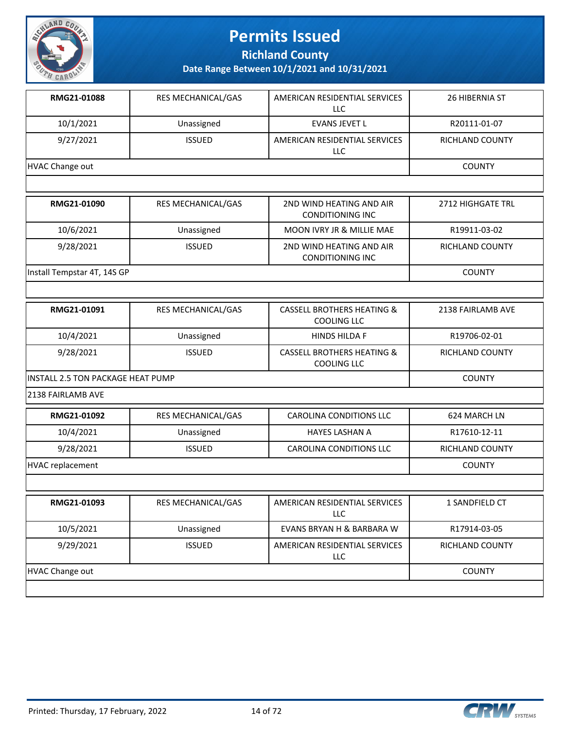# Permits Issued

## Richland County

### Date Range Between 10/1/2021 and 10/31/2021

| | | | |
|---|---|---|---|
| **RMG21-01088** | RES MECHANICAL/GAS | AMERICAN RESIDENTIAL SERVICES LLC | 26 HIBERNIA ST |
| 10/1/2021 | Unassigned | EVANS JEVET L | R20111-01-07 |
| 9/27/2021 | ISSUED | AMERICAN RESIDENTIAL SERVICES LLC | RICHLAND COUNTY |
| HVAC Change out | | | COUNTY |

| | | | |
|---|---|---|---|
| **RMG21-01090** | RES MECHANICAL/GAS | 2ND WIND HEATING AND AIR CONDITIONING INC | 2712 HIGHGATE TRL |
| 10/6/2021 | Unassigned | MOON IVRY JR & MILLIE MAE | R19911-03-02 |
| 9/28/2021 | ISSUED | 2ND WIND HEATING AND AIR CONDITIONING INC | RICHLAND COUNTY |
| Install Tempstar 4T, 14S GP | | | COUNTY |

| | | | |
|---|---|---|---|
| **RMG21-01091** | RES MECHANICAL/GAS | CASSELL BROTHERS HEATING & COOLING LLC | 2138 FAIRLAMB AVE |
| 10/4/2021 | Unassigned | HINDS HILDA F | R19706-02-01 |
| 9/28/2021 | ISSUED | CASSELL BROTHERS HEATING & COOLING LLC | RICHLAND COUNTY |
| INSTALL 2.5 TON PACKAGE HEAT PUMP | | | COUNTY |
| 2138 FAIRLAMB AVE | | | |

| | | | |
|---|---|---|---|
| **RMG21-01092** | RES MECHANICAL/GAS | CAROLINA CONDITIONS LLC | 624 MARCH LN |
| 10/4/2021 | Unassigned | HAYES LASHAN A | R17610-12-11 |
| 9/28/2021 | ISSUED | CAROLINA CONDITIONS LLC | RICHLAND COUNTY |
| HVAC replacement | | | COUNTY |

| | | | |
|---|---|---|---|
| **RMG21-01093** | RES MECHANICAL/GAS | AMERICAN RESIDENTIAL SERVICES LLC | 1 SANDFIELD CT |
| 10/5/2021 | Unassigned | EVANS BRYAN H & BARBARA W | R17914-03-05 |
| 9/29/2021 | ISSUED | AMERICAN RESIDENTIAL SERVICES LLC | RICHLAND COUNTY |
| HVAC Change out | | | COUNTY |

Printed: Thursday, 17 February, 2022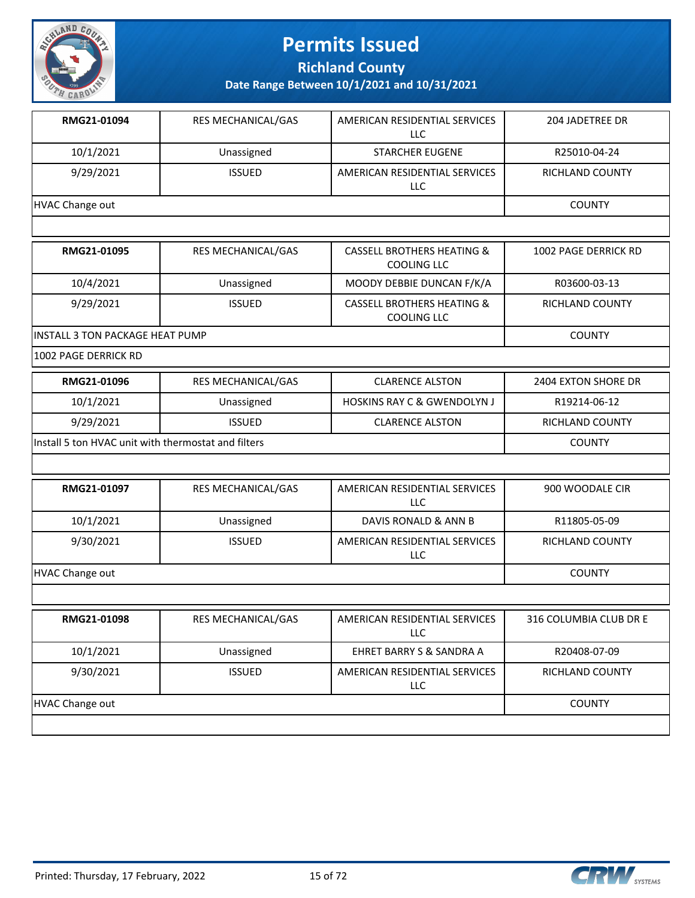# Permits Issued

## Richland County

### Date Range Between 10/1/2021 and 10/31/2021

| RMG21-01094 | RES MECHANICAL/GAS | AMERICAN RESIDENTIAL SERVICES LLC | 204 JADETREE DR |
|---|---|---|---|
| 10/1/2021 | Unassigned | STARCHER EUGENE | R25010-04-24 |
| 9/29/2021 | ISSUED | AMERICAN RESIDENTIAL SERVICES LLC | RICHLAND COUNTY |
| HVAC Change out | | | COUNTY |

| RMG21-01095 | RES MECHANICAL/GAS | CASSELL BROTHERS HEATING & COOLING LLC | 1002 PAGE DERRICK RD |
|---|---|---|---|
| 10/4/2021 | Unassigned | MOODY DEBBIE DUNCAN F/K/A | R03600-03-13 |
| 9/29/2021 | ISSUED | CASSELL BROTHERS HEATING & COOLING LLC | RICHLAND COUNTY |
| INSTALL 3 TON PACKAGE HEAT PUMP | | | COUNTY |
| 1002 PAGE DERRICK RD | | | |

| RMG21-01096 | RES MECHANICAL/GAS | CLARENCE ALSTON | 2404 EXTON SHORE DR |
|---|---|---|---|
| 10/1/2021 | Unassigned | HOSKINS RAY C & GWENDOLYN J | R19214-06-12 |
| 9/29/2021 | ISSUED | CLARENCE ALSTON | RICHLAND COUNTY |
| Install 5 ton HVAC unit with thermostat and filters | | | COUNTY |

| RMG21-01097 | RES MECHANICAL/GAS | AMERICAN RESIDENTIAL SERVICES LLC | 900 WOODALE CIR |
|---|---|---|---|
| 10/1/2021 | Unassigned | DAVIS RONALD & ANN B | R11805-05-09 |
| 9/30/2021 | ISSUED | AMERICAN RESIDENTIAL SERVICES LLC | RICHLAND COUNTY |
| HVAC Change out | | | COUNTY |

| RMG21-01098 | RES MECHANICAL/GAS | AMERICAN RESIDENTIAL SERVICES LLC | 316 COLUMBIA CLUB DR E |
|---|---|---|---|
| 10/1/2021 | Unassigned | EHRET BARRY S & SANDRA A | R20408-07-09 |
| 9/30/2021 | ISSUED | AMERICAN RESIDENTIAL SERVICES LLC | RICHLAND COUNTY |
| HVAC Change out | | | COUNTY |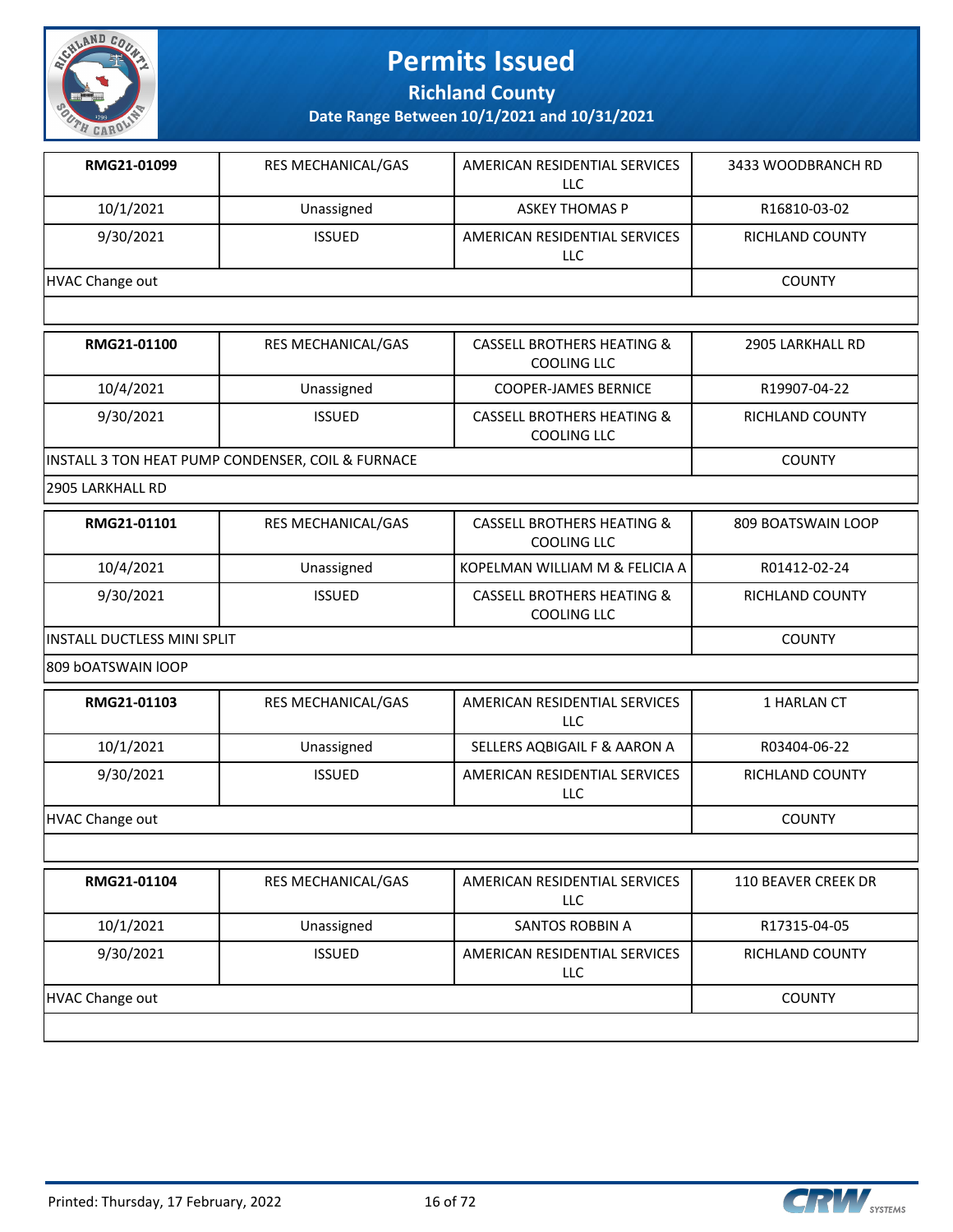# Permits Issued

## Richland County

### Date Range Between 10/1/2021 and 10/31/2021

| | | | |
|---|---|---|---|
| **RMG21-01099** | RES MECHANICAL/GAS | AMERICAN RESIDENTIAL SERVICES LLC | 3433 WOODBRANCH RD |
| 10/1/2021 | Unassigned | ASKEY THOMAS P | R16810-03-02 |
| 9/30/2021 | ISSUED | AMERICAN RESIDENTIAL SERVICES LLC | RICHLAND COUNTY |
| HVAC Change out | | | COUNTY |

| | | | |
|---|---|---|---|
| **RMG21-01100** | RES MECHANICAL/GAS | CASSELL BROTHERS HEATING & COOLING LLC | 2905 LARKHALL RD |
| 10/4/2021 | Unassigned | COOPER-JAMES BERNICE | R19907-04-22 |
| 9/30/2021 | ISSUED | CASSELL BROTHERS HEATING & COOLING LLC | RICHLAND COUNTY |
| INSTALL 3 TON HEAT PUMP CONDENSER, COIL & FURNACE | | | COUNTY |
| 2905 LARKHALL RD | | | |

| | | | |
|---|---|---|---|
| **RMG21-01101** | RES MECHANICAL/GAS | CASSELL BROTHERS HEATING & COOLING LLC | 809 BOATSWAIN LOOP |
| 10/4/2021 | Unassigned | KOPELMAN WILLIAM M & FELICIA A | R01412-02-24 |
| 9/30/2021 | ISSUED | CASSELL BROTHERS HEATING & COOLING LLC | RICHLAND COUNTY |
| INSTALL DUCTLESS MINI SPLIT | | | COUNTY |
| 809 bOATSWAIN lOOP | | | |

| | | | |
|---|---|---|---|
| **RMG21-01103** | RES MECHANICAL/GAS | AMERICAN RESIDENTIAL SERVICES LLC | 1 HARLAN CT |
| 10/1/2021 | Unassigned | SELLERS AQBIGAIL F & AARON A | R03404-06-22 |
| 9/30/2021 | ISSUED | AMERICAN RESIDENTIAL SERVICES LLC | RICHLAND COUNTY |
| HVAC Change out | | | COUNTY |

| | | | |
|---|---|---|---|
| **RMG21-01104** | RES MECHANICAL/GAS | AMERICAN RESIDENTIAL SERVICES LLC | 110 BEAVER CREEK DR |
| 10/1/2021 | Unassigned | SANTOS ROBBIN A | R17315-04-05 |
| 9/30/2021 | ISSUED | AMERICAN RESIDENTIAL SERVICES LLC | RICHLAND COUNTY |
| HVAC Change out | | | COUNTY |

Printed: Thursday, 17 February, 2022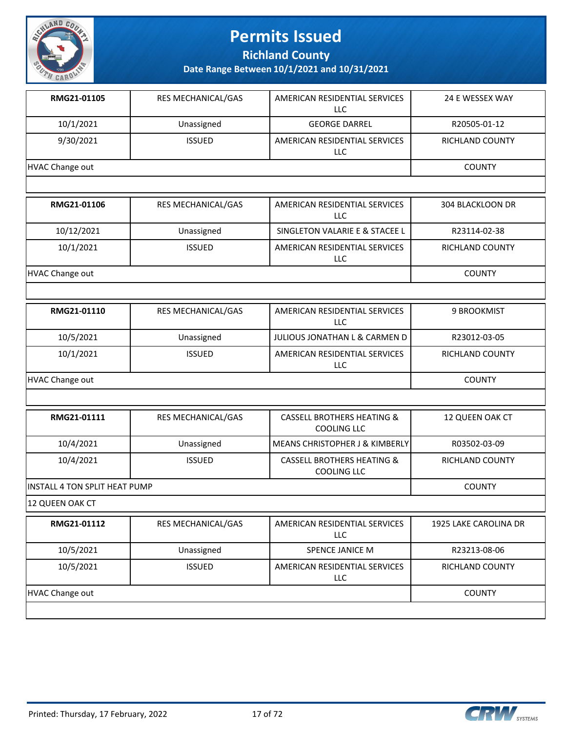# Permits Issued

## Richland County

### Date Range Between 10/1/2021 and 10/31/2021

| | | | |
|---|---|---|---|
| **RMG21-01105** | RES MECHANICAL/GAS | AMERICAN RESIDENTIAL SERVICES LLC | 24 E WESSEX WAY |
| 10/1/2021 | Unassigned | GEORGE DARREL | R20505-01-12 |
| 9/30/2021 | ISSUED | AMERICAN RESIDENTIAL SERVICES LLC | RICHLAND COUNTY |
| HVAC Change out | | | COUNTY |
| | | | |

| | | | |
|---|---|---|---|
| **RMG21-01106** | RES MECHANICAL/GAS | AMERICAN RESIDENTIAL SERVICES LLC | 304 BLACKLOON DR |
| 10/12/2021 | Unassigned | SINGLETON VALARIE E & STACEE L | R23114-02-38 |
| 10/1/2021 | ISSUED | AMERICAN RESIDENTIAL SERVICES LLC | RICHLAND COUNTY |
| HVAC Change out | | | COUNTY |
| | | | |

| | | | |
|---|---|---|---|
| **RMG21-01110** | RES MECHANICAL/GAS | AMERICAN RESIDENTIAL SERVICES LLC | 9 BROOKMIST |
| 10/5/2021 | Unassigned | JULIOUS JONATHAN L & CARMEN D | R23012-03-05 |
| 10/1/2021 | ISSUED | AMERICAN RESIDENTIAL SERVICES LLC | RICHLAND COUNTY |
| HVAC Change out | | | COUNTY |
| | | | |

| | | | |
|---|---|---|---|
| **RMG21-01111** | RES MECHANICAL/GAS | CASSELL BROTHERS HEATING & COOLING LLC | 12 QUEEN OAK CT |
| 10/4/2021 | Unassigned | MEANS CHRISTOPHER J & KIMBERLY | R03502-03-09 |
| 10/4/2021 | ISSUED | CASSELL BROTHERS HEATING & COOLING LLC | RICHLAND COUNTY |
| INSTALL 4 TON SPLIT HEAT PUMP | | | COUNTY |
| 12 QUEEN OAK CT | | | |

| | | | |
|---|---|---|---|
| **RMG21-01112** | RES MECHANICAL/GAS | AMERICAN RESIDENTIAL SERVICES LLC | 1925 LAKE CAROLINA DR |
| 10/5/2021 | Unassigned | SPENCE JANICE M | R23213-08-06 |
| 10/5/2021 | ISSUED | AMERICAN RESIDENTIAL SERVICES LLC | RICHLAND COUNTY |
| HVAC Change out | | | COUNTY |
| | | | |

Printed: Thursday, 17 February, 2022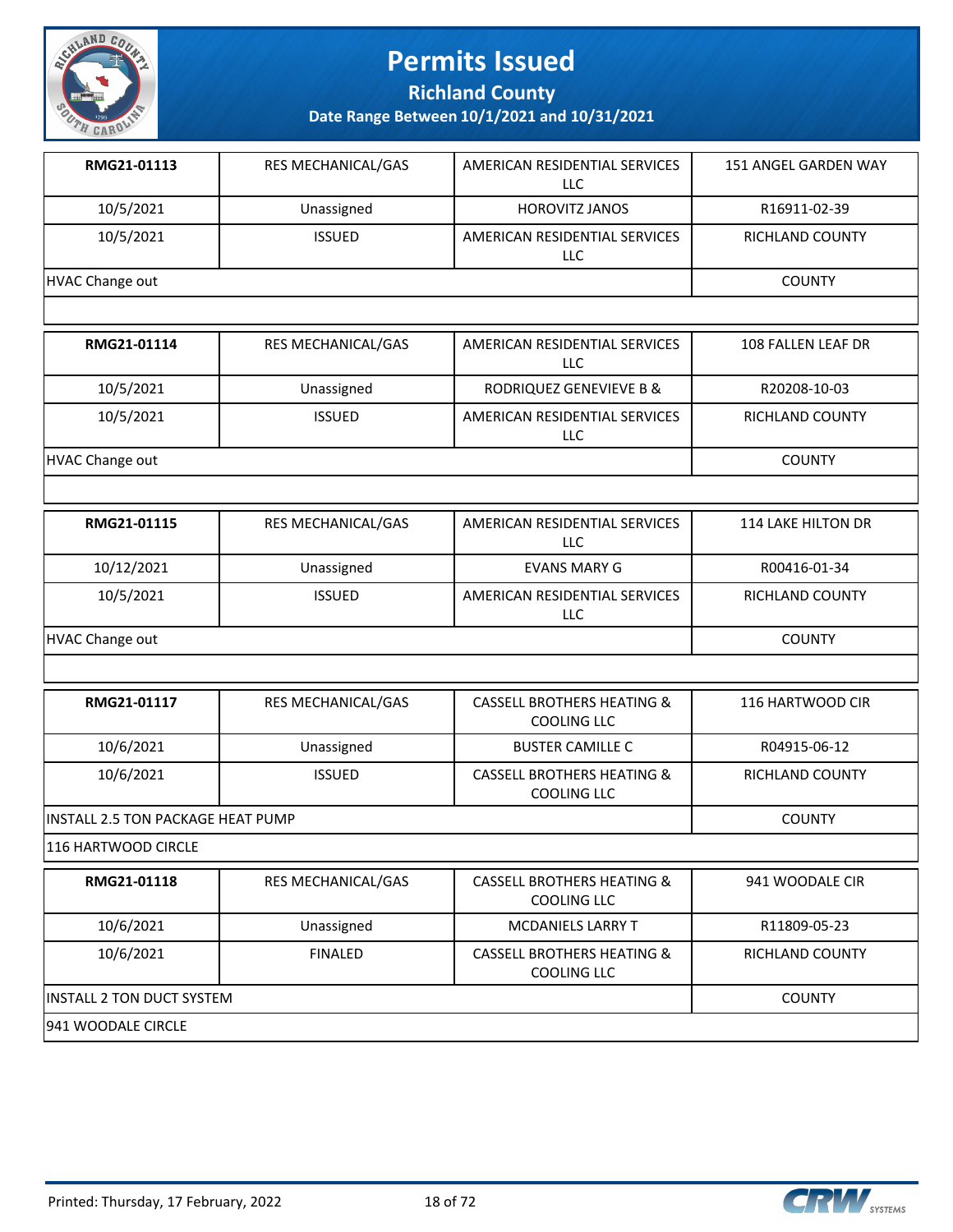# Permits Issued

## Richland County

### Date Range Between 10/1/2021 and 10/31/2021

| RMG21-01113 | RES MECHANICAL/GAS | AMERICAN RESIDENTIAL SERVICES LLC | 151 ANGEL GARDEN WAY |
|---|---|---|---|
| 10/5/2021 | Unassigned | HOROVITZ JANOS | R16911-02-39 |
| 10/5/2021 | ISSUED | AMERICAN RESIDENTIAL SERVICES LLC | RICHLAND COUNTY |
| HVAC Change out | | | COUNTY |

| RMG21-01114 | RES MECHANICAL/GAS | AMERICAN RESIDENTIAL SERVICES LLC | 108 FALLEN LEAF DR |
|---|---|---|---|
| 10/5/2021 | Unassigned | RODRIQUEZ GENEVIEVE B & | R20208-10-03 |
| 10/5/2021 | ISSUED | AMERICAN RESIDENTIAL SERVICES LLC | RICHLAND COUNTY |
| HVAC Change out | | | COUNTY |

| RMG21-01115 | RES MECHANICAL/GAS | AMERICAN RESIDENTIAL SERVICES LLC | 114 LAKE HILTON DR |
|---|---|---|---|
| 10/12/2021 | Unassigned | EVANS MARY G | R00416-01-34 |
| 10/5/2021 | ISSUED | AMERICAN RESIDENTIAL SERVICES LLC | RICHLAND COUNTY |
| HVAC Change out | | | COUNTY |

| RMG21-01117 | RES MECHANICAL/GAS | CASSELL BROTHERS HEATING & COOLING LLC | 116 HARTWOOD CIR |
|---|---|---|---|
| 10/6/2021 | Unassigned | BUSTER CAMILLE C | R04915-06-12 |
| 10/6/2021 | ISSUED | CASSELL BROTHERS HEATING & COOLING LLC | RICHLAND COUNTY |
| INSTALL 2.5 TON PACKAGE HEAT PUMP | | | COUNTY |
| 116 HARTWOOD CIRCLE | | | |

| RMG21-01118 | RES MECHANICAL/GAS | CASSELL BROTHERS HEATING & COOLING LLC | 941 WOODALE CIR |
|---|---|---|---|
| 10/6/2021 | Unassigned | MCDANIELS LARRY T | R11809-05-23 |
| 10/6/2021 | FINALED | CASSELL BROTHERS HEATING & COOLING LLC | RICHLAND COUNTY |
| INSTALL 2 TON DUCT SYSTEM | | | COUNTY |
| 941 WOODALE CIRCLE | | | |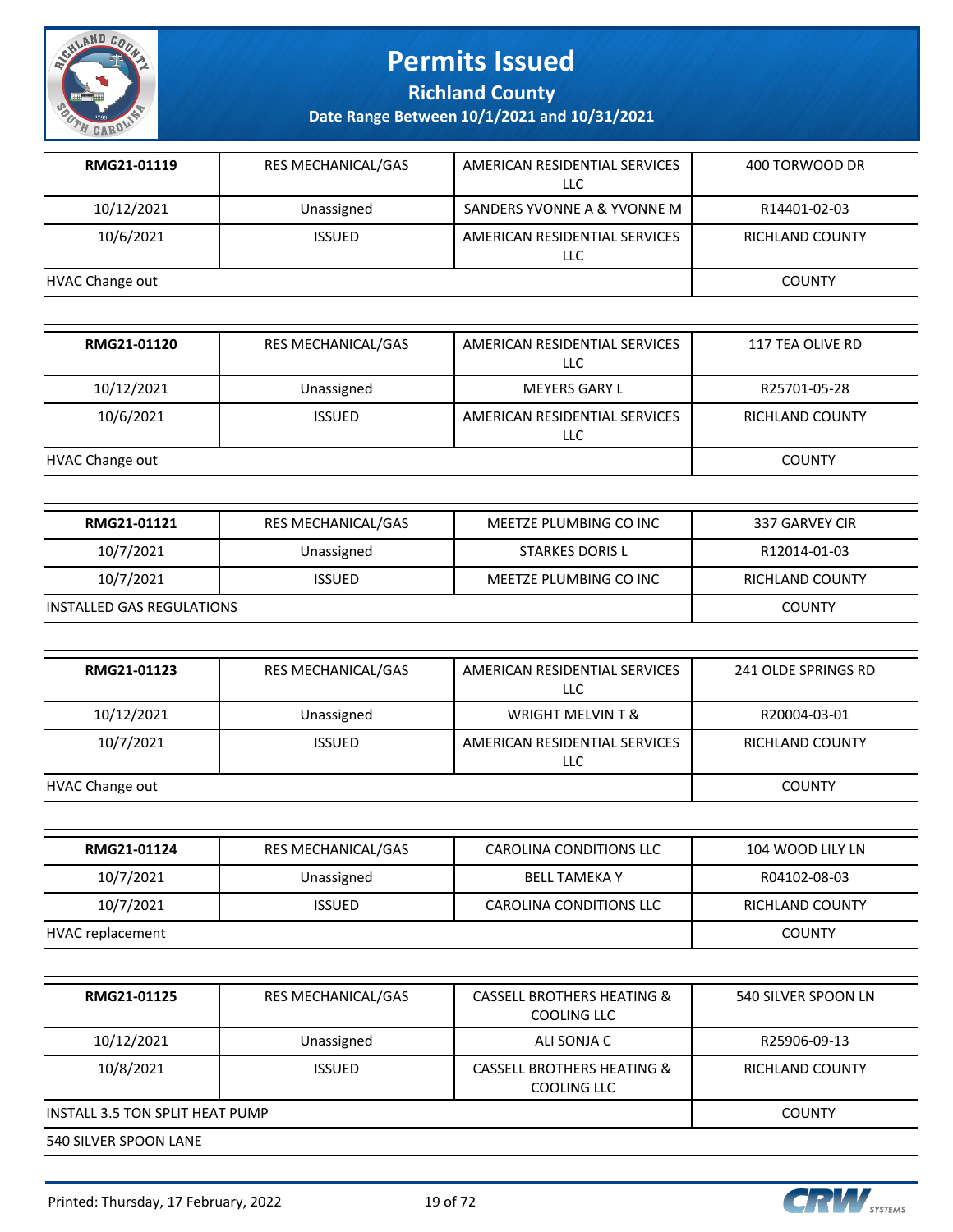# Permits Issued

## Richland County

### Date Range Between 10/1/2021 and 10/31/2021

| RMG21-01119 | RES MECHANICAL/GAS | AMERICAN RESIDENTIAL SERVICES LLC | 400 TORWOOD DR |
|---|---|---|---|
| 10/12/2021 | Unassigned | SANDERS YVONNE A & YVONNE M | R14401-02-03 |
| 10/6/2021 | ISSUED | AMERICAN RESIDENTIAL SERVICES LLC | RICHLAND COUNTY |
| HVAC Change out | | | COUNTY |

| RMG21-01120 | RES MECHANICAL/GAS | AMERICAN RESIDENTIAL SERVICES LLC | 117 TEA OLIVE RD |
|---|---|---|---|
| 10/12/2021 | Unassigned | MEYERS GARY L | R25701-05-28 |
| 10/6/2021 | ISSUED | AMERICAN RESIDENTIAL SERVICES LLC | RICHLAND COUNTY |
| HVAC Change out | | | COUNTY |

| RMG21-01121 | RES MECHANICAL/GAS | MEETZE PLUMBING CO INC | 337 GARVEY CIR |
|---|---|---|---|
| 10/7/2021 | Unassigned | STARKES DORIS L | R12014-01-03 |
| 10/7/2021 | ISSUED | MEETZE PLUMBING CO INC | RICHLAND COUNTY |
| INSTALLED GAS REGULATIONS | | | COUNTY |

| RMG21-01123 | RES MECHANICAL/GAS | AMERICAN RESIDENTIAL SERVICES LLC | 241 OLDE SPRINGS RD |
|---|---|---|---|
| 10/12/2021 | Unassigned | WRIGHT MELVIN T & | R20004-03-01 |
| 10/7/2021 | ISSUED | AMERICAN RESIDENTIAL SERVICES LLC | RICHLAND COUNTY |
| HVAC Change out | | | COUNTY |

| RMG21-01124 | RES MECHANICAL/GAS | CAROLINA CONDITIONS LLC | 104 WOOD LILY LN |
|---|---|---|---|
| 10/7/2021 | Unassigned | BELL TAMEKA Y | R04102-08-03 |
| 10/7/2021 | ISSUED | CAROLINA CONDITIONS LLC | RICHLAND COUNTY |
| HVAC replacement | | | COUNTY |

| RMG21-01125 | RES MECHANICAL/GAS | CASSELL BROTHERS HEATING & COOLING LLC | 540 SILVER SPOON LN |
|---|---|---|---|
| 10/12/2021 | Unassigned | ALI SONJA C | R25906-09-13 |
| 10/8/2021 | ISSUED | CASSELL BROTHERS HEATING & COOLING LLC | RICHLAND COUNTY |
| INSTALL 3.5 TON SPLIT HEAT PUMP | | | COUNTY |
| 540 SILVER SPOON LANE | | | |

Printed: Thursday, 17 February, 2022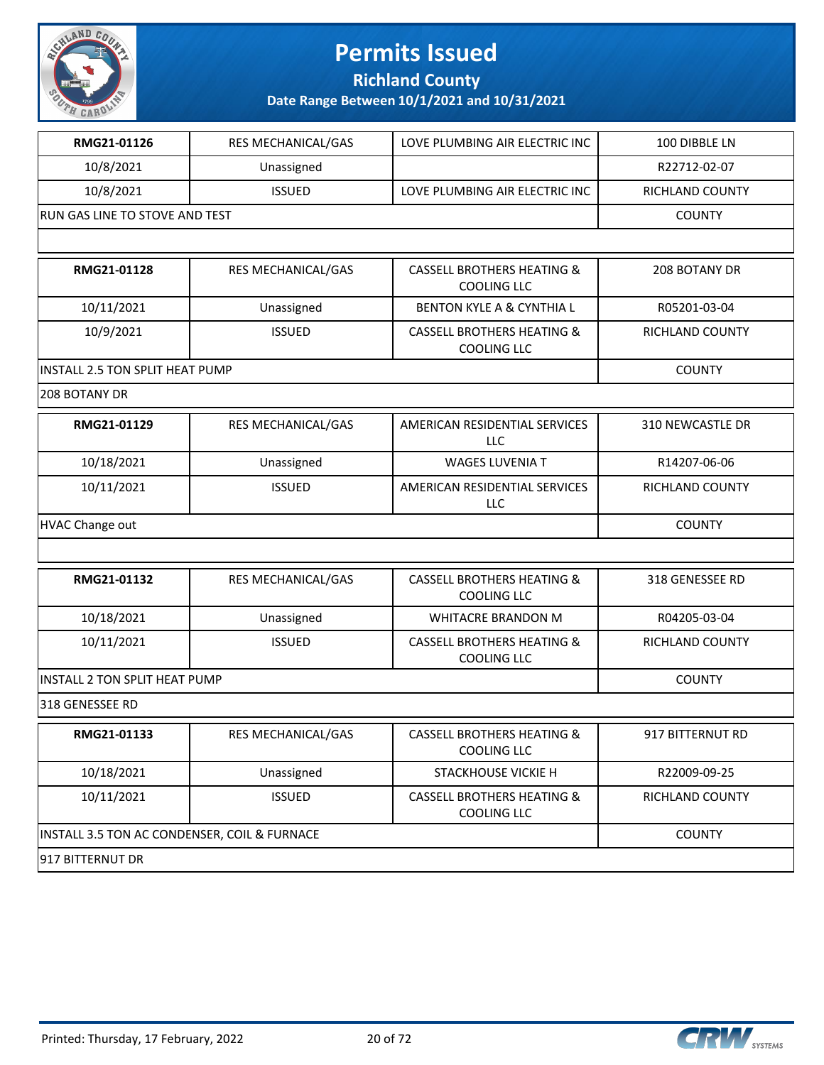# Permits Issued

**Richland County**

**Date Range Between 10/1/2021 and 10/31/2021**

| **RMG21-01126** | RES MECHANICAL/GAS | LOVE PLUMBING AIR ELECTRIC INC | 100 DIBBLE LN |
|---|---|---|---|
| 10/8/2021 | Unassigned | | R22712-02-07 |
| 10/8/2021 | ISSUED | LOVE PLUMBING AIR ELECTRIC INC | RICHLAND COUNTY |
| RUN GAS LINE TO STOVE AND TEST | | | COUNTY |
| | | | |

| **RMG21-01128** | RES MECHANICAL/GAS | CASSELL BROTHERS HEATING & COOLING LLC | 208 BOTANY DR |
|---|---|---|---|
| 10/11/2021 | Unassigned | BENTON KYLE A & CYNTHIA L | R05201-03-04 |
| 10/9/2021 | ISSUED | CASSELL BROTHERS HEATING & COOLING LLC | RICHLAND COUNTY |
| INSTALL 2.5 TON SPLIT HEAT PUMP | | | COUNTY |
| 208 BOTANY DR | | | |

| **RMG21-01129** | RES MECHANICAL/GAS | AMERICAN RESIDENTIAL SERVICES LLC | 310 NEWCASTLE DR |
|---|---|---|---|
| 10/18/2021 | Unassigned | WAGES LUVENIA T | R14207-06-06 |
| 10/11/2021 | ISSUED | AMERICAN RESIDENTIAL SERVICES LLC | RICHLAND COUNTY |
| HVAC Change out | | | COUNTY |
| | | | |

| **RMG21-01132** | RES MECHANICAL/GAS | CASSELL BROTHERS HEATING & COOLING LLC | 318 GENESSEE RD |
|---|---|---|---|
| 10/18/2021 | Unassigned | WHITACRE BRANDON M | R04205-03-04 |
| 10/11/2021 | ISSUED | CASSELL BROTHERS HEATING & COOLING LLC | RICHLAND COUNTY |
| INSTALL 2 TON SPLIT HEAT PUMP | | | COUNTY |
| 318 GENESSEE RD | | | |

| **RMG21-01133** | RES MECHANICAL/GAS | CASSELL BROTHERS HEATING & COOLING LLC | 917 BITTERNUT RD |
|---|---|---|---|
| 10/18/2021 | Unassigned | STACKHOUSE VICKIE H | R22009-09-25 |
| 10/11/2021 | ISSUED | CASSELL BROTHERS HEATING & COOLING LLC | RICHLAND COUNTY |
| INSTALL 3.5 TON AC CONDENSER, COIL & FURNACE | | | COUNTY |
| 917 BITTERNUT DR | | | |

Printed: Thursday, 17 February, 2022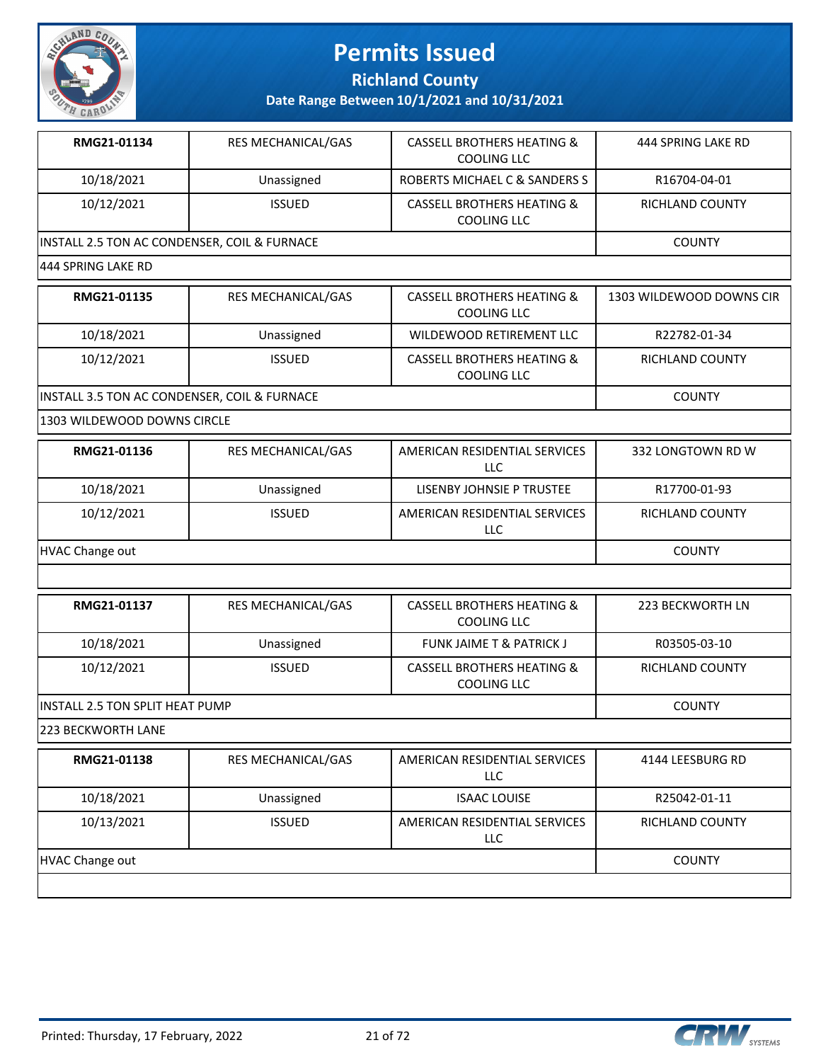# Permits Issued

## Richland County

### Date Range Between 10/1/2021 and 10/31/2021

| | | | |
|---|---|---|---|
| **RMG21-01134** | RES MECHANICAL/GAS | CASSELL BROTHERS HEATING & COOLING LLC | 444 SPRING LAKE RD |
| 10/18/2021 | Unassigned | ROBERTS MICHAEL C & SANDERS S | R16704-04-01 |
| 10/12/2021 | ISSUED | CASSELL BROTHERS HEATING & COOLING LLC | RICHLAND COUNTY |
| INSTALL 2.5 TON AC CONDENSER, COIL & FURNACE | | | COUNTY |
| 444 SPRING LAKE RD | | | |

| | | | |
|---|---|---|---|
| **RMG21-01135** | RES MECHANICAL/GAS | CASSELL BROTHERS HEATING & COOLING LLC | 1303 WILDEWOOD DOWNS CIR |
| 10/18/2021 | Unassigned | WILDEWOOD RETIREMENT LLC | R22782-01-34 |
| 10/12/2021 | ISSUED | CASSELL BROTHERS HEATING & COOLING LLC | RICHLAND COUNTY |
| INSTALL 3.5 TON AC CONDENSER, COIL & FURNACE | | | COUNTY |
| 1303 WILDEWOOD DOWNS CIRCLE | | | |

| | | | |
|---|---|---|---|
| **RMG21-01136** | RES MECHANICAL/GAS | AMERICAN RESIDENTIAL SERVICES LLC | 332 LONGTOWN RD W |
| 10/18/2021 | Unassigned | LISENBY JOHNSIE P TRUSTEE | R17700-01-93 |
| 10/12/2021 | ISSUED | AMERICAN RESIDENTIAL SERVICES LLC | RICHLAND COUNTY |
| HVAC Change out | | | COUNTY |
| | | | |

| | | | |
|---|---|---|---|
| **RMG21-01137** | RES MECHANICAL/GAS | CASSELL BROTHERS HEATING & COOLING LLC | 223 BECKWORTH LN |
| 10/18/2021 | Unassigned | FUNK JAIME T & PATRICK J | R03505-03-10 |
| 10/12/2021 | ISSUED | CASSELL BROTHERS HEATING & COOLING LLC | RICHLAND COUNTY |
| INSTALL 2.5 TON SPLIT HEAT PUMP | | | COUNTY |
| 223 BECKWORTH LANE | | | |

| | | | |
|---|---|---|---|
| **RMG21-01138** | RES MECHANICAL/GAS | AMERICAN RESIDENTIAL SERVICES LLC | 4144 LEESBURG RD |
| 10/18/2021 | Unassigned | ISAAC LOUISE | R25042-01-11 |
| 10/13/2021 | ISSUED | AMERICAN RESIDENTIAL SERVICES LLC | RICHLAND COUNTY |
| HVAC Change out | | | COUNTY |
| | | | |

Printed: Thursday, 17 February, 2022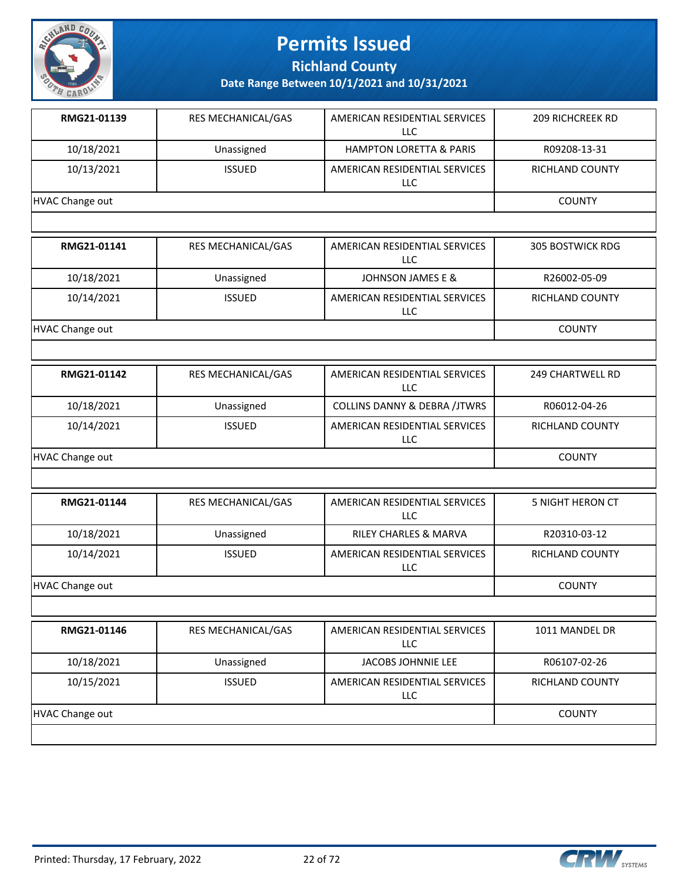# Permits Issued

## Richland County

### Date Range Between 10/1/2021 and 10/31/2021

| | | | |
|---|---|---|---|
| **RMG21-01139** | RES MECHANICAL/GAS | AMERICAN RESIDENTIAL SERVICES LLC | 209 RICHCREEK RD |
| 10/18/2021 | Unassigned | HAMPTON LORETTA & PARIS | R09208-13-31 |
| 10/13/2021 | ISSUED | AMERICAN RESIDENTIAL SERVICES LLC | RICHLAND COUNTY |
| HVAC Change out | | | COUNTY |

| | | | |
|---|---|---|---|
| **RMG21-01141** | RES MECHANICAL/GAS | AMERICAN RESIDENTIAL SERVICES LLC | 305 BOSTWICK RDG |
| 10/18/2021 | Unassigned | JOHNSON JAMES E & | R26002-05-09 |
| 10/14/2021 | ISSUED | AMERICAN RESIDENTIAL SERVICES LLC | RICHLAND COUNTY |
| HVAC Change out | | | COUNTY |

| | | | |
|---|---|---|---|
| **RMG21-01142** | RES MECHANICAL/GAS | AMERICAN RESIDENTIAL SERVICES LLC | 249 CHARTWELL RD |
| 10/18/2021 | Unassigned | COLLINS DANNY & DEBRA /JTWRS | R06012-04-26 |
| 10/14/2021 | ISSUED | AMERICAN RESIDENTIAL SERVICES LLC | RICHLAND COUNTY |
| HVAC Change out | | | COUNTY |

| | | | |
|---|---|---|---|
| **RMG21-01144** | RES MECHANICAL/GAS | AMERICAN RESIDENTIAL SERVICES LLC | 5 NIGHT HERON CT |
| 10/18/2021 | Unassigned | RILEY CHARLES & MARVA | R20310-03-12 |
| 10/14/2021 | ISSUED | AMERICAN RESIDENTIAL SERVICES LLC | RICHLAND COUNTY |
| HVAC Change out | | | COUNTY |

| | | | |
|---|---|---|---|
| **RMG21-01146** | RES MECHANICAL/GAS | AMERICAN RESIDENTIAL SERVICES LLC | 1011 MANDEL DR |
| 10/18/2021 | Unassigned | JACOBS JOHNNIE LEE | R06107-02-26 |
| 10/15/2021 | ISSUED | AMERICAN RESIDENTIAL SERVICES LLC | RICHLAND COUNTY |
| HVAC Change out | | | COUNTY |

Printed: Thursday, 17 February, 2022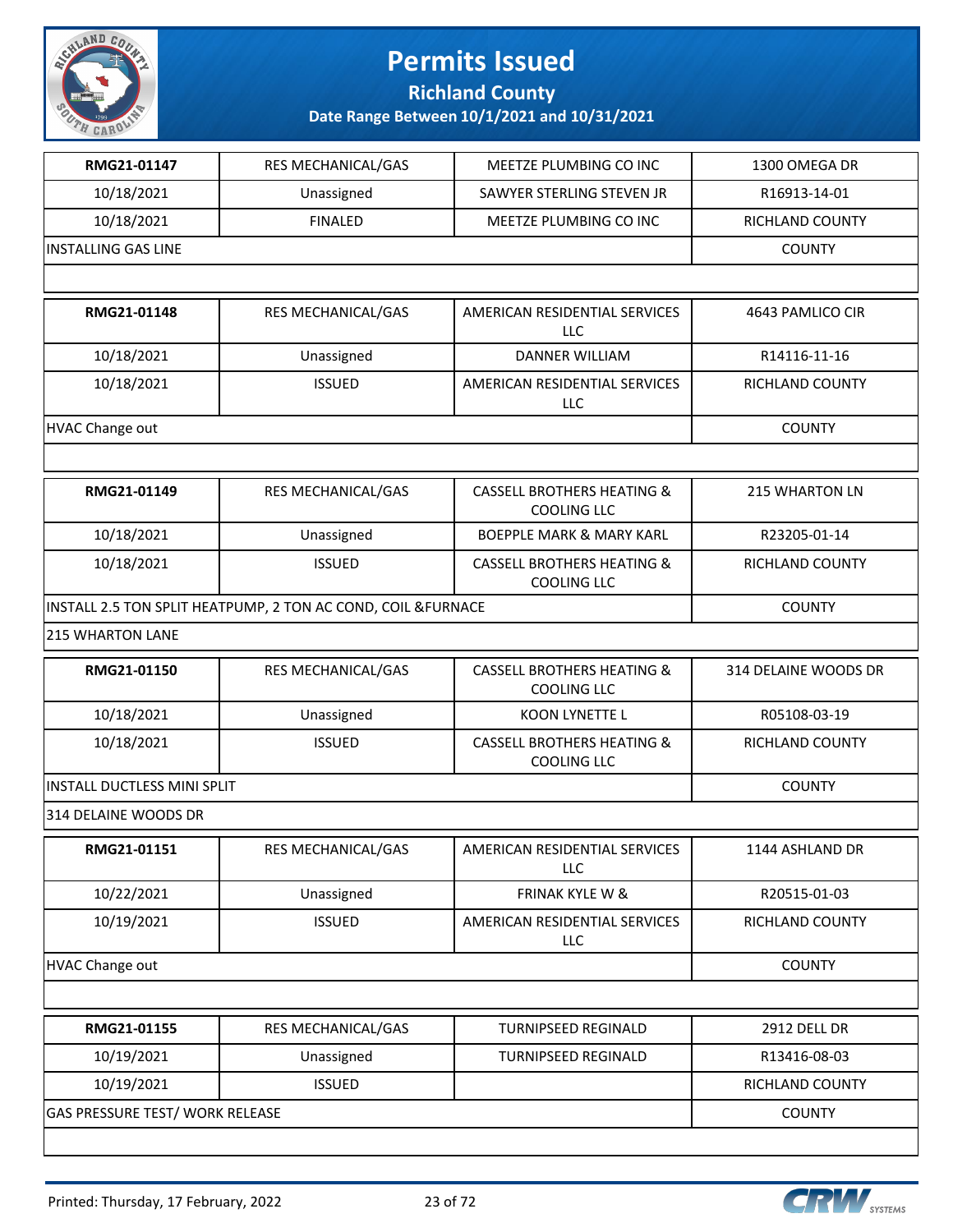# Permits Issued

**Richland County**

**Date Range Between 10/1/2021 and 10/31/2021**

| RMG21-01147 | RES MECHANICAL/GAS | MEETZE PLUMBING CO INC | 1300 OMEGA DR |
|---|---|---|---|
| 10/18/2021 | Unassigned | SAWYER STERLING STEVEN JR | R16913-14-01 |
| 10/18/2021 | FINALED | MEETZE PLUMBING CO INC | RICHLAND COUNTY |
| INSTALLING GAS LINE | | | COUNTY |

| RMG21-01148 | RES MECHANICAL/GAS | AMERICAN RESIDENTIAL SERVICES LLC | 4643 PAMLICO CIR |
|---|---|---|---|
| 10/18/2021 | Unassigned | DANNER WILLIAM | R14116-11-16 |
| 10/18/2021 | ISSUED | AMERICAN RESIDENTIAL SERVICES LLC | RICHLAND COUNTY |
| HVAC Change out | | | COUNTY |

| RMG21-01149 | RES MECHANICAL/GAS | CASSELL BROTHERS HEATING & COOLING LLC | 215 WHARTON LN |
|---|---|---|---|
| 10/18/2021 | Unassigned | BOEPPLE MARK & MARY KARL | R23205-01-14 |
| 10/18/2021 | ISSUED | CASSELL BROTHERS HEATING & COOLING LLC | RICHLAND COUNTY |
| INSTALL 2.5 TON SPLIT HEATPUMP, 2 TON AC COND, COIL &FURNACE | | | COUNTY |
| 215 WHARTON LANE | | | |

| RMG21-01150 | RES MECHANICAL/GAS | CASSELL BROTHERS HEATING & COOLING LLC | 314 DELAINE WOODS DR |
|---|---|---|---|
| 10/18/2021 | Unassigned | KOON LYNETTE L | R05108-03-19 |
| 10/18/2021 | ISSUED | CASSELL BROTHERS HEATING & COOLING LLC | RICHLAND COUNTY |
| INSTALL DUCTLESS MINI SPLIT | | | COUNTY |
| 314 DELAINE WOODS DR | | | |

| RMG21-01151 | RES MECHANICAL/GAS | AMERICAN RESIDENTIAL SERVICES LLC | 1144 ASHLAND DR |
|---|---|---|---|
| 10/22/2021 | Unassigned | FRINAK KYLE W & | R20515-01-03 |
| 10/19/2021 | ISSUED | AMERICAN RESIDENTIAL SERVICES LLC | RICHLAND COUNTY |
| HVAC Change out | | | COUNTY |

| RMG21-01155 | RES MECHANICAL/GAS | TURNIPSEED REGINALD | 2912 DELL DR |
|---|---|---|---|
| 10/19/2021 | Unassigned | TURNIPSEED REGINALD | R13416-08-03 |
| 10/19/2021 | ISSUED | | RICHLAND COUNTY |
| GAS PRESSURE TEST/ WORK RELEASE | | | COUNTY |

Printed: Thursday, 17 February, 2022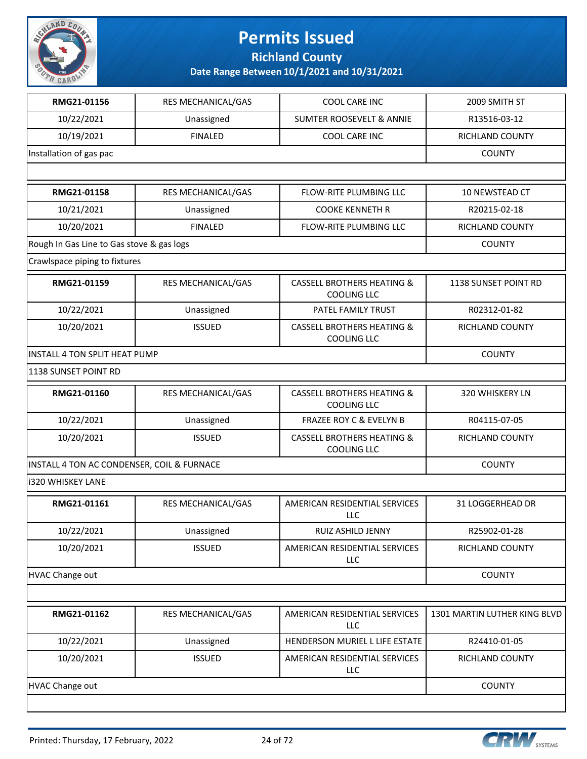# Permits Issued

## Richland County

### Date Range Between 10/1/2021 and 10/31/2021

| RMG21-01156 | RES MECHANICAL/GAS | COOL CARE INC | 2009 SMITH ST |
|---|---|---|---|
| 10/22/2021 | Unassigned | SUMTER ROOSEVELT & ANNIE | R13516-03-12 |
| 10/19/2021 | FINALED | COOL CARE INC | RICHLAND COUNTY |
| Installation of gas pac | | | COUNTY |
| | | | |

| RMG21-01158 | RES MECHANICAL/GAS | FLOW-RITE PLUMBING LLC | 10 NEWSTEAD CT |
|---|---|---|---|
| 10/21/2021 | Unassigned | COOKE KENNETH R | R20215-02-18 |
| 10/20/2021 | FINALED | FLOW-RITE PLUMBING LLC | RICHLAND COUNTY |
| Rough In Gas Line to Gas stove & gas logs | | | COUNTY |
| Crawlspace piping to fixtures | | | |

| RMG21-01159 | RES MECHANICAL/GAS | CASSELL BROTHERS HEATING & COOLING LLC | 1138 SUNSET POINT RD |
|---|---|---|---|
| 10/22/2021 | Unassigned | PATEL FAMILY TRUST | R02312-01-82 |
| 10/20/2021 | ISSUED | CASSELL BROTHERS HEATING & COOLING LLC | RICHLAND COUNTY |
| INSTALL 4 TON SPLIT HEAT PUMP | | | COUNTY |
| 1138 SUNSET POINT RD | | | |

| RMG21-01160 | RES MECHANICAL/GAS | CASSELL BROTHERS HEATING & COOLING LLC | 320 WHISKERY LN |
|---|---|---|---|
| 10/22/2021 | Unassigned | FRAZEE ROY C & EVELYN B | R04115-07-05 |
| 10/20/2021 | ISSUED | CASSELL BROTHERS HEATING & COOLING LLC | RICHLAND COUNTY |
| INSTALL 4 TON AC CONDENSER, COIL & FURNACE | | | COUNTY |
| i320 WHISKEY LANE | | | |

| RMG21-01161 | RES MECHANICAL/GAS | AMERICAN RESIDENTIAL SERVICES LLC | 31 LOGGERHEAD DR |
|---|---|---|---|
| 10/22/2021 | Unassigned | RUIZ ASHILD JENNY | R25902-01-28 |
| 10/20/2021 | ISSUED | AMERICAN RESIDENTIAL SERVICES LLC | RICHLAND COUNTY |
| HVAC Change out | | | COUNTY |
| | | | |

| RMG21-01162 | RES MECHANICAL/GAS | AMERICAN RESIDENTIAL SERVICES LLC | 1301 MARTIN LUTHER KING BLVD |
|---|---|---|---|
| 10/22/2021 | Unassigned | HENDERSON MURIEL L LIFE ESTATE | R24410-01-05 |
| 10/20/2021 | ISSUED | AMERICAN RESIDENTIAL SERVICES LLC | RICHLAND COUNTY |
| HVAC Change out | | | COUNTY |
| | | | |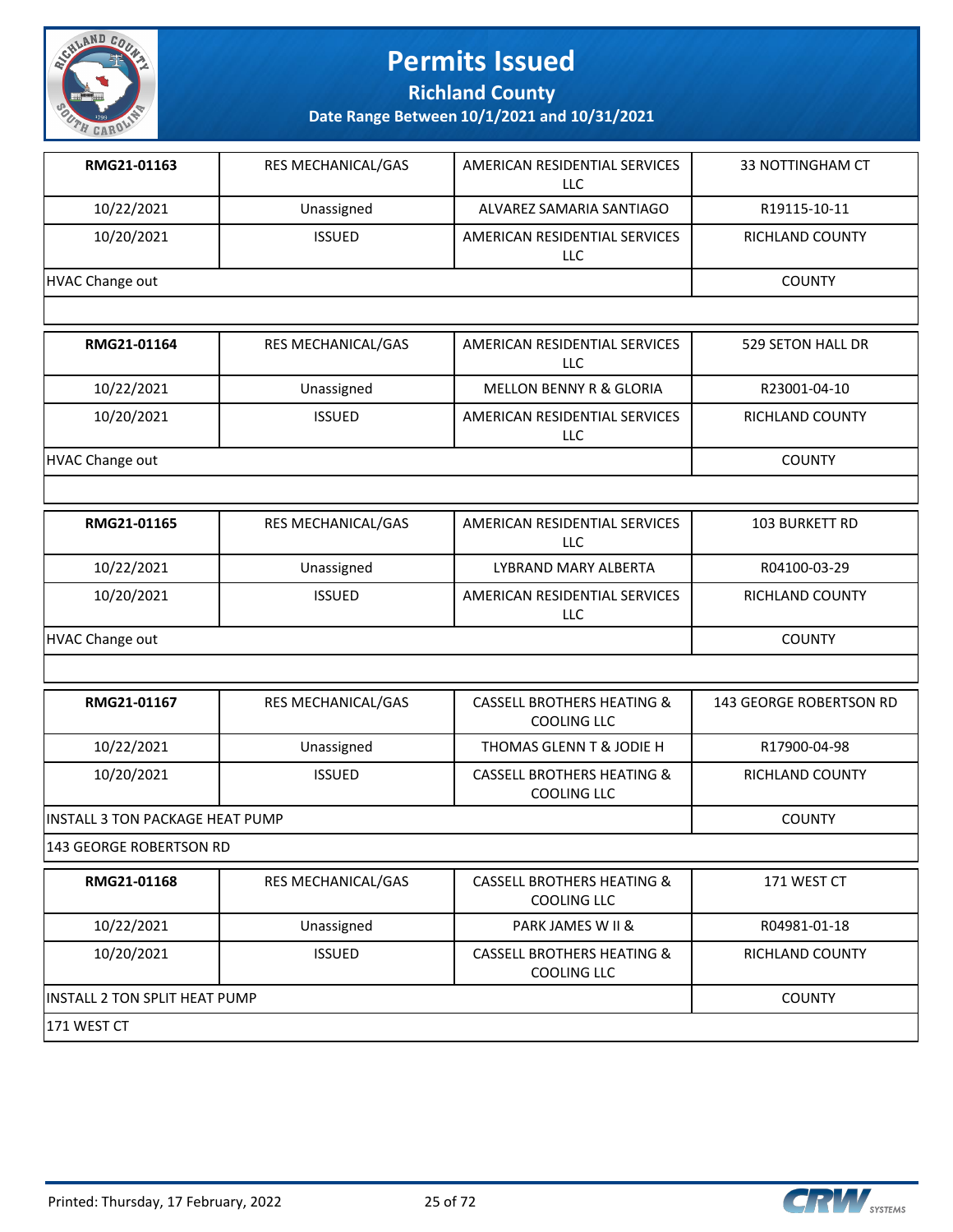# Permits Issued

**Richland County**

**Date Range Between 10/1/2021 and 10/31/2021**

| **RMG21-01163** | RES MECHANICAL/GAS | AMERICAN RESIDENTIAL SERVICES LLC | 33 NOTTINGHAM CT |
|---|---|---|---|
| 10/22/2021 | Unassigned | ALVAREZ SAMARIA SANTIAGO | R19115-10-11 |
| 10/20/2021 | ISSUED | AMERICAN RESIDENTIAL SERVICES LLC | RICHLAND COUNTY |
| HVAC Change out | | | COUNTY |
| | | | |

| **RMG21-01164** | RES MECHANICAL/GAS | AMERICAN RESIDENTIAL SERVICES LLC | 529 SETON HALL DR |
|---|---|---|---|
| 10/22/2021 | Unassigned | MELLON BENNY R & GLORIA | R23001-04-10 |
| 10/20/2021 | ISSUED | AMERICAN RESIDENTIAL SERVICES LLC | RICHLAND COUNTY |
| HVAC Change out | | | COUNTY |
| | | | |

| **RMG21-01165** | RES MECHANICAL/GAS | AMERICAN RESIDENTIAL SERVICES LLC | 103 BURKETT RD |
|---|---|---|---|
| 10/22/2021 | Unassigned | LYBRAND MARY ALBERTA | R04100-03-29 |
| 10/20/2021 | ISSUED | AMERICAN RESIDENTIAL SERVICES LLC | RICHLAND COUNTY |
| HVAC Change out | | | COUNTY |
| | | | |

| **RMG21-01167** | RES MECHANICAL/GAS | CASSELL BROTHERS HEATING & COOLING LLC | 143 GEORGE ROBERTSON RD |
|---|---|---|---|
| 10/22/2021 | Unassigned | THOMAS GLENN T & JODIE H | R17900-04-98 |
| 10/20/2021 | ISSUED | CASSELL BROTHERS HEATING & COOLING LLC | RICHLAND COUNTY |
| INSTALL 3 TON PACKAGE HEAT PUMP | | | COUNTY |
| 143 GEORGE ROBERTSON RD | | | |

| **RMG21-01168** | RES MECHANICAL/GAS | CASSELL BROTHERS HEATING & COOLING LLC | 171 WEST CT |
|---|---|---|---|
| 10/22/2021 | Unassigned | PARK JAMES W II & | R04981-01-18 |
| 10/20/2021 | ISSUED | CASSELL BROTHERS HEATING & COOLING LLC | RICHLAND COUNTY |
| INSTALL 2 TON SPLIT HEAT PUMP | | | COUNTY |
| 171 WEST CT | | | |

Printed: Thursday, 17 February, 2022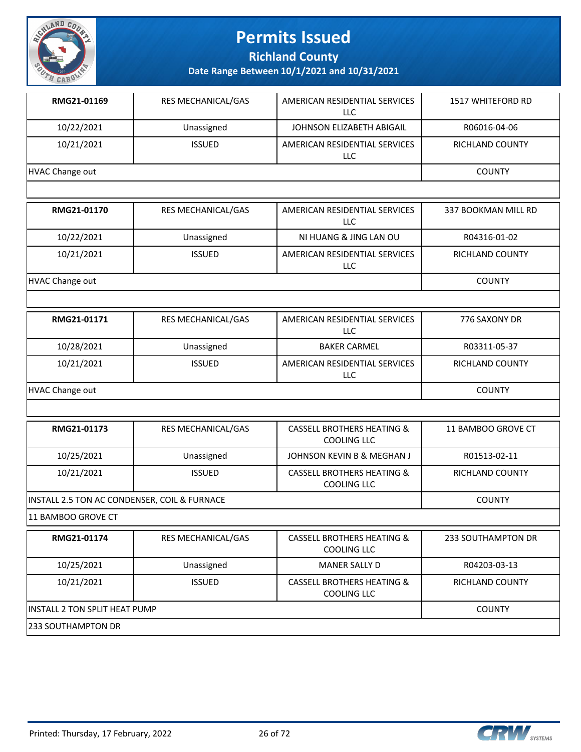# Permits Issued

## Richland County

### Date Range Between 10/1/2021 and 10/31/2021

| RMG21-01169 | RES MECHANICAL/GAS | AMERICAN RESIDENTIAL SERVICES LLC | 1517 WHITEFORD RD |
|---|---|---|---|
| 10/22/2021 | Unassigned | JOHNSON ELIZABETH ABIGAIL | R06016-04-06 |
| 10/21/2021 | ISSUED | AMERICAN RESIDENTIAL SERVICES LLC | RICHLAND COUNTY |
| HVAC Change out | | | COUNTY |
| | | | |

| RMG21-01170 | RES MECHANICAL/GAS | AMERICAN RESIDENTIAL SERVICES LLC | 337 BOOKMAN MILL RD |
|---|---|---|---|
| 10/22/2021 | Unassigned | NI HUANG & JING LAN OU | R04316-01-02 |
| 10/21/2021 | ISSUED | AMERICAN RESIDENTIAL SERVICES LLC | RICHLAND COUNTY |
| HVAC Change out | | | COUNTY |
| | | | |

| RMG21-01171 | RES MECHANICAL/GAS | AMERICAN RESIDENTIAL SERVICES LLC | 776 SAXONY DR |
|---|---|---|---|
| 10/28/2021 | Unassigned | BAKER CARMEL | R03311-05-37 |
| 10/21/2021 | ISSUED | AMERICAN RESIDENTIAL SERVICES LLC | RICHLAND COUNTY |
| HVAC Change out | | | COUNTY |
| | | | |

| RMG21-01173 | RES MECHANICAL/GAS | CASSELL BROTHERS HEATING & COOLING LLC | 11 BAMBOO GROVE CT |
|---|---|---|---|
| 10/25/2021 | Unassigned | JOHNSON KEVIN B & MEGHAN J | R01513-02-11 |
| 10/21/2021 | ISSUED | CASSELL BROTHERS HEATING & COOLING LLC | RICHLAND COUNTY |
| INSTALL 2.5 TON AC CONDENSER, COIL & FURNACE | | | COUNTY |
| 11 BAMBOO GROVE CT | | | |

| RMG21-01174 | RES MECHANICAL/GAS | CASSELL BROTHERS HEATING & COOLING LLC | 233 SOUTHAMPTON DR |
|---|---|---|---|
| 10/25/2021 | Unassigned | MANER SALLY D | R04203-03-13 |
| 10/21/2021 | ISSUED | CASSELL BROTHERS HEATING & COOLING LLC | RICHLAND COUNTY |
| INSTALL 2 TON SPLIT HEAT PUMP | | | COUNTY |
| 233 SOUTHAMPTON DR | | | |

Printed: Thursday, 17 February, 2022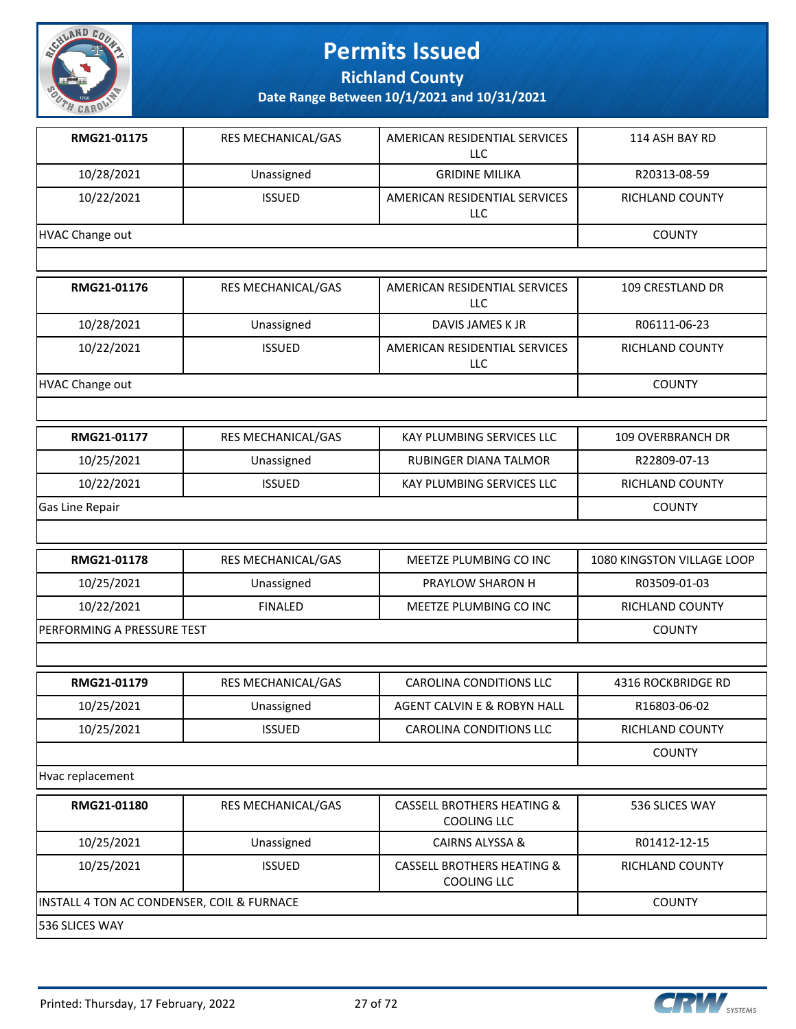# Permits Issued

## Richland County

### Date Range Between 10/1/2021 and 10/31/2021

| | | | |
|---|---|---|---|
| **RMG21-01175** | RES MECHANICAL/GAS | AMERICAN RESIDENTIAL SERVICES LLC | 114 ASH BAY RD |
| 10/28/2021 | Unassigned | GRIDINE MILIKA | R20313-08-59 |
| 10/22/2021 | ISSUED | AMERICAN RESIDENTIAL SERVICES LLC | RICHLAND COUNTY |
| HVAC Change out | | | COUNTY |

| | | | |
|---|---|---|---|
| **RMG21-01176** | RES MECHANICAL/GAS | AMERICAN RESIDENTIAL SERVICES LLC | 109 CRESTLAND DR |
| 10/28/2021 | Unassigned | DAVIS JAMES K JR | R06111-06-23 |
| 10/22/2021 | ISSUED | AMERICAN RESIDENTIAL SERVICES LLC | RICHLAND COUNTY |
| HVAC Change out | | | COUNTY |

| | | | |
|---|---|---|---|
| **RMG21-01177** | RES MECHANICAL/GAS | KAY PLUMBING SERVICES LLC | 109 OVERBRANCH DR |
| 10/25/2021 | Unassigned | RUBINGER DIANA TALMOR | R22809-07-13 |
| 10/22/2021 | ISSUED | KAY PLUMBING SERVICES LLC | RICHLAND COUNTY |
| Gas Line Repair | | | COUNTY |

| | | | |
|---|---|---|---|
| **RMG21-01178** | RES MECHANICAL/GAS | MEETZE PLUMBING CO INC | 1080 KINGSTON VILLAGE LOOP |
| 10/25/2021 | Unassigned | PRAYLOW SHARON H | R03509-01-03 |
| 10/22/2021 | FINALED | MEETZE PLUMBING CO INC | RICHLAND COUNTY |
| PERFORMING A PRESSURE TEST | | | COUNTY |

| | | | |
|---|---|---|---|
| **RMG21-01179** | RES MECHANICAL/GAS | CAROLINA CONDITIONS LLC | 4316 ROCKBRIDGE RD |
| 10/25/2021 | Unassigned | AGENT CALVIN E & ROBYN HALL | R16803-06-02 |
| 10/25/2021 | ISSUED | CAROLINA CONDITIONS LLC | RICHLAND COUNTY |
| | | | COUNTY |
| Hvac replacement | | | |

| | | | |
|---|---|---|---|
| **RMG21-01180** | RES MECHANICAL/GAS | CASSELL BROTHERS HEATING & COOLING LLC | 536 SLICES WAY |
| 10/25/2021 | Unassigned | CAIRNS ALYSSA & | R01412-12-15 |
| 10/25/2021 | ISSUED | CASSELL BROTHERS HEATING & COOLING LLC | RICHLAND COUNTY |
| INSTALL 4 TON AC CONDENSER, COIL & FURNACE | | | COUNTY |
| 536 SLICES WAY | | | |

Printed: Thursday, 17 February, 2022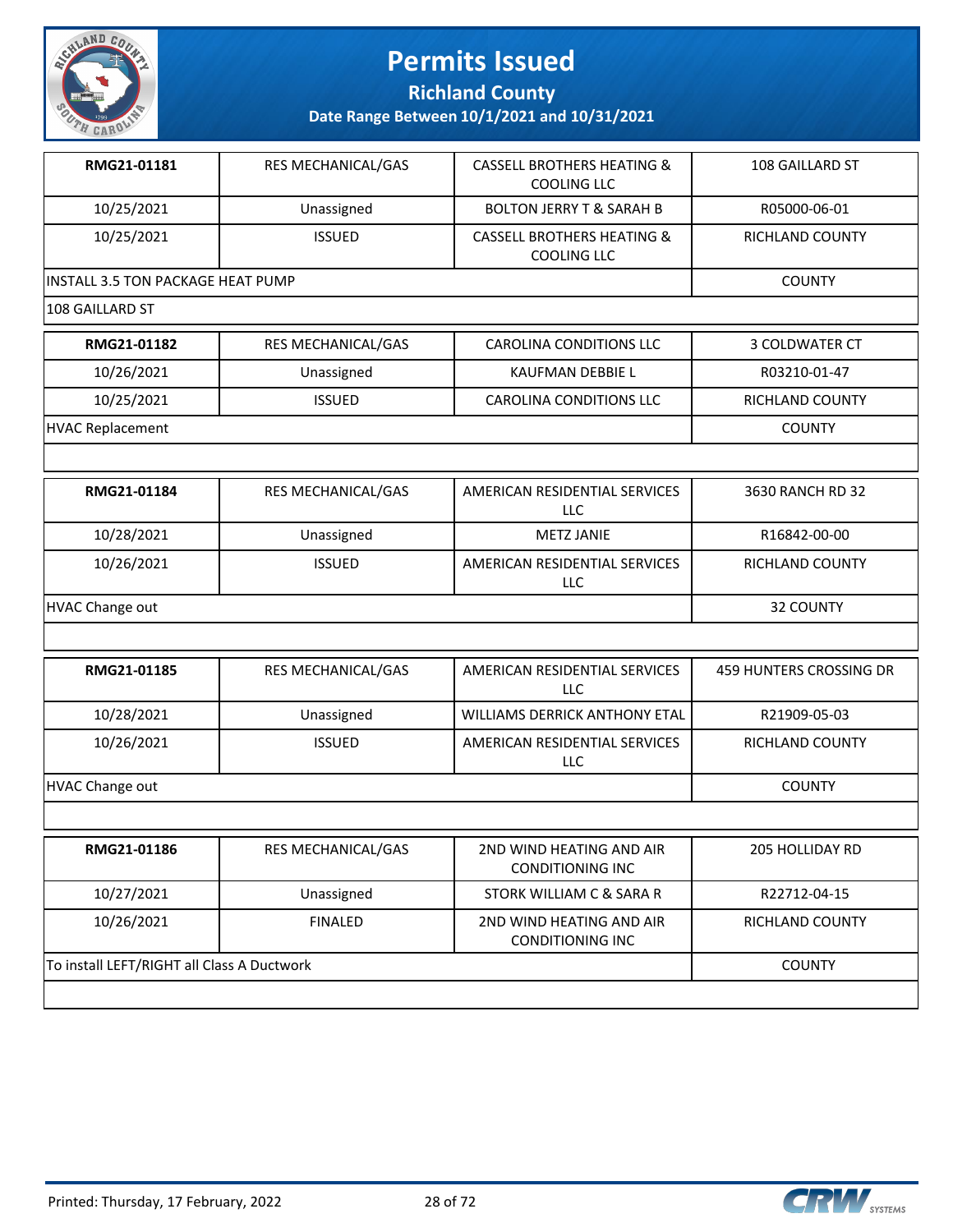# Permits Issued

## Richland County

### Date Range Between 10/1/2021 and 10/31/2021

| RMG21-01181 | RES MECHANICAL/GAS | CASSELL BROTHERS HEATING & COOLING LLC | 108 GAILLARD ST |
|---|---|---|---|
| 10/25/2021 | Unassigned | BOLTON JERRY T & SARAH B | R05000-06-01 |
| 10/25/2021 | ISSUED | CASSELL BROTHERS HEATING & COOLING LLC | RICHLAND COUNTY |
| INSTALL 3.5 TON PACKAGE HEAT PUMP | | | COUNTY |
| 108 GAILLARD ST | | | |

| RMG21-01182 | RES MECHANICAL/GAS | CAROLINA CONDITIONS LLC | 3 COLDWATER CT |
|---|---|---|---|
| 10/26/2021 | Unassigned | KAUFMAN DEBBIE L | R03210-01-47 |
| 10/25/2021 | ISSUED | CAROLINA CONDITIONS LLC | RICHLAND COUNTY |
| HVAC Replacement | | | COUNTY |
| | | | |

| RMG21-01184 | RES MECHANICAL/GAS | AMERICAN RESIDENTIAL SERVICES LLC | 3630 RANCH RD 32 |
|---|---|---|---|
| 10/28/2021 | Unassigned | METZ JANIE | R16842-00-00 |
| 10/26/2021 | ISSUED | AMERICAN RESIDENTIAL SERVICES LLC | RICHLAND COUNTY |
| HVAC Change out | | | 32 COUNTY |
| | | | |

| RMG21-01185 | RES MECHANICAL/GAS | AMERICAN RESIDENTIAL SERVICES LLC | 459 HUNTERS CROSSING DR |
|---|---|---|---|
| 10/28/2021 | Unassigned | WILLIAMS DERRICK ANTHONY ETAL | R21909-05-03 |
| 10/26/2021 | ISSUED | AMERICAN RESIDENTIAL SERVICES LLC | RICHLAND COUNTY |
| HVAC Change out | | | COUNTY |
| | | | |

| RMG21-01186 | RES MECHANICAL/GAS | 2ND WIND HEATING AND AIR CONDITIONING INC | 205 HOLLIDAY RD |
|---|---|---|---|
| 10/27/2021 | Unassigned | STORK WILLIAM C & SARA R | R22712-04-15 |
| 10/26/2021 | FINALED | 2ND WIND HEATING AND AIR CONDITIONING INC | RICHLAND COUNTY |
| To install LEFT/RIGHT all Class A Ductwork | | | COUNTY |
| | | | |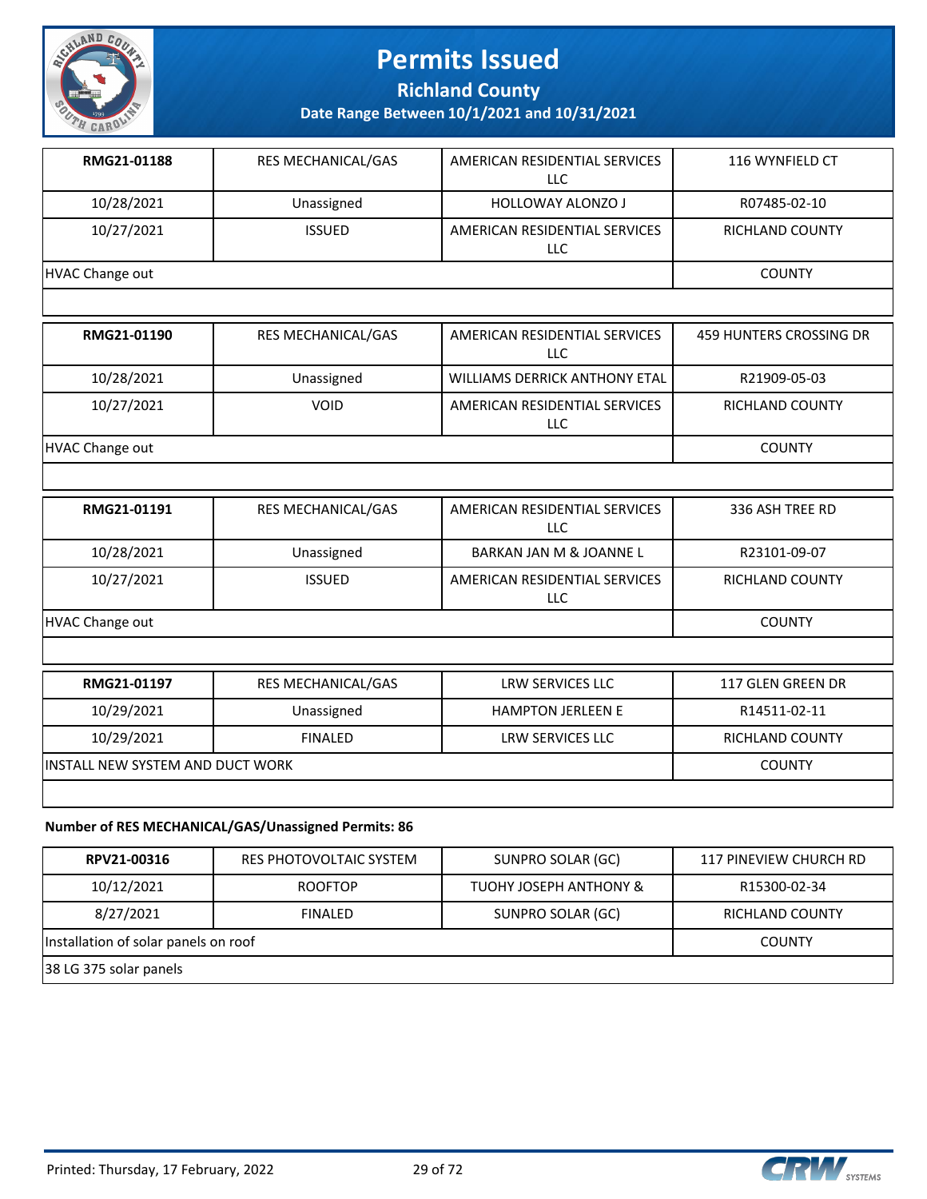# Permits Issued

**Richland County**

**Date Range Between 10/1/2021 and 10/31/2021**

| **RMG21-01188** | RES MECHANICAL/GAS | AMERICAN RESIDENTIAL SERVICES LLC | 116 WYNFIELD CT |
|---|---|---|---|
| 10/28/2021 | Unassigned | HOLLOWAY ALONZO J | R07485-02-10 |
| 10/27/2021 | ISSUED | AMERICAN RESIDENTIAL SERVICES LLC | RICHLAND COUNTY |
| HVAC Change out | | | COUNTY |
| | | | |

| **RMG21-01190** | RES MECHANICAL/GAS | AMERICAN RESIDENTIAL SERVICES LLC | 459 HUNTERS CROSSING DR |
|---|---|---|---|
| 10/28/2021 | Unassigned | WILLIAMS DERRICK ANTHONY ETAL | R21909-05-03 |
| 10/27/2021 | VOID | AMERICAN RESIDENTIAL SERVICES LLC | RICHLAND COUNTY |
| HVAC Change out | | | COUNTY |
| | | | |

| **RMG21-01191** | RES MECHANICAL/GAS | AMERICAN RESIDENTIAL SERVICES LLC | 336 ASH TREE RD |
|---|---|---|---|
| 10/28/2021 | Unassigned | BARKAN JAN M & JOANNE L | R23101-09-07 |
| 10/27/2021 | ISSUED | AMERICAN RESIDENTIAL SERVICES LLC | RICHLAND COUNTY |
| HVAC Change out | | | COUNTY |
| | | | |

| **RMG21-01197** | RES MECHANICAL/GAS | LRW SERVICES LLC | 117 GLEN GREEN DR |
|---|---|---|---|
| 10/29/2021 | Unassigned | HAMPTON JERLEEN E | R14511-02-11 |
| 10/29/2021 | FINALED | LRW SERVICES LLC | RICHLAND COUNTY |
| INSTALL NEW SYSTEM AND DUCT WORK | | | COUNTY |
| | | | |

**Number of RES MECHANICAL/GAS/Unassigned Permits: 86**

| **RPV21-00316** | RES PHOTOVOLTAIC SYSTEM | SUNPRO SOLAR (GC) | 117 PINEVIEW CHURCH RD |
|---|---|---|---|
| 10/12/2021 | ROOFTOP | TUOHY JOSEPH ANTHONY & | R15300-02-34 |
| 8/27/2021 | FINALED | SUNPRO SOLAR (GC) | RICHLAND COUNTY |
| Installation of solar panels on roof | | | COUNTY |
| 38 LG 375 solar panels | | | |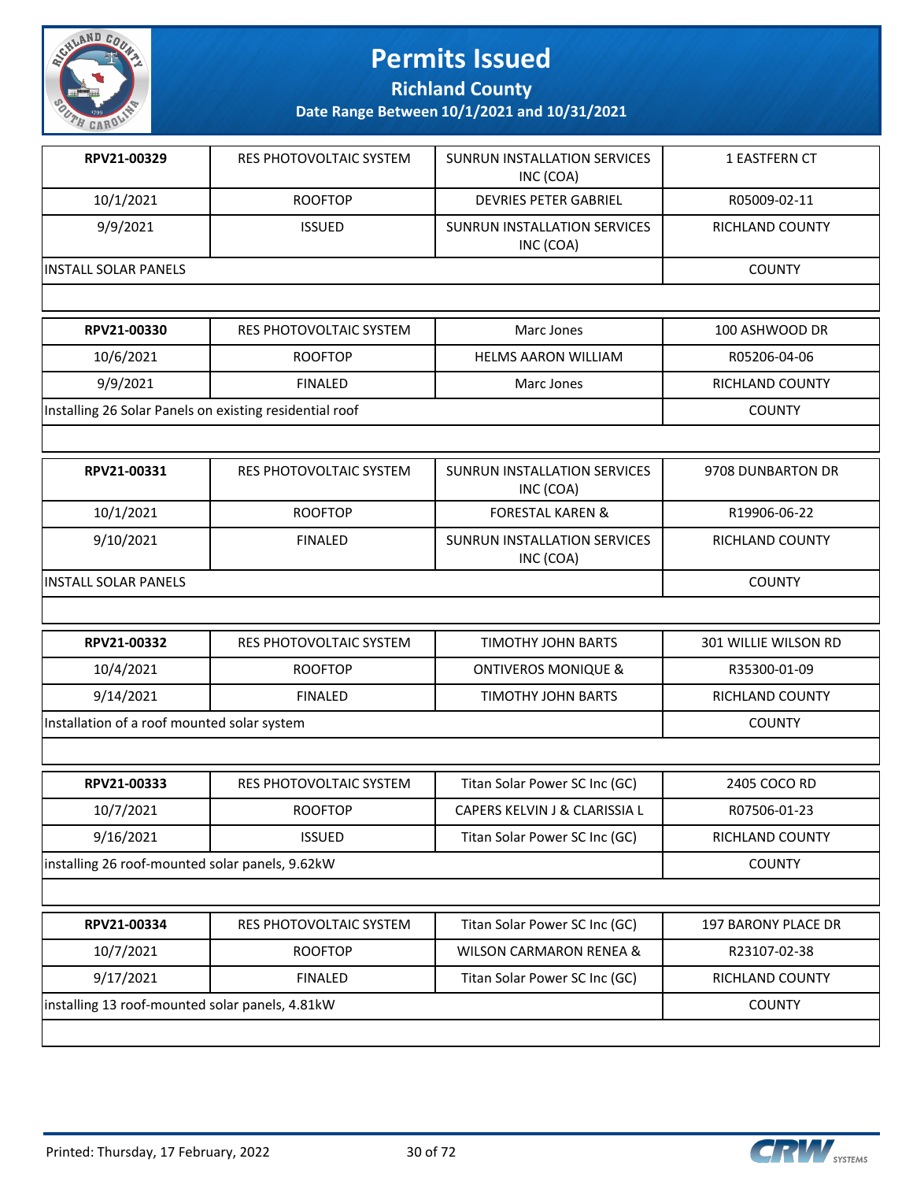# Permits Issued

## Richland County

### Date Range Between 10/1/2021 and 10/31/2021

| RPV21-00329 | RES PHOTOVOLTAIC SYSTEM | SUNRUN INSTALLATION SERVICES INC (COA) | 1 EASTFERN CT |
|---|---|---|---|
| 10/1/2021 | ROOFTOP | DEVRIES PETER GABRIEL | R05009-02-11 |
| 9/9/2021 | ISSUED | SUNRUN INSTALLATION SERVICES INC (COA) | RICHLAND COUNTY |
| INSTALL SOLAR PANELS | | | COUNTY |

| RPV21-00330 | RES PHOTOVOLTAIC SYSTEM | Marc Jones | 100 ASHWOOD DR |
|---|---|---|---|
| 10/6/2021 | ROOFTOP | HELMS AARON WILLIAM | R05206-04-06 |
| 9/9/2021 | FINALED | Marc Jones | RICHLAND COUNTY |
| Installing 26 Solar Panels on existing residential roof | | | COUNTY |

| RPV21-00331 | RES PHOTOVOLTAIC SYSTEM | SUNRUN INSTALLATION SERVICES INC (COA) | 9708 DUNBARTON DR |
|---|---|---|---|
| 10/1/2021 | ROOFTOP | FORESTAL KAREN & | R19906-06-22 |
| 9/10/2021 | FINALED | SUNRUN INSTALLATION SERVICES INC (COA) | RICHLAND COUNTY |
| INSTALL SOLAR PANELS | | | COUNTY |

| RPV21-00332 | RES PHOTOVOLTAIC SYSTEM | TIMOTHY JOHN BARTS | 301 WILLIE WILSON RD |
|---|---|---|---|
| 10/4/2021 | ROOFTOP | ONTIVEROS MONIQUE & | R35300-01-09 |
| 9/14/2021 | FINALED | TIMOTHY JOHN BARTS | RICHLAND COUNTY |
| Installation of a roof mounted solar system | | | COUNTY |

| RPV21-00333 | RES PHOTOVOLTAIC SYSTEM | Titan Solar Power SC Inc (GC) | 2405 COCO RD |
|---|---|---|---|
| 10/7/2021 | ROOFTOP | CAPERS KELVIN J & CLARISSIA L | R07506-01-23 |
| 9/16/2021 | ISSUED | Titan Solar Power SC Inc (GC) | RICHLAND COUNTY |
| installing 26 roof-mounted solar panels, 9.62kW | | | COUNTY |

| RPV21-00334 | RES PHOTOVOLTAIC SYSTEM | Titan Solar Power SC Inc (GC) | 197 BARONY PLACE DR |
|---|---|---|---|
| 10/7/2021 | ROOFTOP | WILSON CARMARON RENEA & | R23107-02-38 |
| 9/17/2021 | FINALED | Titan Solar Power SC Inc (GC) | RICHLAND COUNTY |
| installing 13 roof-mounted solar panels, 4.81kW | | | COUNTY |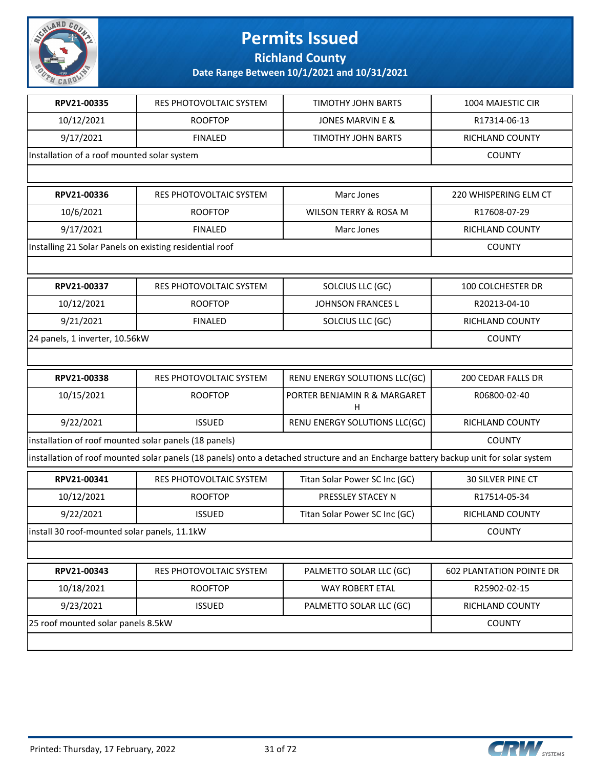# Permits Issued

**Richland County**

**Date Range Between 10/1/2021 and 10/31/2021**

| **RPV21-00335** | RES PHOTOVOLTAIC SYSTEM | TIMOTHY JOHN BARTS | 1004 MAJESTIC CIR |
|---|---|---|---|
| 10/12/2021 | ROOFTOP | JONES MARVIN E & | R17314-06-13 |
| 9/17/2021 | FINALED | TIMOTHY JOHN BARTS | RICHLAND COUNTY |
| Installation of a roof mounted solar system | | | COUNTY |

| **RPV21-00336** | RES PHOTOVOLTAIC SYSTEM | Marc Jones | 220 WHISPERING ELM CT |
|---|---|---|---|
| 10/6/2021 | ROOFTOP | WILSON TERRY & ROSA M | R17608-07-29 |
| 9/17/2021 | FINALED | Marc Jones | RICHLAND COUNTY |
| Installing 21 Solar Panels on existing residential roof | | | COUNTY |

| **RPV21-00337** | RES PHOTOVOLTAIC SYSTEM | SOLCIUS LLC (GC) | 100 COLCHESTER DR |
|---|---|---|---|
| 10/12/2021 | ROOFTOP | JOHNSON FRANCES L | R20213-04-10 |
| 9/21/2021 | FINALED | SOLCIUS LLC (GC) | RICHLAND COUNTY |
| 24 panels, 1 inverter, 10.56kW | | | COUNTY |

| **RPV21-00338** | RES PHOTOVOLTAIC SYSTEM | RENU ENERGY SOLUTIONS LLC(GC) | 200 CEDAR FALLS DR |
|---|---|---|---|
| 10/15/2021 | ROOFTOP | PORTER BENJAMIN R & MARGARET H | R06800-02-40 |
| 9/22/2021 | ISSUED | RENU ENERGY SOLUTIONS LLC(GC) | RICHLAND COUNTY |
| installation of roof mounted solar panels (18 panels) | | | COUNTY |
| installation of roof mounted solar panels (18 panels) onto a detached structure and an Encharge battery backup unit for solar system | | | |

| **RPV21-00341** | RES PHOTOVOLTAIC SYSTEM | Titan Solar Power SC Inc (GC) | 30 SILVER PINE CT |
|---|---|---|---|
| 10/12/2021 | ROOFTOP | PRESSLEY STACEY N | R17514-05-34 |
| 9/22/2021 | ISSUED | Titan Solar Power SC Inc (GC) | RICHLAND COUNTY |
| install 30 roof-mounted solar panels, 11.1kW | | | COUNTY |

| **RPV21-00343** | RES PHOTOVOLTAIC SYSTEM | PALMETTO SOLAR LLC (GC) | 602 PLANTATION POINTE DR |
|---|---|---|---|
| 10/18/2021 | ROOFTOP | WAY ROBERT ETAL | R25902-02-15 |
| 9/23/2021 | ISSUED | PALMETTO SOLAR LLC (GC) | RICHLAND COUNTY |
| 25 roof mounted solar panels 8.5kW | | | COUNTY |

Printed: Thursday, 17 February, 2022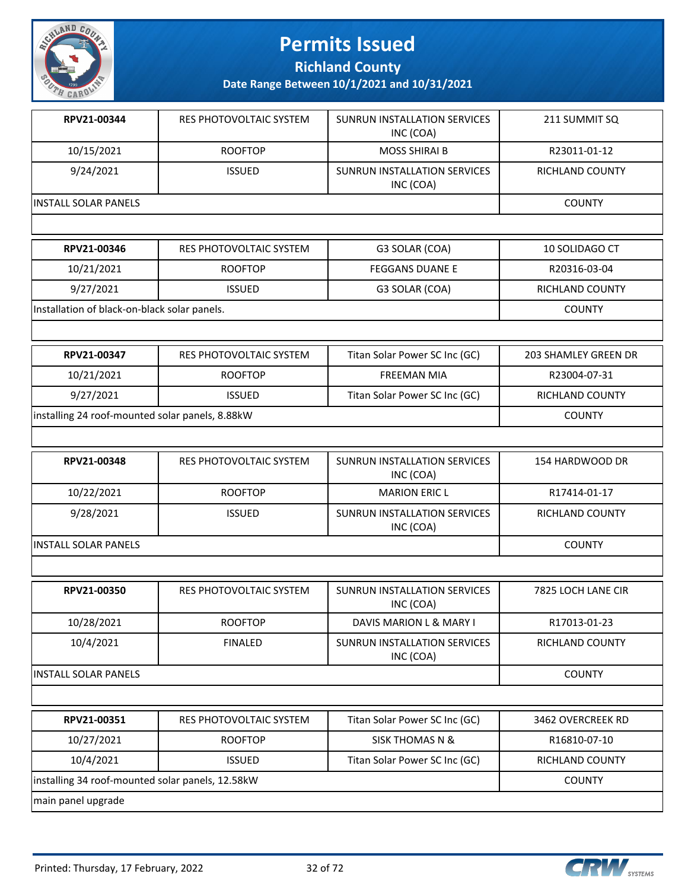# Permits Issued

**Richland County**

**Date Range Between 10/1/2021 and 10/31/2021**

| **RPV21-00344** | RES PHOTOVOLTAIC SYSTEM | SUNRUN INSTALLATION SERVICES INC (COA) | 211 SUMMIT SQ |
|---|---|---|---|
| 10/15/2021 | ROOFTOP | MOSS SHIRAI B | R23011-01-12 |
| 9/24/2021 | ISSUED | SUNRUN INSTALLATION SERVICES INC (COA) | RICHLAND COUNTY |
| INSTALL SOLAR PANELS | | | COUNTY |

| **RPV21-00346** | RES PHOTOVOLTAIC SYSTEM | G3 SOLAR (COA) | 10 SOLIDAGO CT |
|---|---|---|---|
| 10/21/2021 | ROOFTOP | FEGGANS DUANE E | R20316-03-04 |
| 9/27/2021 | ISSUED | G3 SOLAR (COA) | RICHLAND COUNTY |
| Installation of black-on-black solar panels. | | | COUNTY |

| **RPV21-00347** | RES PHOTOVOLTAIC SYSTEM | Titan Solar Power SC Inc (GC) | 203 SHAMLEY GREEN DR |
|---|---|---|---|
| 10/21/2021 | ROOFTOP | FREEMAN MIA | R23004-07-31 |
| 9/27/2021 | ISSUED | Titan Solar Power SC Inc (GC) | RICHLAND COUNTY |
| installing 24 roof-mounted solar panels, 8.88kW | | | COUNTY |

| **RPV21-00348** | RES PHOTOVOLTAIC SYSTEM | SUNRUN INSTALLATION SERVICES INC (COA) | 154 HARDWOOD DR |
|---|---|---|---|
| 10/22/2021 | ROOFTOP | MARION ERIC L | R17414-01-17 |
| 9/28/2021 | ISSUED | SUNRUN INSTALLATION SERVICES INC (COA) | RICHLAND COUNTY |
| INSTALL SOLAR PANELS | | | COUNTY |

| **RPV21-00350** | RES PHOTOVOLTAIC SYSTEM | SUNRUN INSTALLATION SERVICES INC (COA) | 7825 LOCH LANE CIR |
|---|---|---|---|
| 10/28/2021 | ROOFTOP | DAVIS MARION L & MARY I | R17013-01-23 |
| 10/4/2021 | FINALED | SUNRUN INSTALLATION SERVICES INC (COA) | RICHLAND COUNTY |
| INSTALL SOLAR PANELS | | | COUNTY |

| **RPV21-00351** | RES PHOTOVOLTAIC SYSTEM | Titan Solar Power SC Inc (GC) | 3462 OVERCREEK RD |
|---|---|---|---|
| 10/27/2021 | ROOFTOP | SISK THOMAS N & | R16810-07-10 |
| 10/4/2021 | ISSUED | Titan Solar Power SC Inc (GC) | RICHLAND COUNTY |
| installing 34 roof-mounted solar panels, 12.58kW | | | COUNTY |
| main panel upgrade | | | |

Printed: Thursday, 17 February, 2022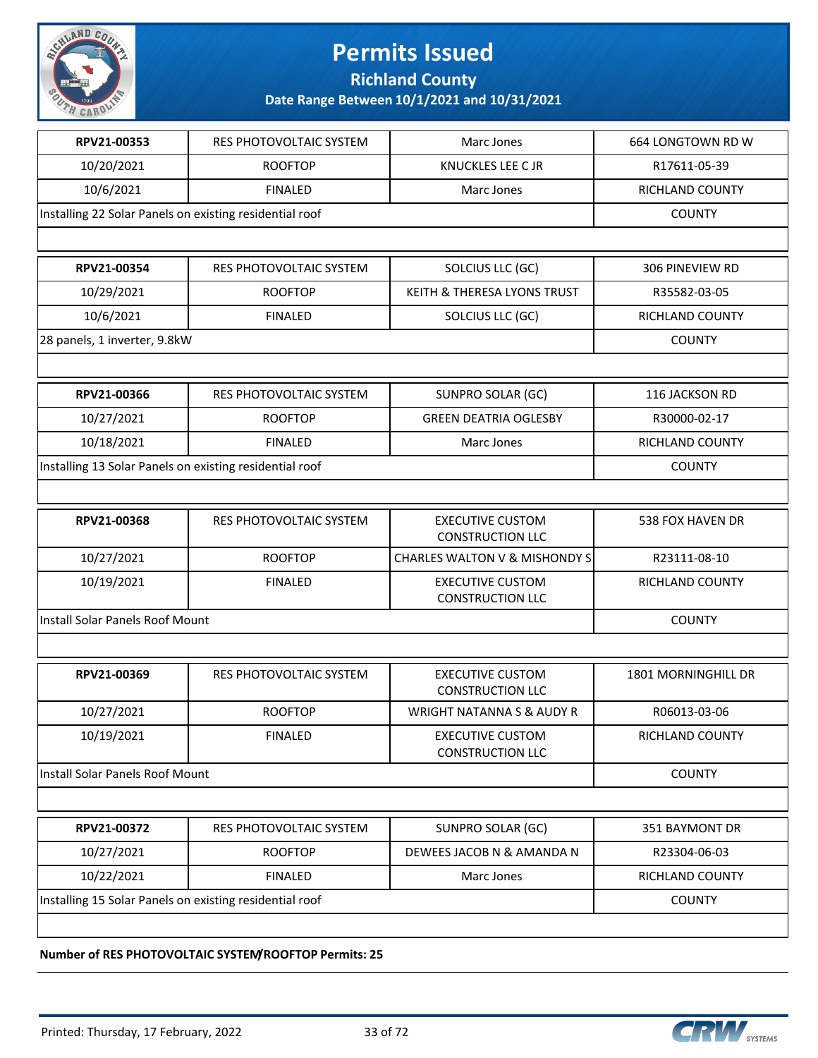# Permits Issued

## Richland County

**Date Range Between 10/1/2021 and 10/31/2021**

| RPV21-00353 | RES PHOTOVOLTAIC SYSTEM | Marc Jones | 664 LONGTOWN RD W |
|---|---|---|---|
| 10/20/2021 | ROOFTOP | KNUCKLES LEE C JR | R17611-05-39 |
| 10/6/2021 | FINALED | Marc Jones | RICHLAND COUNTY |
| Installing 22 Solar Panels on existing residential roof | | | COUNTY |

| RPV21-00354 | RES PHOTOVOLTAIC SYSTEM | SOLCIUS LLC (GC) | 306 PINEVIEW RD |
|---|---|---|---|
| 10/29/2021 | ROOFTOP | KEITH & THERESA LYONS TRUST | R35582-03-05 |
| 10/6/2021 | FINALED | SOLCIUS LLC (GC) | RICHLAND COUNTY |
| 28 panels, 1 inverter, 9.8kW | | | COUNTY |

| RPV21-00366 | RES PHOTOVOLTAIC SYSTEM | SUNPRO SOLAR (GC) | 116 JACKSON RD |
|---|---|---|---|
| 10/27/2021 | ROOFTOP | GREEN DEATRIA OGLESBY | R30000-02-17 |
| 10/18/2021 | FINALED | Marc Jones | RICHLAND COUNTY |
| Installing 13 Solar Panels on existing residential roof | | | COUNTY |

| RPV21-00368 | RES PHOTOVOLTAIC SYSTEM | EXECUTIVE CUSTOM CONSTRUCTION LLC | 538 FOX HAVEN DR |
|---|---|---|---|
| 10/27/2021 | ROOFTOP | CHARLES WALTON V & MISHONDY S | R23111-08-10 |
| 10/19/2021 | FINALED | EXECUTIVE CUSTOM CONSTRUCTION LLC | RICHLAND COUNTY |
| Install Solar Panels Roof Mount | | | COUNTY |

| RPV21-00369 | RES PHOTOVOLTAIC SYSTEM | EXECUTIVE CUSTOM CONSTRUCTION LLC | 1801 MORNINGHILL DR |
|---|---|---|---|
| 10/27/2021 | ROOFTOP | WRIGHT NATANNA S & AUDY R | R06013-03-06 |
| 10/19/2021 | FINALED | EXECUTIVE CUSTOM CONSTRUCTION LLC | RICHLAND COUNTY |
| Install Solar Panels Roof Mount | | | COUNTY |

| RPV21-00372 | RES PHOTOVOLTAIC SYSTEM | SUNPRO SOLAR (GC) | 351 BAYMONT DR |
|---|---|---|---|
| 10/27/2021 | ROOFTOP | DEWEES JACOB N & AMANDA N | R23304-06-03 |
| 10/22/2021 | FINALED | Marc Jones | RICHLAND COUNTY |
| Installing 15 Solar Panels on existing residential roof | | | COUNTY |

**Number of RES PHOTOVOLTAIC SYSTEM/ROOFTOP Permits: 25**

Printed: Thursday, 17 February, 2022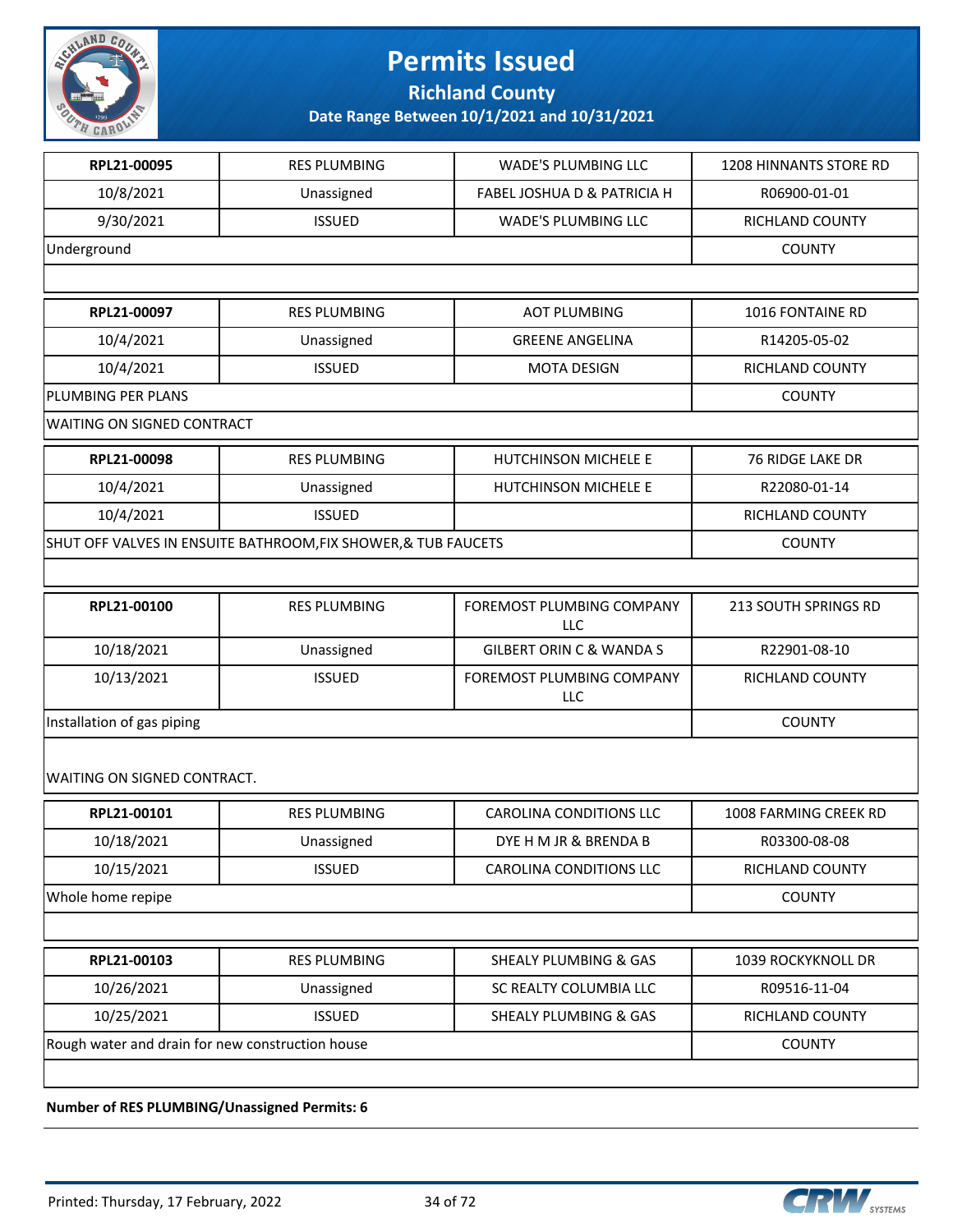# Permits Issued

## Richland County

**Date Range Between 10/1/2021 and 10/31/2021**

| | | | |
|---|---|---|---|
| **RPL21-00095** | RES PLUMBING | WADE'S PLUMBING LLC | 1208 HINNANTS STORE RD |
| 10/8/2021 | Unassigned | FABEL JOSHUA D & PATRICIA H | R06900-01-01 |
| 9/30/2021 | ISSUED | WADE'S PLUMBING LLC | RICHLAND COUNTY |
| Underground | | | COUNTY |
| | | | |
| **RPL21-00097** | RES PLUMBING | AOT PLUMBING | 1016 FONTAINE RD |
| 10/4/2021 | Unassigned | GREENE ANGELINA | R14205-05-02 |
| 10/4/2021 | ISSUED | MOTA DESIGN | RICHLAND COUNTY |
| PLUMBING PER PLANS | | | COUNTY |
| WAITING ON SIGNED CONTRACT | | | |
| **RPL21-00098** | RES PLUMBING | HUTCHINSON MICHELE E | 76 RIDGE LAKE DR |
| 10/4/2021 | Unassigned | HUTCHINSON MICHELE E | R22080-01-14 |
| 10/4/2021 | ISSUED | | RICHLAND COUNTY |
| SHUT OFF VALVES IN ENSUITE BATHROOM,FIX SHOWER,& TUB FAUCETS | | | COUNTY |
| | | | |
| **RPL21-00100** | RES PLUMBING | FOREMOST PLUMBING COMPANY LLC | 213 SOUTH SPRINGS RD |
| 10/18/2021 | Unassigned | GILBERT ORIN C & WANDA S | R22901-08-10 |
| 10/13/2021 | ISSUED | FOREMOST PLUMBING COMPANY LLC | RICHLAND COUNTY |
| Installation of gas piping | | | COUNTY |
| WAITING ON SIGNED CONTRACT. | | | |
| **RPL21-00101** | RES PLUMBING | CAROLINA CONDITIONS LLC | 1008 FARMING CREEK RD |
| 10/18/2021 | Unassigned | DYE H M JR & BRENDA B | R03300-08-08 |
| 10/15/2021 | ISSUED | CAROLINA CONDITIONS LLC | RICHLAND COUNTY |
| Whole home repipe | | | COUNTY |
| | | | |
| **RPL21-00103** | RES PLUMBING | SHEALY PLUMBING & GAS | 1039 ROCKYKNOLL DR |
| 10/26/2021 | Unassigned | SC REALTY COLUMBIA LLC | R09516-11-04 |
| 10/25/2021 | ISSUED | SHEALY PLUMBING & GAS | RICHLAND COUNTY |
| Rough water and drain for new construction house | | | COUNTY |
| | | | |

**Number of RES PLUMBING/Unassigned Permits: 6**

Printed: Thursday, 17 February, 2022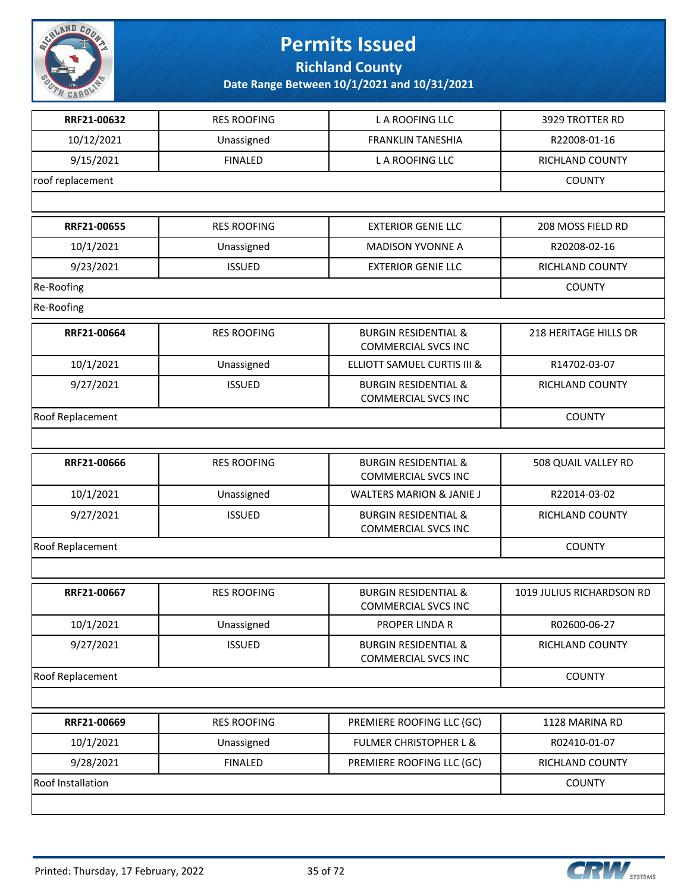# Permits Issued

**Richland County**

**Date Range Between 10/1/2021 and 10/31/2021**

| RRF21-00632 | RES ROOFING | L A ROOFING LLC | 3929 TROTTER RD |
|---|---|---|---|
| 10/12/2021 | Unassigned | FRANKLIN TANESHIA | R22008-01-16 |
| 9/15/2021 | FINALED | L A ROOFING LLC | RICHLAND COUNTY |
| roof replacement | | | COUNTY |
| | | | |

| RRF21-00655 | RES ROOFING | EXTERIOR GENIE LLC | 208 MOSS FIELD RD |
|---|---|---|---|
| 10/1/2021 | Unassigned | MADISON YVONNE A | R20208-02-16 |
| 9/23/2021 | ISSUED | EXTERIOR GENIE LLC | RICHLAND COUNTY |
| Re-Roofing | | | COUNTY |
| Re-Roofing | | | |

| RRF21-00664 | RES ROOFING | BURGIN RESIDENTIAL & COMMERCIAL SVCS INC | 218 HERITAGE HILLS DR |
|---|---|---|---|
| 10/1/2021 | Unassigned | ELLIOTT SAMUEL CURTIS III & | R14702-03-07 |
| 9/27/2021 | ISSUED | BURGIN RESIDENTIAL & COMMERCIAL SVCS INC | RICHLAND COUNTY |
| Roof Replacement | | | COUNTY |
| | | | |

| RRF21-00666 | RES ROOFING | BURGIN RESIDENTIAL & COMMERCIAL SVCS INC | 508 QUAIL VALLEY RD |
|---|---|---|---|
| 10/1/2021 | Unassigned | WALTERS MARION & JANIE J | R22014-03-02 |
| 9/27/2021 | ISSUED | BURGIN RESIDENTIAL & COMMERCIAL SVCS INC | RICHLAND COUNTY |
| Roof Replacement | | | COUNTY |
| | | | |

| RRF21-00667 | RES ROOFING | BURGIN RESIDENTIAL & COMMERCIAL SVCS INC | 1019 JULIUS RICHARDSON RD |
|---|---|---|---|
| 10/1/2021 | Unassigned | PROPER LINDA R | R02600-06-27 |
| 9/27/2021 | ISSUED | BURGIN RESIDENTIAL & COMMERCIAL SVCS INC | RICHLAND COUNTY |
| Roof Replacement | | | COUNTY |
| | | | |

| RRF21-00669 | RES ROOFING | PREMIERE ROOFING LLC (GC) | 1128 MARINA RD |
|---|---|---|---|
| 10/1/2021 | Unassigned | FULMER CHRISTOPHER L & | R02410-01-07 |
| 9/28/2021 | FINALED | PREMIERE ROOFING LLC (GC) | RICHLAND COUNTY |
| Roof Installation | | | COUNTY |
| | | | |

Printed: Thursday, 17 February, 2022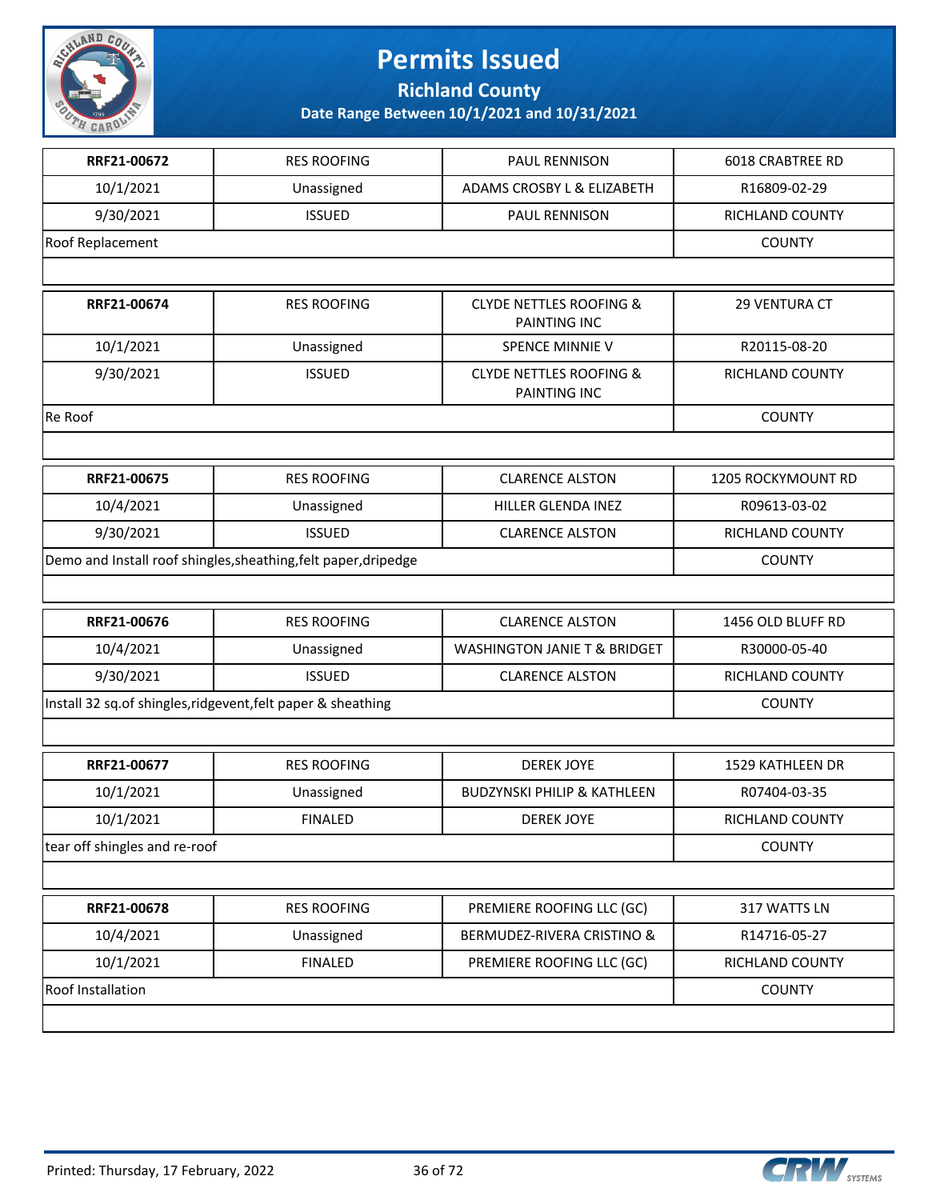# Permits Issued

**Richland County**

**Date Range Between 10/1/2021 and 10/31/2021**

| **RRF21-00672** | RES ROOFING | PAUL RENNISON | 6018 CRABTREE RD |
|---|---|---|---|
| 10/1/2021 | Unassigned | ADAMS CROSBY L & ELIZABETH | R16809-02-29 |
| 9/30/2021 | ISSUED | PAUL RENNISON | RICHLAND COUNTY |
| Roof Replacement | | | COUNTY |

| **RRF21-00674** | RES ROOFING | CLYDE NETTLES ROOFING & PAINTING INC | 29 VENTURA CT |
|---|---|---|---|
| 10/1/2021 | Unassigned | SPENCE MINNIE V | R20115-08-20 |
| 9/30/2021 | ISSUED | CLYDE NETTLES ROOFING & PAINTING INC | RICHLAND COUNTY |
| Re Roof | | | COUNTY |

| **RRF21-00675** | RES ROOFING | CLARENCE ALSTON | 1205 ROCKYMOUNT RD |
|---|---|---|---|
| 10/4/2021 | Unassigned | HILLER GLENDA INEZ | R09613-03-02 |
| 9/30/2021 | ISSUED | CLARENCE ALSTON | RICHLAND COUNTY |
| Demo and Install roof shingles,sheathing,felt paper,dripedge | | | COUNTY |

| **RRF21-00676** | RES ROOFING | CLARENCE ALSTON | 1456 OLD BLUFF RD |
|---|---|---|---|
| 10/4/2021 | Unassigned | WASHINGTON JANIE T & BRIDGET | R30000-05-40 |
| 9/30/2021 | ISSUED | CLARENCE ALSTON | RICHLAND COUNTY |
| Install 32 sq.of shingles,ridgevent,felt paper & sheathing | | | COUNTY |

| **RRF21-00677** | RES ROOFING | DEREK JOYE | 1529 KATHLEEN DR |
|---|---|---|---|
| 10/1/2021 | Unassigned | BUDZYNSKI PHILIP & KATHLEEN | R07404-03-35 |
| 10/1/2021 | FINALED | DEREK JOYE | RICHLAND COUNTY |
| tear off shingles and re-roof | | | COUNTY |

| **RRF21-00678** | RES ROOFING | PREMIERE ROOFING LLC (GC) | 317 WATTS LN |
|---|---|---|---|
| 10/4/2021 | Unassigned | BERMUDEZ-RIVERA CRISTINO & | R14716-05-27 |
| 10/1/2021 | FINALED | PREMIERE ROOFING LLC (GC) | RICHLAND COUNTY |
| Roof Installation | | | COUNTY |

Printed: Thursday, 17 February, 2022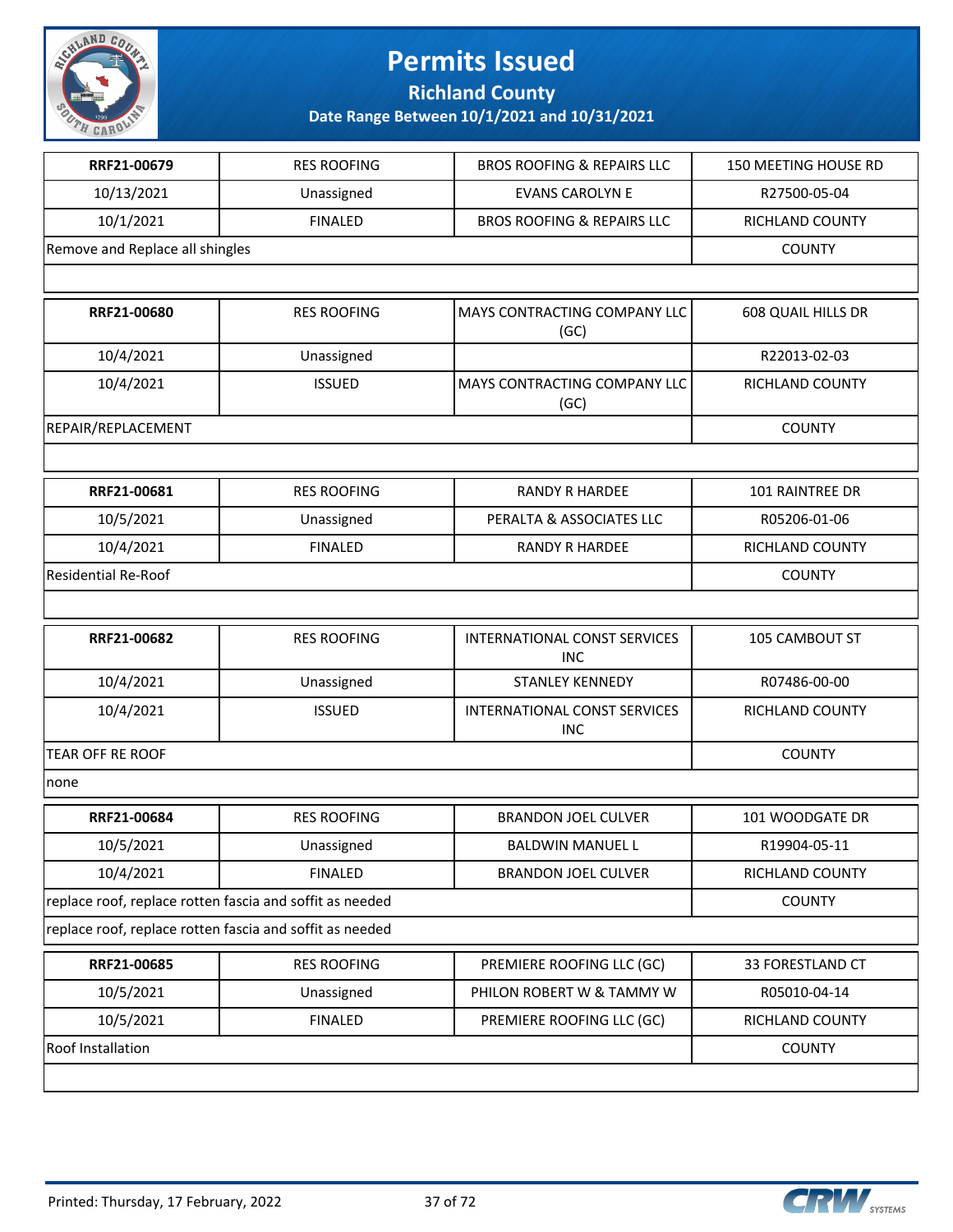# Permits Issued

## Richland County

### Date Range Between 10/1/2021 and 10/31/2021

| | | | |
|---|---|---|---|
| **RRF21-00679** | RES ROOFING | BROS ROOFING & REPAIRS LLC | 150 MEETING HOUSE RD |
| 10/13/2021 | Unassigned | EVANS CAROLYN E | R27500-05-04 |
| 10/1/2021 | FINALED | BROS ROOFING & REPAIRS LLC | RICHLAND COUNTY |
| Remove and Replace all shingles | | | COUNTY |
| | | | |

| | | | |
|---|---|---|---|
| **RRF21-00680** | RES ROOFING | MAYS CONTRACTING COMPANY LLC (GC) | 608 QUAIL HILLS DR |
| 10/4/2021 | Unassigned | | R22013-02-03 |
| 10/4/2021 | ISSUED | MAYS CONTRACTING COMPANY LLC (GC) | RICHLAND COUNTY |
| REPAIR/REPLACEMENT | | | COUNTY |
| | | | |

| | | | |
|---|---|---|---|
| **RRF21-00681** | RES ROOFING | RANDY R HARDEE | 101 RAINTREE DR |
| 10/5/2021 | Unassigned | PERALTA & ASSOCIATES LLC | R05206-01-06 |
| 10/4/2021 | FINALED | RANDY R HARDEE | RICHLAND COUNTY |
| Residential Re-Roof | | | COUNTY |
| | | | |

| | | | |
|---|---|---|---|
| **RRF21-00682** | RES ROOFING | INTERNATIONAL CONST SERVICES INC | 105 CAMBOUT ST |
| 10/4/2021 | Unassigned | STANLEY KENNEDY | R07486-00-00 |
| 10/4/2021 | ISSUED | INTERNATIONAL CONST SERVICES INC | RICHLAND COUNTY |
| TEAR OFF RE ROOF | | | COUNTY |
| none | | | |

| | | | |
|---|---|---|---|
| **RRF21-00684** | RES ROOFING | BRANDON JOEL CULVER | 101 WOODGATE DR |
| 10/5/2021 | Unassigned | BALDWIN MANUEL L | R19904-05-11 |
| 10/4/2021 | FINALED | BRANDON JOEL CULVER | RICHLAND COUNTY |
| replace roof, replace rotten fascia and soffit as needed | | | COUNTY |
| replace roof, replace rotten fascia and soffit as needed | | | |

| | | | |
|---|---|---|---|
| **RRF21-00685** | RES ROOFING | PREMIERE ROOFING LLC (GC) | 33 FORESTLAND CT |
| 10/5/2021 | Unassigned | PHILON ROBERT W & TAMMY W | R05010-04-14 |
| 10/5/2021 | FINALED | PREMIERE ROOFING LLC (GC) | RICHLAND COUNTY |
| Roof Installation | | | COUNTY |
| | | | |

Printed: Thursday, 17 February, 2022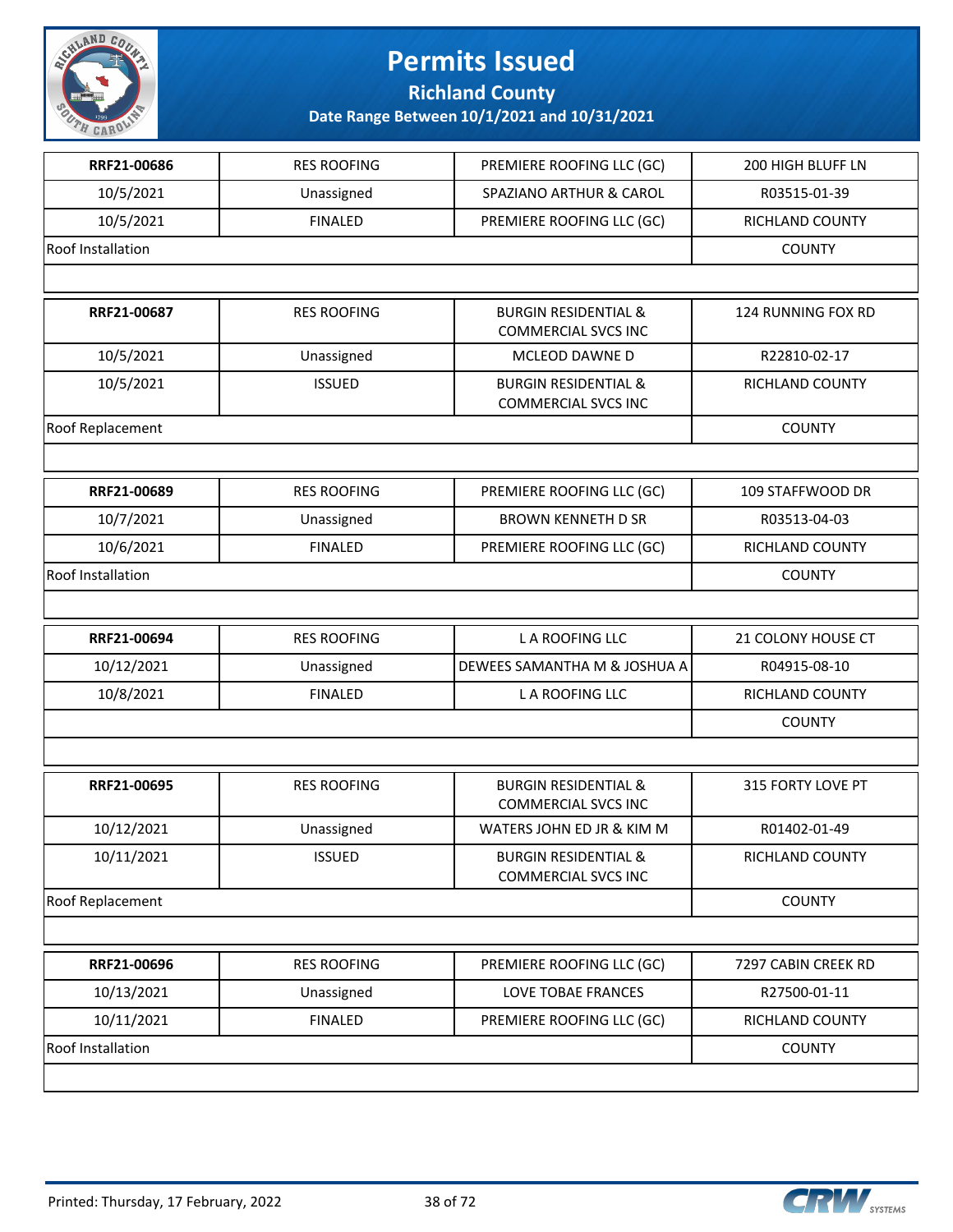# Permits Issued

## Richland County

### Date Range Between 10/1/2021 and 10/31/2021

| | | | |
|---|---|---|---|
| **RRF21-00686** | RES ROOFING | PREMIERE ROOFING LLC (GC) | 200 HIGH BLUFF LN |
| 10/5/2021 | Unassigned | SPAZIANO ARTHUR & CAROL | R03515-01-39 |
| 10/5/2021 | FINALED | PREMIERE ROOFING LLC (GC) | RICHLAND COUNTY |
| Roof Installation | | | COUNTY |

| | | | |
|---|---|---|---|
| **RRF21-00687** | RES ROOFING | BURGIN RESIDENTIAL & COMMERCIAL SVCS INC | 124 RUNNING FOX RD |
| 10/5/2021 | Unassigned | MCLEOD DAWNE D | R22810-02-17 |
| 10/5/2021 | ISSUED | BURGIN RESIDENTIAL & COMMERCIAL SVCS INC | RICHLAND COUNTY |
| Roof Replacement | | | COUNTY |

| | | | |
|---|---|---|---|
| **RRF21-00689** | RES ROOFING | PREMIERE ROOFING LLC (GC) | 109 STAFFWOOD DR |
| 10/7/2021 | Unassigned | BROWN KENNETH D SR | R03513-04-03 |
| 10/6/2021 | FINALED | PREMIERE ROOFING LLC (GC) | RICHLAND COUNTY |
| Roof Installation | | | COUNTY |

| | | | |
|---|---|---|---|
| **RRF21-00694** | RES ROOFING | L A ROOFING LLC | 21 COLONY HOUSE CT |
| 10/12/2021 | Unassigned | DEWEES SAMANTHA M & JOSHUA A | R04915-08-10 |
| 10/8/2021 | FINALED | L A ROOFING LLC | RICHLAND COUNTY |
| | | | COUNTY |

| | | | |
|---|---|---|---|
| **RRF21-00695** | RES ROOFING | BURGIN RESIDENTIAL & COMMERCIAL SVCS INC | 315 FORTY LOVE PT |
| 10/12/2021 | Unassigned | WATERS JOHN ED JR & KIM M | R01402-01-49 |
| 10/11/2021 | ISSUED | BURGIN RESIDENTIAL & COMMERCIAL SVCS INC | RICHLAND COUNTY |
| Roof Replacement | | | COUNTY |

| | | | |
|---|---|---|---|
| **RRF21-00696** | RES ROOFING | PREMIERE ROOFING LLC (GC) | 7297 CABIN CREEK RD |
| 10/13/2021 | Unassigned | LOVE TOBAE FRANCES | R27500-01-11 |
| 10/11/2021 | FINALED | PREMIERE ROOFING LLC (GC) | RICHLAND COUNTY |
| Roof Installation | | | COUNTY |

Printed: Thursday, 17 February, 2022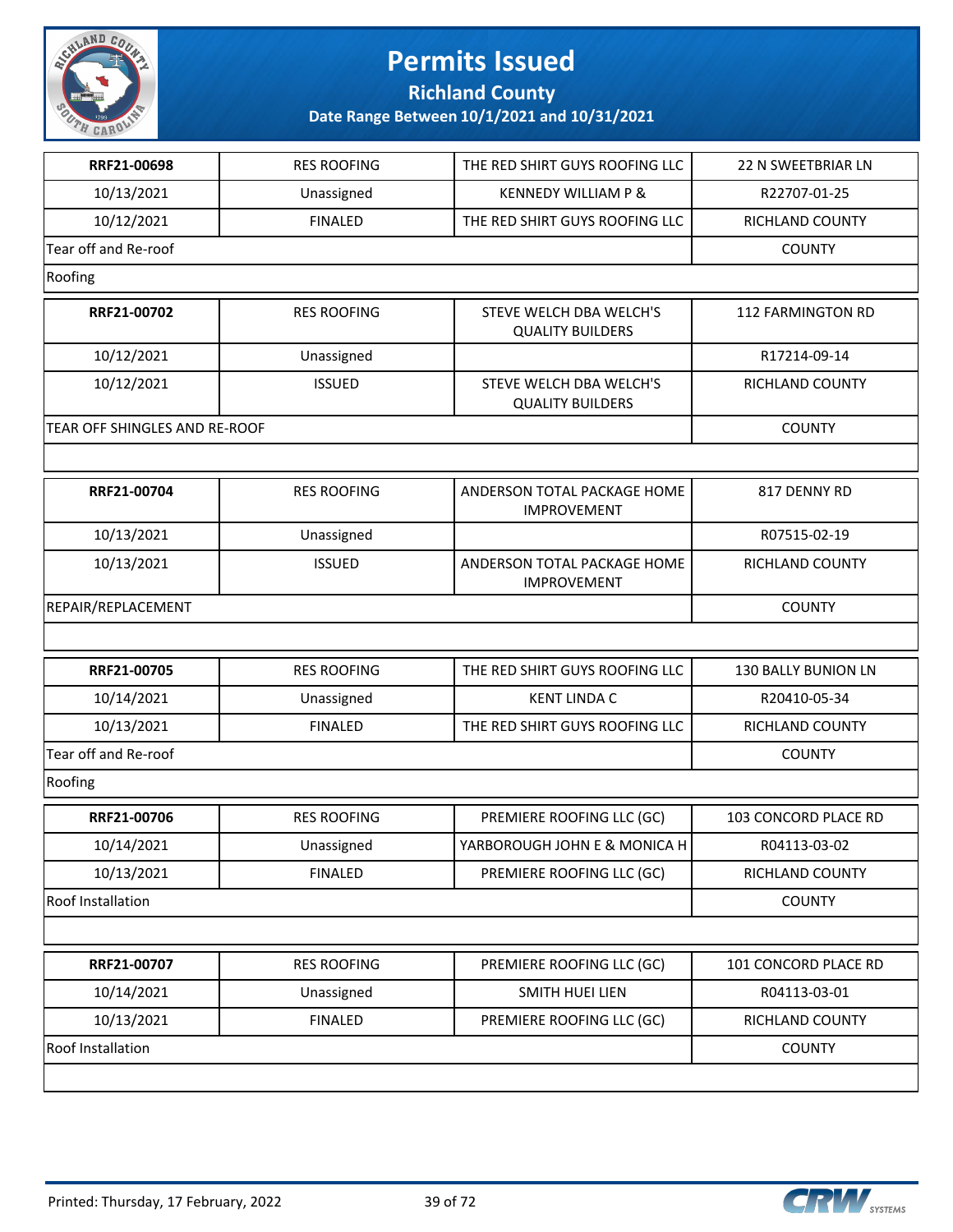# Permits Issued

## Richland County

### Date Range Between 10/1/2021 and 10/31/2021

| | | | |
|---|---|---|---|
| **RRF21-00698** | RES ROOFING | THE RED SHIRT GUYS ROOFING LLC | 22 N SWEETBRIAR LN |
| 10/13/2021 | Unassigned | KENNEDY WILLIAM P & | R22707-01-25 |
| 10/12/2021 | FINALED | THE RED SHIRT GUYS ROOFING LLC | RICHLAND COUNTY |
| Tear off and Re-roof | | | COUNTY |
| Roofing | | | |

| | | | |
|---|---|---|---|
| **RRF21-00702** | RES ROOFING | STEVE WELCH DBA WELCH'S QUALITY BUILDERS | 112 FARMINGTON RD |
| 10/12/2021 | Unassigned | | R17214-09-14 |
| 10/12/2021 | ISSUED | STEVE WELCH DBA WELCH'S QUALITY BUILDERS | RICHLAND COUNTY |
| TEAR OFF SHINGLES AND RE-ROOF | | | COUNTY |

| | | | |
|---|---|---|---|
| **RRF21-00704** | RES ROOFING | ANDERSON TOTAL PACKAGE HOME IMPROVEMENT | 817 DENNY RD |
| 10/13/2021 | Unassigned | | R07515-02-19 |
| 10/13/2021 | ISSUED | ANDERSON TOTAL PACKAGE HOME IMPROVEMENT | RICHLAND COUNTY |
| REPAIR/REPLACEMENT | | | COUNTY |

| | | | |
|---|---|---|---|
| **RRF21-00705** | RES ROOFING | THE RED SHIRT GUYS ROOFING LLC | 130 BALLY BUNION LN |
| 10/14/2021 | Unassigned | KENT LINDA C | R20410-05-34 |
| 10/13/2021 | FINALED | THE RED SHIRT GUYS ROOFING LLC | RICHLAND COUNTY |
| Tear off and Re-roof | | | COUNTY |
| Roofing | | | |

| | | | |
|---|---|---|---|
| **RRF21-00706** | RES ROOFING | PREMIERE ROOFING LLC (GC) | 103 CONCORD PLACE RD |
| 10/14/2021 | Unassigned | YARBOROUGH JOHN E & MONICA H | R04113-03-02 |
| 10/13/2021 | FINALED | PREMIERE ROOFING LLC (GC) | RICHLAND COUNTY |
| Roof Installation | | | COUNTY |

| | | | |
|---|---|---|---|
| **RRF21-00707** | RES ROOFING | PREMIERE ROOFING LLC (GC) | 101 CONCORD PLACE RD |
| 10/14/2021 | Unassigned | SMITH HUEI LIEN | R04113-03-01 |
| 10/13/2021 | FINALED | PREMIERE ROOFING LLC (GC) | RICHLAND COUNTY |
| Roof Installation | | | COUNTY |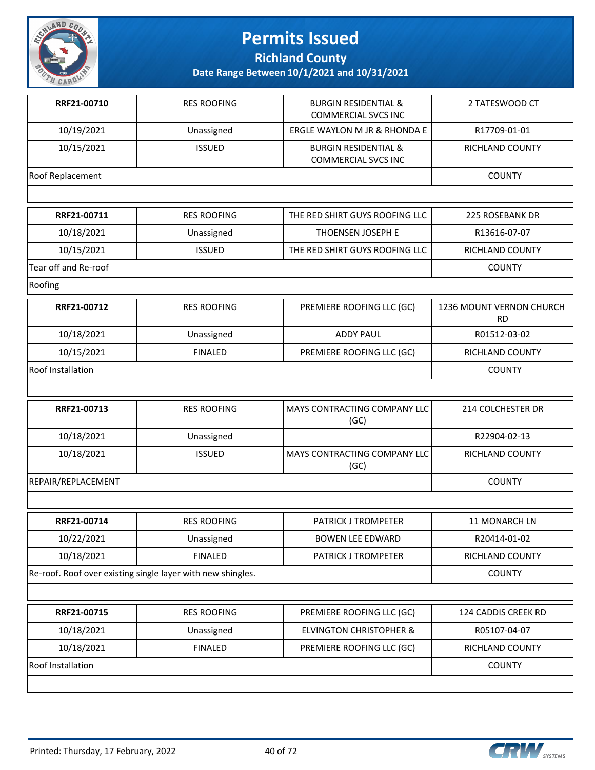# Permits Issued

## Richland County

### Date Range Between 10/1/2021 and 10/31/2021

| RRF21-00710 | RES ROOFING | BURGIN RESIDENTIAL & COMMERCIAL SVCS INC | 2 TATESWOOD CT |
|---|---|---|---|
| 10/19/2021 | Unassigned | ERGLE WAYLON M JR & RHONDA E | R17709-01-01 |
| 10/15/2021 | ISSUED | BURGIN RESIDENTIAL & COMMERCIAL SVCS INC | RICHLAND COUNTY |
| Roof Replacement | | | COUNTY |

| RRF21-00711 | RES ROOFING | THE RED SHIRT GUYS ROOFING LLC | 225 ROSEBANK DR |
|---|---|---|---|
| 10/18/2021 | Unassigned | THOENSEN JOSEPH E | R13616-07-07 |
| 10/15/2021 | ISSUED | THE RED SHIRT GUYS ROOFING LLC | RICHLAND COUNTY |
| Tear off and Re-roof | | | COUNTY |
| Roofing | | | |

| RRF21-00712 | RES ROOFING | PREMIERE ROOFING LLC (GC) | 1236 MOUNT VERNON CHURCH RD |
|---|---|---|---|
| 10/18/2021 | Unassigned | ADDY PAUL | R01512-03-02 |
| 10/15/2021 | FINALED | PREMIERE ROOFING LLC (GC) | RICHLAND COUNTY |
| Roof Installation | | | COUNTY |

| RRF21-00713 | RES ROOFING | MAYS CONTRACTING COMPANY LLC (GC) | 214 COLCHESTER DR |
|---|---|---|---|
| 10/18/2021 | Unassigned | | R22904-02-13 |
| 10/18/2021 | ISSUED | MAYS CONTRACTING COMPANY LLC (GC) | RICHLAND COUNTY |
| REPAIR/REPLACEMENT | | | COUNTY |

| RRF21-00714 | RES ROOFING | PATRICK J TROMPETER | 11 MONARCH LN |
|---|---|---|---|
| 10/22/2021 | Unassigned | BOWEN LEE EDWARD | R20414-01-02 |
| 10/18/2021 | FINALED | PATRICK J TROMPETER | RICHLAND COUNTY |
| Re-roof. Roof over existing single layer with new shingles. | | | COUNTY |

| RRF21-00715 | RES ROOFING | PREMIERE ROOFING LLC (GC) | 124 CADDIS CREEK RD |
|---|---|---|---|
| 10/18/2021 | Unassigned | ELVINGTON CHRISTOPHER & | R05107-04-07 |
| 10/18/2021 | FINALED | PREMIERE ROOFING LLC (GC) | RICHLAND COUNTY |
| Roof Installation | | | COUNTY |

Printed: Thursday, 17 February, 2022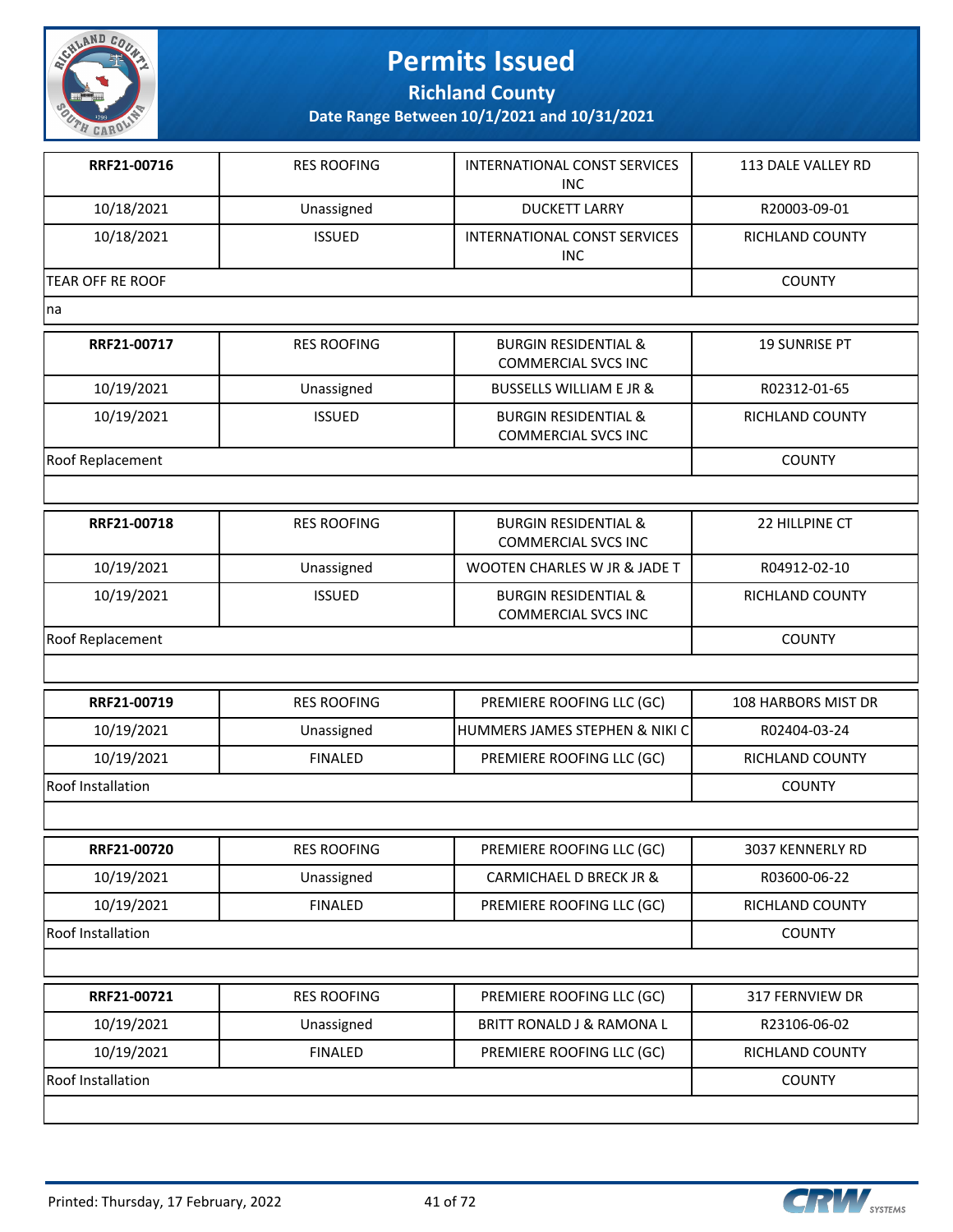# Permits Issued

## Richland County

**Date Range Between 10/1/2021 and 10/31/2021**

| **RRF21-00716** | RES ROOFING | INTERNATIONAL CONST SERVICES INC | 113 DALE VALLEY RD |
|---|---|---|---|
| 10/18/2021 | Unassigned | DUCKETT LARRY | R20003-09-01 |
| 10/18/2021 | ISSUED | INTERNATIONAL CONST SERVICES INC | RICHLAND COUNTY |
| TEAR OFF RE ROOF | | | COUNTY |
| na | | | |

| **RRF21-00717** | RES ROOFING | BURGIN RESIDENTIAL & COMMERCIAL SVCS INC | 19 SUNRISE PT |
|---|---|---|---|
| 10/19/2021 | Unassigned | BUSSELLS WILLIAM E JR & | R02312-01-65 |
| 10/19/2021 | ISSUED | BURGIN RESIDENTIAL & COMMERCIAL SVCS INC | RICHLAND COUNTY |
| Roof Replacement | | | COUNTY |
| | | | |

| **RRF21-00718** | RES ROOFING | BURGIN RESIDENTIAL & COMMERCIAL SVCS INC | 22 HILLPINE CT |
|---|---|---|---|
| 10/19/2021 | Unassigned | WOOTEN CHARLES W JR & JADE T | R04912-02-10 |
| 10/19/2021 | ISSUED | BURGIN RESIDENTIAL & COMMERCIAL SVCS INC | RICHLAND COUNTY |
| Roof Replacement | | | COUNTY |
| | | | |

| **RRF21-00719** | RES ROOFING | PREMIERE ROOFING LLC (GC) | 108 HARBORS MIST DR |
|---|---|---|---|
| 10/19/2021 | Unassigned | HUMMERS JAMES STEPHEN & NIKI C | R02404-03-24 |
| 10/19/2021 | FINALED | PREMIERE ROOFING LLC (GC) | RICHLAND COUNTY |
| Roof Installation | | | COUNTY |
| | | | |

| **RRF21-00720** | RES ROOFING | PREMIERE ROOFING LLC (GC) | 3037 KENNERLY RD |
|---|---|---|---|
| 10/19/2021 | Unassigned | CARMICHAEL D BRECK JR & | R03600-06-22 |
| 10/19/2021 | FINALED | PREMIERE ROOFING LLC (GC) | RICHLAND COUNTY |
| Roof Installation | | | COUNTY |
| | | | |

| **RRF21-00721** | RES ROOFING | PREMIERE ROOFING LLC (GC) | 317 FERNVIEW DR |
|---|---|---|---|
| 10/19/2021 | Unassigned | BRITT RONALD J & RAMONA L | R23106-06-02 |
| 10/19/2021 | FINALED | PREMIERE ROOFING LLC (GC) | RICHLAND COUNTY |
| Roof Installation | | | COUNTY |
| | | | |

Printed: Thursday, 17 February, 2022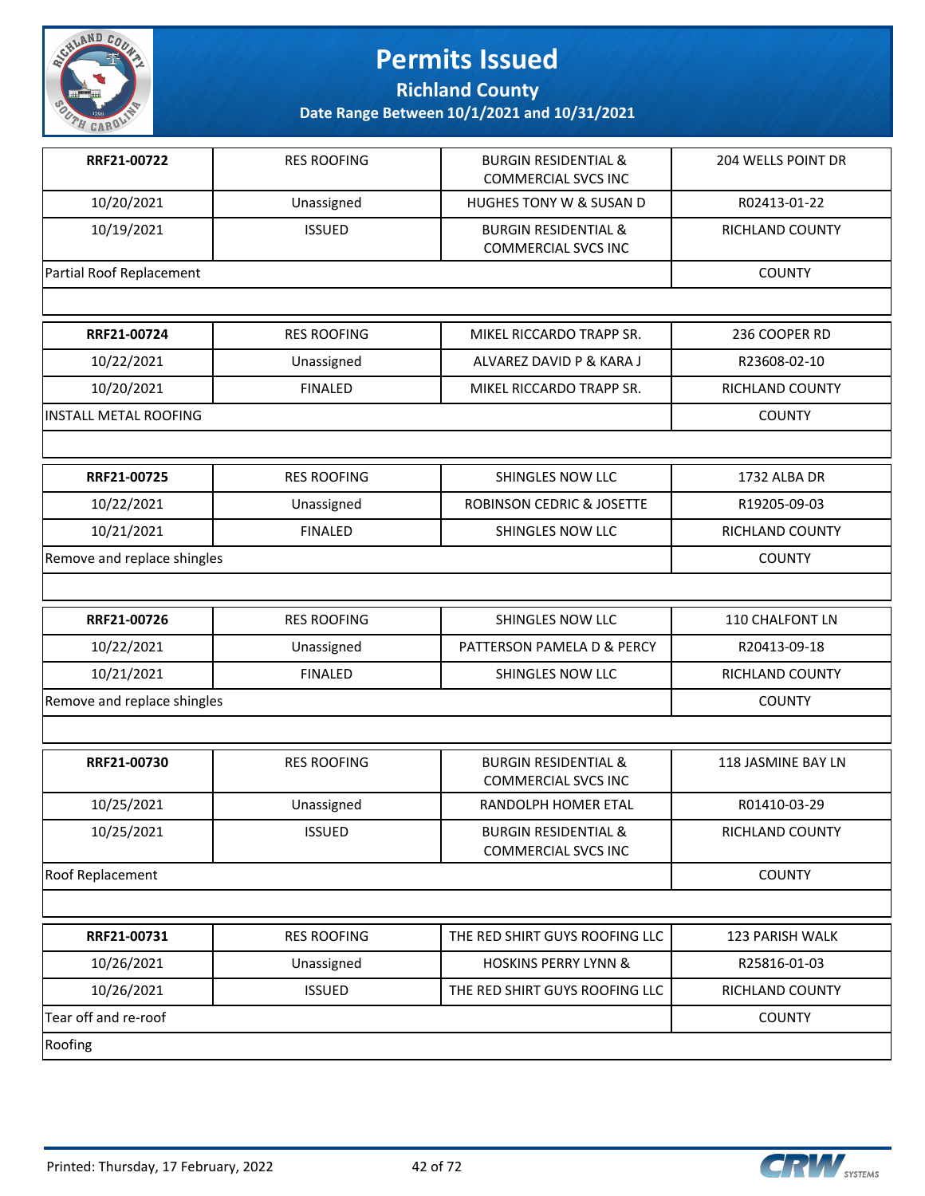# Permits Issued

## Richland County

### Date Range Between 10/1/2021 and 10/31/2021

| | | | |
|---|---|---|---|
| **RRF21-00722** | RES ROOFING | BURGIN RESIDENTIAL & COMMERCIAL SVCS INC | 204 WELLS POINT DR |
| 10/20/2021 | Unassigned | HUGHES TONY W & SUSAN D | R02413-01-22 |
| 10/19/2021 | ISSUED | BURGIN RESIDENTIAL & COMMERCIAL SVCS INC | RICHLAND COUNTY |
| Partial Roof Replacement | | | COUNTY |

| | | | |
|---|---|---|---|
| **RRF21-00724** | RES ROOFING | MIKEL RICCARDO TRAPP SR. | 236 COOPER RD |
| 10/22/2021 | Unassigned | ALVAREZ DAVID P & KARA J | R23608-02-10 |
| 10/20/2021 | FINALED | MIKEL RICCARDO TRAPP SR. | RICHLAND COUNTY |
| INSTALL METAL ROOFING | | | COUNTY |

| | | | |
|---|---|---|---|
| **RRF21-00725** | RES ROOFING | SHINGLES NOW LLC | 1732 ALBA DR |
| 10/22/2021 | Unassigned | ROBINSON CEDRIC & JOSETTE | R19205-09-03 |
| 10/21/2021 | FINALED | SHINGLES NOW LLC | RICHLAND COUNTY |
| Remove and replace shingles | | | COUNTY |

| | | | |
|---|---|---|---|
| **RRF21-00726** | RES ROOFING | SHINGLES NOW LLC | 110 CHALFONT LN |
| 10/22/2021 | Unassigned | PATTERSON PAMELA D & PERCY | R20413-09-18 |
| 10/21/2021 | FINALED | SHINGLES NOW LLC | RICHLAND COUNTY |
| Remove and replace shingles | | | COUNTY |

| | | | |
|---|---|---|---|
| **RRF21-00730** | RES ROOFING | BURGIN RESIDENTIAL & COMMERCIAL SVCS INC | 118 JASMINE BAY LN |
| 10/25/2021 | Unassigned | RANDOLPH HOMER ETAL | R01410-03-29 |
| 10/25/2021 | ISSUED | BURGIN RESIDENTIAL & COMMERCIAL SVCS INC | RICHLAND COUNTY |
| Roof Replacement | | | COUNTY |

| | | | |
|---|---|---|---|
| **RRF21-00731** | RES ROOFING | THE RED SHIRT GUYS ROOFING LLC | 123 PARISH WALK |
| 10/26/2021 | Unassigned | HOSKINS PERRY LYNN & | R25816-01-03 |
| 10/26/2021 | ISSUED | THE RED SHIRT GUYS ROOFING LLC | RICHLAND COUNTY |
| Tear off and re-roof | | | COUNTY |
| Roofing | | | |

Printed: Thursday, 17 February, 2022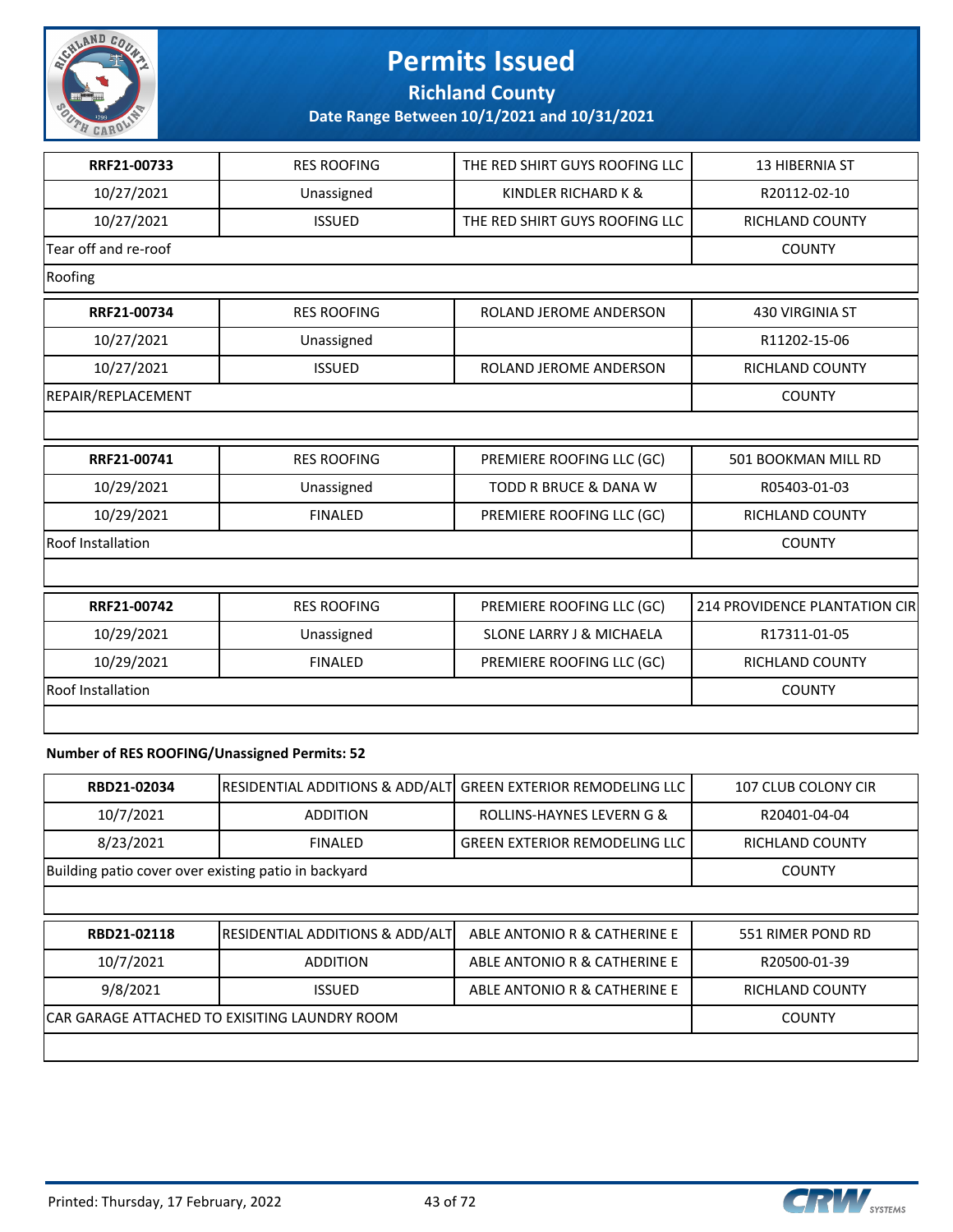# Permits Issued

**Richland County**

**Date Range Between 10/1/2021 and 10/31/2021**

| | | | |
|---|---|---|---|
| **RRF21-00733** | RES ROOFING | THE RED SHIRT GUYS ROOFING LLC | 13 HIBERNIA ST |
| 10/27/2021 | Unassigned | KINDLER RICHARD K & | R20112-02-10 |
| 10/27/2021 | ISSUED | THE RED SHIRT GUYS ROOFING LLC | RICHLAND COUNTY |
| Tear off and re-roof | | | COUNTY |
| Roofing | | | |

| | | | |
|---|---|---|---|
| **RRF21-00734** | RES ROOFING | ROLAND JEROME ANDERSON | 430 VIRGINIA ST |
| 10/27/2021 | Unassigned | | R11202-15-06 |
| 10/27/2021 | ISSUED | ROLAND JEROME ANDERSON | RICHLAND COUNTY |
| REPAIR/REPLACEMENT | | | COUNTY |

| | | | |
|---|---|---|---|
| **RRF21-00741** | RES ROOFING | PREMIERE ROOFING LLC (GC) | 501 BOOKMAN MILL RD |
| 10/29/2021 | Unassigned | TODD R BRUCE & DANA W | R05403-01-03 |
| 10/29/2021 | FINALED | PREMIERE ROOFING LLC (GC) | RICHLAND COUNTY |
| Roof Installation | | | COUNTY |

| | | | |
|---|---|---|---|
| **RRF21-00742** | RES ROOFING | PREMIERE ROOFING LLC (GC) | 214 PROVIDENCE PLANTATION CIR |
| 10/29/2021 | Unassigned | SLONE LARRY J & MICHAELA | R17311-01-05 |
| 10/29/2021 | FINALED | PREMIERE ROOFING LLC (GC) | RICHLAND COUNTY |
| Roof Installation | | | COUNTY |

**Number of RES ROOFING/Unassigned Permits: 52**

| | | | |
|---|---|---|---|
| **RBD21-02034** | RESIDENTIAL ADDITIONS & ADD/ALT | GREEN EXTERIOR REMODELING LLC | 107 CLUB COLONY CIR |
| 10/7/2021 | ADDITION | ROLLINS-HAYNES LEVERN G & | R20401-04-04 |
| 8/23/2021 | FINALED | GREEN EXTERIOR REMODELING LLC | RICHLAND COUNTY |
| Building patio cover over existing patio in backyard | | | COUNTY |

| | | | |
|---|---|---|---|
| **RBD21-02118** | RESIDENTIAL ADDITIONS & ADD/ALT | ABLE ANTONIO R & CATHERINE E | 551 RIMER POND RD |
| 10/7/2021 | ADDITION | ABLE ANTONIO R & CATHERINE E | R20500-01-39 |
| 9/8/2021 | ISSUED | ABLE ANTONIO R & CATHERINE E | RICHLAND COUNTY |
| CAR GARAGE ATTACHED TO EXISITING LAUNDRY ROOM | | | COUNTY |

Printed: Thursday, 17 February, 2022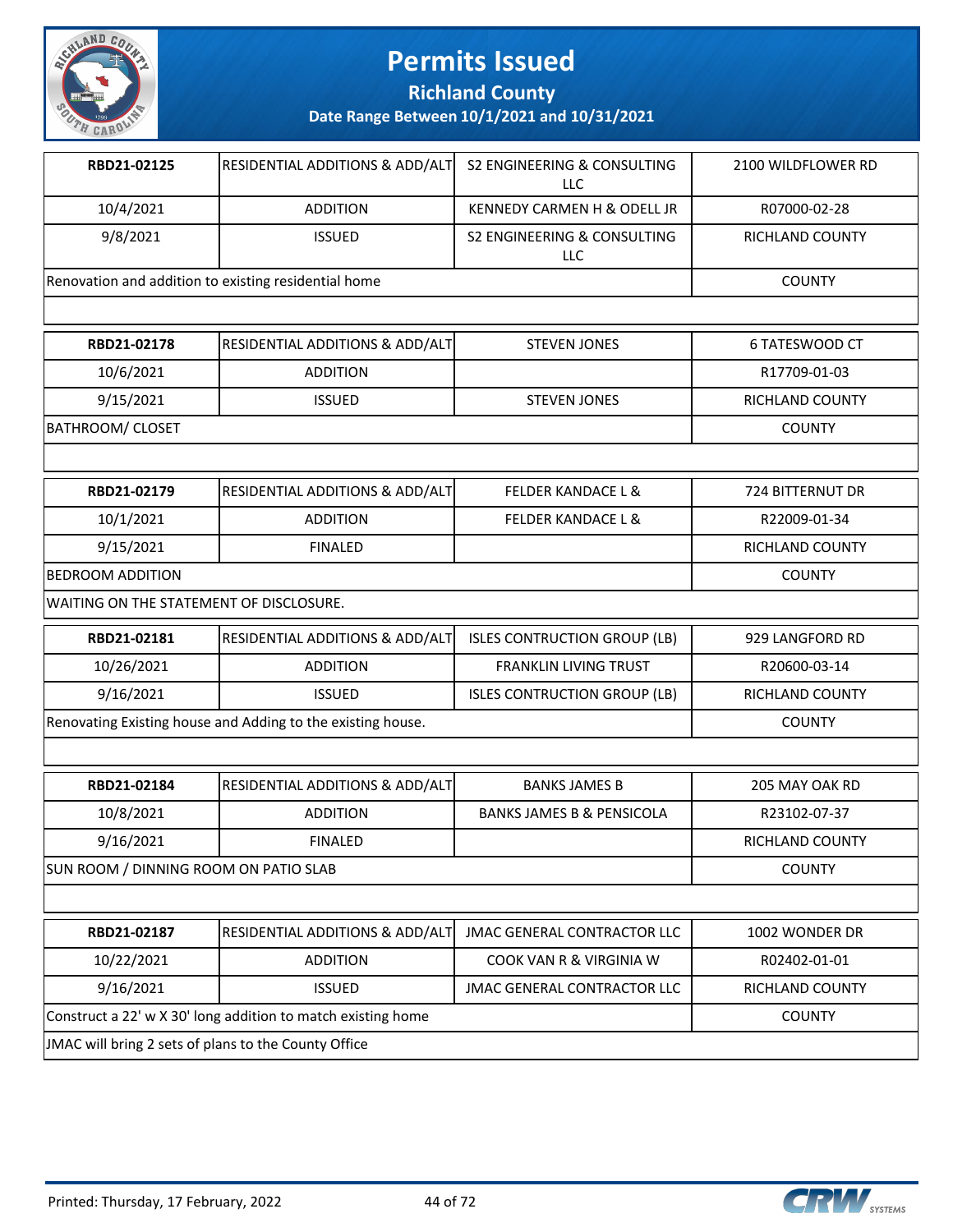# Permits Issued

## Richland County

### Date Range Between 10/1/2021 and 10/31/2021

| | | | |
|---|---|---|---|
| **RBD21-02125** | RESIDENTIAL ADDITIONS & ADD/ALT | S2 ENGINEERING & CONSULTING LLC | 2100 WILDFLOWER RD |
| 10/4/2021 | ADDITION | KENNEDY CARMEN H & ODELL JR | R07000-02-28 |
| 9/8/2021 | ISSUED | S2 ENGINEERING & CONSULTING LLC | RICHLAND COUNTY |
| Renovation and addition to existing residential home | | | COUNTY |
| | | | |

| | | | |
|---|---|---|---|
| **RBD21-02178** | RESIDENTIAL ADDITIONS & ADD/ALT | STEVEN JONES | 6 TATESWOOD CT |
| 10/6/2021 | ADDITION | | R17709-01-03 |
| 9/15/2021 | ISSUED | STEVEN JONES | RICHLAND COUNTY |
| BATHROOM/ CLOSET | | | COUNTY |
| | | | |

| | | | |
|---|---|---|---|
| **RBD21-02179** | RESIDENTIAL ADDITIONS & ADD/ALT | FELDER KANDACE L & | 724 BITTERNUT DR |
| 10/1/2021 | ADDITION | FELDER KANDACE L & | R22009-01-34 |
| 9/15/2021 | FINALED | | RICHLAND COUNTY |
| BEDROOM ADDITION | | | COUNTY |
| WAITING ON THE STATEMENT OF DISCLOSURE. | | | |

| | | | |
|---|---|---|---|
| **RBD21-02181** | RESIDENTIAL ADDITIONS & ADD/ALT | ISLES CONTRUCTION GROUP (LB) | 929 LANGFORD RD |
| 10/26/2021 | ADDITION | FRANKLIN LIVING TRUST | R20600-03-14 |
| 9/16/2021 | ISSUED | ISLES CONTRUCTION GROUP (LB) | RICHLAND COUNTY |
| Renovating Existing house and Adding to the existing house. | | | COUNTY |
| | | | |

| | | | |
|---|---|---|---|
| **RBD21-02184** | RESIDENTIAL ADDITIONS & ADD/ALT | BANKS JAMES B | 205 MAY OAK RD |
| 10/8/2021 | ADDITION | BANKS JAMES B & PENSICOLA | R23102-07-37 |
| 9/16/2021 | FINALED | | RICHLAND COUNTY |
| SUN ROOM / DINNING ROOM ON PATIO SLAB | | | COUNTY |
| | | | |

| | | | |
|---|---|---|---|
| **RBD21-02187** | RESIDENTIAL ADDITIONS & ADD/ALT | JMAC GENERAL CONTRACTOR LLC | 1002 WONDER DR |
| 10/22/2021 | ADDITION | COOK VAN R & VIRGINIA W | R02402-01-01 |
| 9/16/2021 | ISSUED | JMAC GENERAL CONTRACTOR LLC | RICHLAND COUNTY |
| Construct a 22' w X 30' long addition to match existing home | | | COUNTY |
| JMAC will bring 2 sets of plans to the County Office | | | |

Printed: Thursday, 17 February, 2022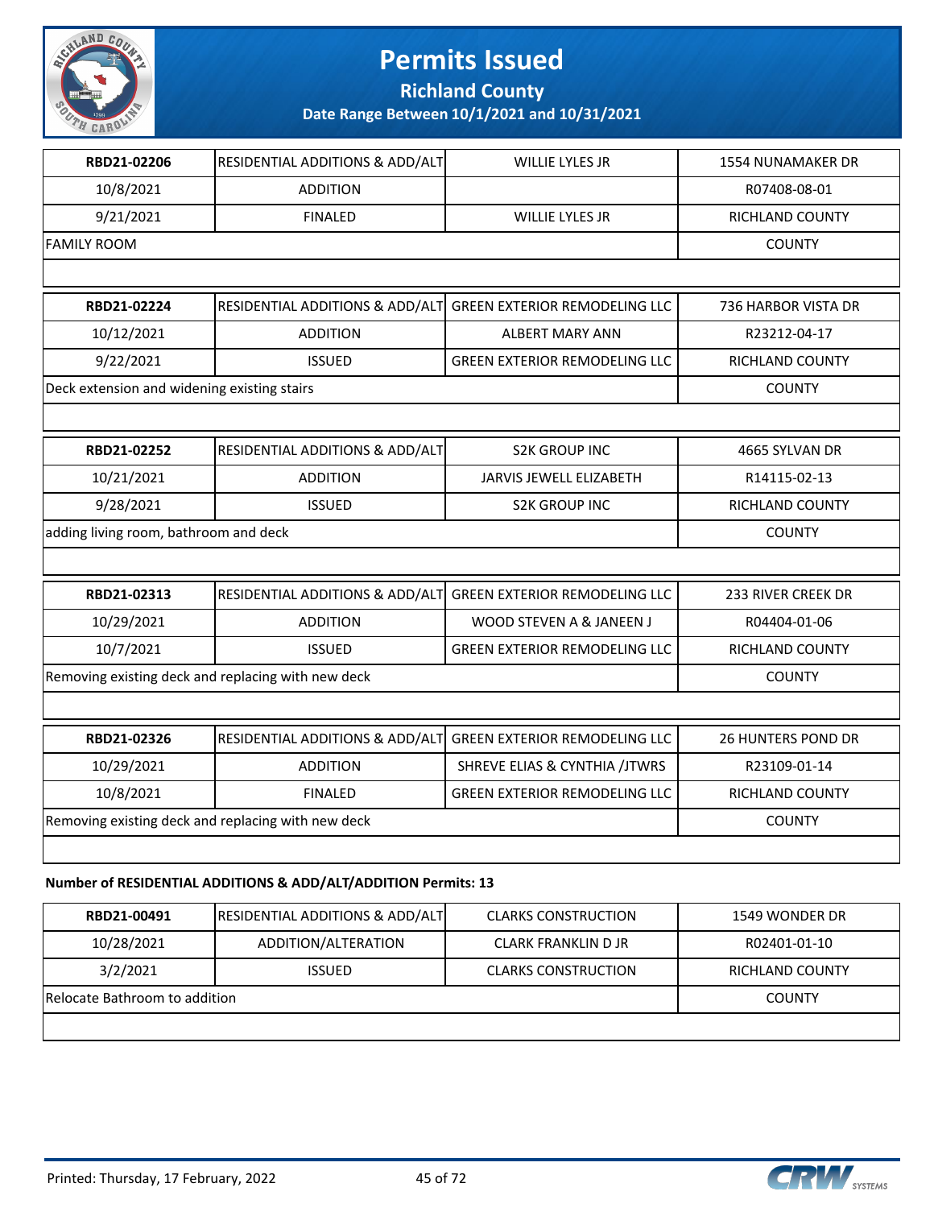# Permits Issued

## Richland County

### Date Range Between 10/1/2021 and 10/31/2021

| | | | |
|---|---|---|---|
| **RBD21-02206** | RESIDENTIAL ADDITIONS & ADD/ALT | WILLIE LYLES JR | 1554 NUNAMAKER DR |
| 10/8/2021 | ADDITION | | R07408-08-01 |
| 9/21/2021 | FINALED | WILLIE LYLES JR | RICHLAND COUNTY |
| FAMILY ROOM | | | COUNTY |

| | | | |
|---|---|---|---|
| **RBD21-02224** | RESIDENTIAL ADDITIONS & ADD/ALT | GREEN EXTERIOR REMODELING LLC | 736 HARBOR VISTA DR |
| 10/12/2021 | ADDITION | ALBERT MARY ANN | R23212-04-17 |
| 9/22/2021 | ISSUED | GREEN EXTERIOR REMODELING LLC | RICHLAND COUNTY |
| Deck extension and widening existing stairs | | | COUNTY |

| | | | |
|---|---|---|---|
| **RBD21-02252** | RESIDENTIAL ADDITIONS & ADD/ALT | S2K GROUP INC | 4665 SYLVAN DR |
| 10/21/2021 | ADDITION | JARVIS JEWELL ELIZABETH | R14115-02-13 |
| 9/28/2021 | ISSUED | S2K GROUP INC | RICHLAND COUNTY |
| adding living room, bathroom and deck | | | COUNTY |

| | | | |
|---|---|---|---|
| **RBD21-02313** | RESIDENTIAL ADDITIONS & ADD/ALT | GREEN EXTERIOR REMODELING LLC | 233 RIVER CREEK DR |
| 10/29/2021 | ADDITION | WOOD STEVEN A & JANEEN J | R04404-01-06 |
| 10/7/2021 | ISSUED | GREEN EXTERIOR REMODELING LLC | RICHLAND COUNTY |
| Removing existing deck and replacing with new deck | | | COUNTY |

| | | | |
|---|---|---|---|
| **RBD21-02326** | RESIDENTIAL ADDITIONS & ADD/ALT | GREEN EXTERIOR REMODELING LLC | 26 HUNTERS POND DR |
| 10/29/2021 | ADDITION | SHREVE ELIAS & CYNTHIA /JTWRS | R23109-01-14 |
| 10/8/2021 | FINALED | GREEN EXTERIOR REMODELING LLC | RICHLAND COUNTY |
| Removing existing deck and replacing with new deck | | | COUNTY |

**Number of RESIDENTIAL ADDITIONS & ADD/ALT/ADDITION Permits: 13**

| | | | |
|---|---|---|---|
| **RBD21-00491** | RESIDENTIAL ADDITIONS & ADD/ALT | CLARKS CONSTRUCTION | 1549 WONDER DR |
| 10/28/2021 | ADDITION/ALTERATION | CLARK FRANKLIN D JR | R02401-01-10 |
| 3/2/2021 | ISSUED | CLARKS CONSTRUCTION | RICHLAND COUNTY |
| Relocate Bathroom to addition | | | COUNTY |

Printed: Thursday, 17 February, 2022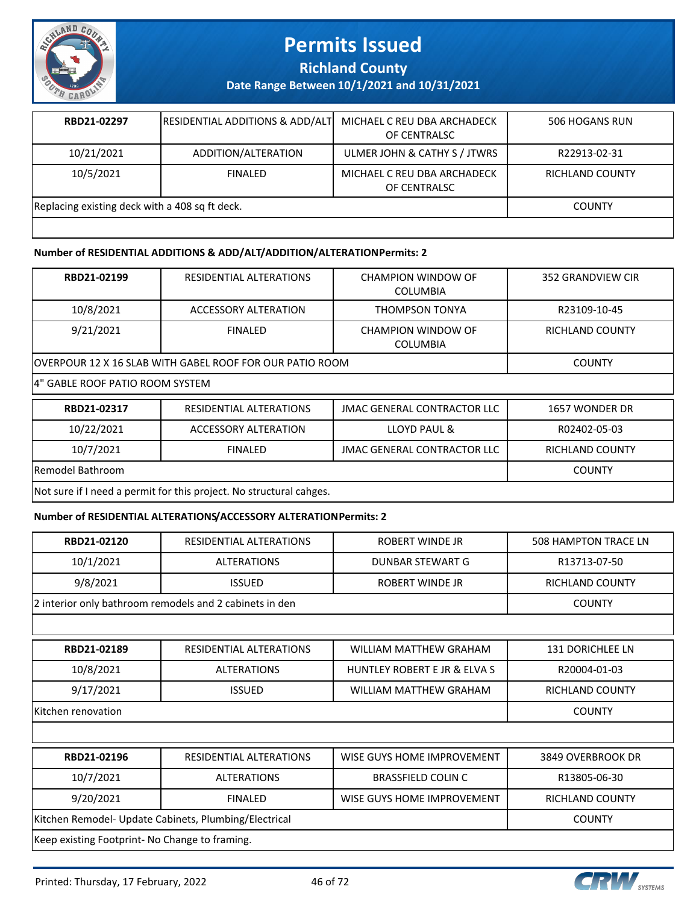| RBD21-02297 | RESIDENTIAL ADDITIONS & ADD/ALT | MICHAEL C REU DBA ARCHADECK OF CENTRALSC | 506 HOGANS RUN |
|---|---|---|---|
| 10/21/2021 | ADDITION/ALTERATION | ULMER JOHN & CATHY S / JTWRS | R22913-02-31 |
| 10/5/2021 | FINALED | MICHAEL C REU DBA ARCHADECK OF CENTRALSC | RICHLAND COUNTY |
| Replacing existing deck with a 408 sq ft deck. | | | COUNTY |
| | | | |

**Number of RESIDENTIAL ADDITIONS & ADD/ALT/ADDITION/ALTERATIONPermits: 2**

| RBD21-02199 | RESIDENTIAL ALTERATIONS | CHAMPION WINDOW OF COLUMBIA | 352 GRANDVIEW CIR |
|---|---|---|---|
| 10/8/2021 | ACCESSORY ALTERATION | THOMPSON TONYA | R23109-10-45 |
| 9/21/2021 | FINALED | CHAMPION WINDOW OF COLUMBIA | RICHLAND COUNTY |
| OVERPOUR 12 X 16 SLAB WITH GABEL ROOF FOR OUR PATIO ROOM | | | COUNTY |
| 4" GABLE ROOF PATIO ROOM SYSTEM | | | |

| RBD21-02317 | RESIDENTIAL ALTERATIONS | JMAC GENERAL CONTRACTOR LLC | 1657 WONDER DR |
|---|---|---|---|
| 10/22/2021 | ACCESSORY ALTERATION | LLOYD PAUL & | R02402-05-03 |
| 10/7/2021 | FINALED | JMAC GENERAL CONTRACTOR LLC | RICHLAND COUNTY |
| Remodel Bathroom | | | COUNTY |
| Not sure if I need a permit for this project. No structural cahges. | | | |

**Number of RESIDENTIAL ALTERATIONS/ACCESSORY ALTERATIONPermits: 2**

| RBD21-02120 | RESIDENTIAL ALTERATIONS | ROBERT WINDE JR | 508 HAMPTON TRACE LN |
|---|---|---|---|
| 10/1/2021 | ALTERATIONS | DUNBAR STEWART G | R13713-07-50 |
| 9/8/2021 | ISSUED | ROBERT WINDE JR | RICHLAND COUNTY |
| 2 interior only bathroom remodels and 2 cabinets in den | | | COUNTY |
| | | | |

| RBD21-02189 | RESIDENTIAL ALTERATIONS | WILLIAM MATTHEW GRAHAM | 131 DORICHLEE LN |
|---|---|---|---|
| 10/8/2021 | ALTERATIONS | HUNTLEY ROBERT E JR & ELVA S | R20004-01-03 |
| 9/17/2021 | ISSUED | WILLIAM MATTHEW GRAHAM | RICHLAND COUNTY |
| Kitchen renovation | | | COUNTY |
| | | | |

| RBD21-02196 | RESIDENTIAL ALTERATIONS | WISE GUYS HOME IMPROVEMENT | 3849 OVERBROOK DR |
|---|---|---|---|
| 10/7/2021 | ALTERATIONS | BRASSFIELD COLIN C | R13805-06-30 |
| 9/20/2021 | FINALED | WISE GUYS HOME IMPROVEMENT | RICHLAND COUNTY |
| Kitchen Remodel- Update Cabinets, Plumbing/Electrical | | | COUNTY |
| Keep existing Footprint- No Change to framing. | | | |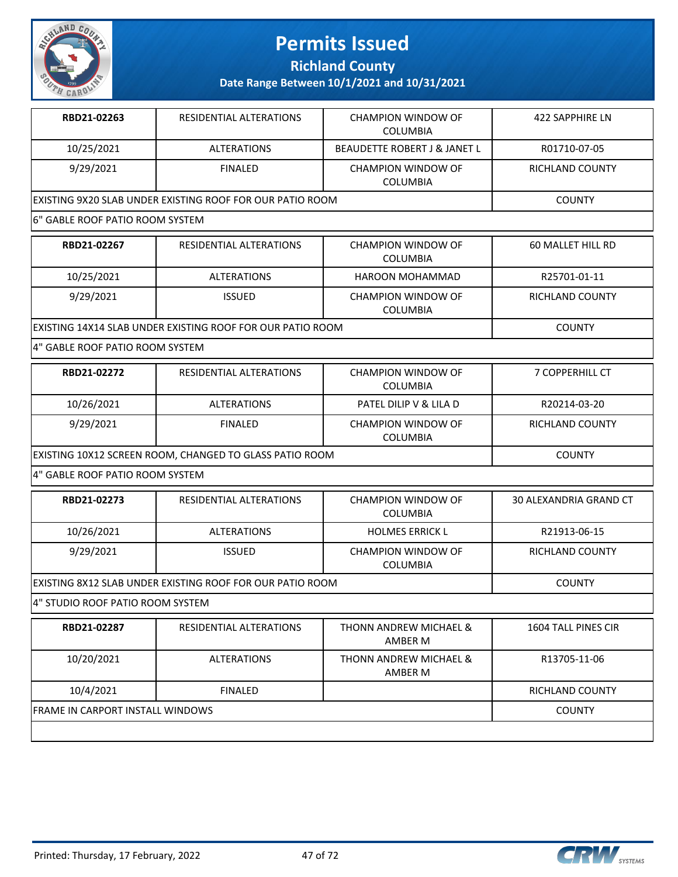# Permits Issued

**Richland County**

**Date Range Between 10/1/2021 and 10/31/2021**

| RBD21-02263 | RESIDENTIAL ALTERATIONS | CHAMPION WINDOW OF COLUMBIA | 422 SAPPHIRE LN |
|---|---|---|---|
| 10/25/2021 | ALTERATIONS | BEAUDETTE ROBERT J & JANET L | R01710-07-05 |
| 9/29/2021 | FINALED | CHAMPION WINDOW OF COLUMBIA | RICHLAND COUNTY |
| EXISTING 9X20 SLAB UNDER EXISTING ROOF FOR OUR PATIO ROOM | | | COUNTY |
| 6" GABLE ROOF PATIO ROOM SYSTEM | | | |

| RBD21-02267 | RESIDENTIAL ALTERATIONS | CHAMPION WINDOW OF COLUMBIA | 60 MALLET HILL RD |
|---|---|---|---|
| 10/25/2021 | ALTERATIONS | HAROON MOHAMMAD | R25701-01-11 |
| 9/29/2021 | ISSUED | CHAMPION WINDOW OF COLUMBIA | RICHLAND COUNTY |
| EXISTING 14X14 SLAB UNDER EXISTING ROOF FOR OUR PATIO ROOM | | | COUNTY |
| 4" GABLE ROOF PATIO ROOM SYSTEM | | | |

| RBD21-02272 | RESIDENTIAL ALTERATIONS | CHAMPION WINDOW OF COLUMBIA | 7 COPPERHILL CT |
|---|---|---|---|
| 10/26/2021 | ALTERATIONS | PATEL DILIP V & LILA D | R20214-03-20 |
| 9/29/2021 | FINALED | CHAMPION WINDOW OF COLUMBIA | RICHLAND COUNTY |
| EXISTING 10X12 SCREEN ROOM, CHANGED TO GLASS PATIO ROOM | | | COUNTY |
| 4" GABLE ROOF PATIO ROOM SYSTEM | | | |

| RBD21-02273 | RESIDENTIAL ALTERATIONS | CHAMPION WINDOW OF COLUMBIA | 30 ALEXANDRIA GRAND CT |
|---|---|---|---|
| 10/26/2021 | ALTERATIONS | HOLMES ERRICK L | R21913-06-15 |
| 9/29/2021 | ISSUED | CHAMPION WINDOW OF COLUMBIA | RICHLAND COUNTY |
| EXISTING 8X12 SLAB UNDER EXISTING ROOF FOR OUR PATIO ROOM | | | COUNTY |
| 4" STUDIO ROOF PATIO ROOM SYSTEM | | | |

| RBD21-02287 | RESIDENTIAL ALTERATIONS | THONN ANDREW MICHAEL & AMBER M | 1604 TALL PINES CIR |
|---|---|---|---|
| 10/20/2021 | ALTERATIONS | THONN ANDREW MICHAEL & AMBER M | R13705-11-06 |
| 10/4/2021 | FINALED | | RICHLAND COUNTY |
| FRAME IN CARPORT INSTALL WINDOWS | | | COUNTY |
| | | | |

Printed: Thursday, 17 February, 2022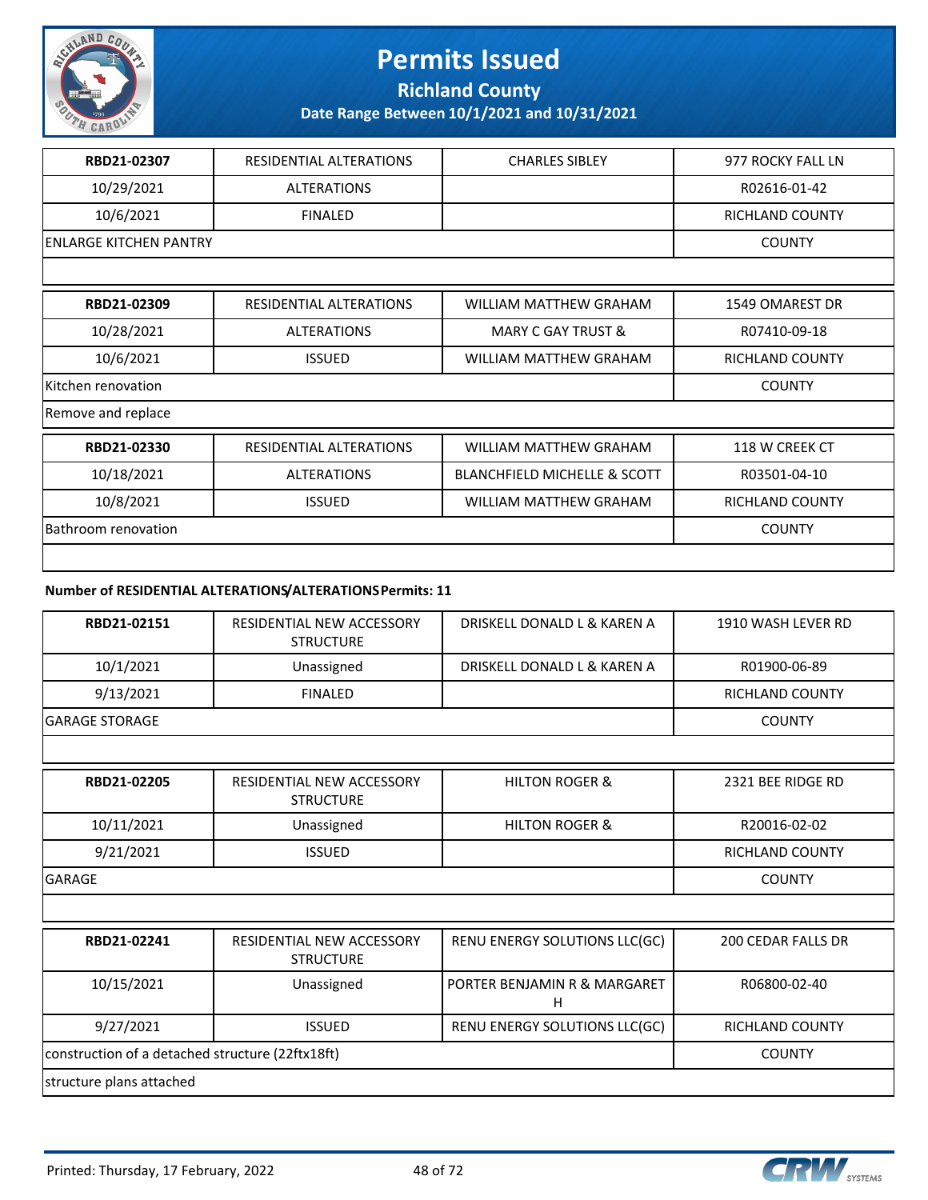# Permits Issued

**Richland County**

**Date Range Between 10/1/2021 and 10/31/2021**

| RBD21-02307 | RESIDENTIAL ALTERATIONS | CHARLES SIBLEY | 977 ROCKY FALL LN |
|---|---|---|---|
| 10/29/2021 | ALTERATIONS | | R02616-01-42 |
| 10/6/2021 | FINALED | | RICHLAND COUNTY |
| ENLARGE KITCHEN PANTRY | | | COUNTY |

| RBD21-02309 | RESIDENTIAL ALTERATIONS | WILLIAM MATTHEW GRAHAM | 1549 OMAREST DR |
|---|---|---|---|
| 10/28/2021 | ALTERATIONS | MARY C GAY TRUST & | R07410-09-18 |
| 10/6/2021 | ISSUED | WILLIAM MATTHEW GRAHAM | RICHLAND COUNTY |
| Kitchen renovation | | | COUNTY |
| Remove and replace | | | |

| RBD21-02330 | RESIDENTIAL ALTERATIONS | WILLIAM MATTHEW GRAHAM | 118 W CREEK CT |
|---|---|---|---|
| 10/18/2021 | ALTERATIONS | BLANCHFIELD MICHELLE & SCOTT | R03501-04-10 |
| 10/8/2021 | ISSUED | WILLIAM MATTHEW GRAHAM | RICHLAND COUNTY |
| Bathroom renovation | | | COUNTY |

**Number of RESIDENTIAL ALTERATIONS/ALTERATIONS Permits: 11**

| RBD21-02151 | RESIDENTIAL NEW ACCESSORY STRUCTURE | DRISKELL DONALD L & KAREN A | 1910 WASH LEVER RD |
|---|---|---|---|
| 10/1/2021 | Unassigned | DRISKELL DONALD L & KAREN A | R01900-06-89 |
| 9/13/2021 | FINALED | | RICHLAND COUNTY |
| GARAGE STORAGE | | | COUNTY |

| RBD21-02205 | RESIDENTIAL NEW ACCESSORY STRUCTURE | HILTON ROGER & | 2321 BEE RIDGE RD |
|---|---|---|---|
| 10/11/2021 | Unassigned | HILTON ROGER & | R20016-02-02 |
| 9/21/2021 | ISSUED | | RICHLAND COUNTY |
| GARAGE | | | COUNTY |

| RBD21-02241 | RESIDENTIAL NEW ACCESSORY STRUCTURE | RENU ENERGY SOLUTIONS LLC(GC) | 200 CEDAR FALLS DR |
|---|---|---|---|
| 10/15/2021 | Unassigned | PORTER BENJAMIN R & MARGARET H | R06800-02-40 |
| 9/27/2021 | ISSUED | RENU ENERGY SOLUTIONS LLC(GC) | RICHLAND COUNTY |
| construction of a detached structure (22ftx18ft) | | | COUNTY |
| structure plans attached | | | |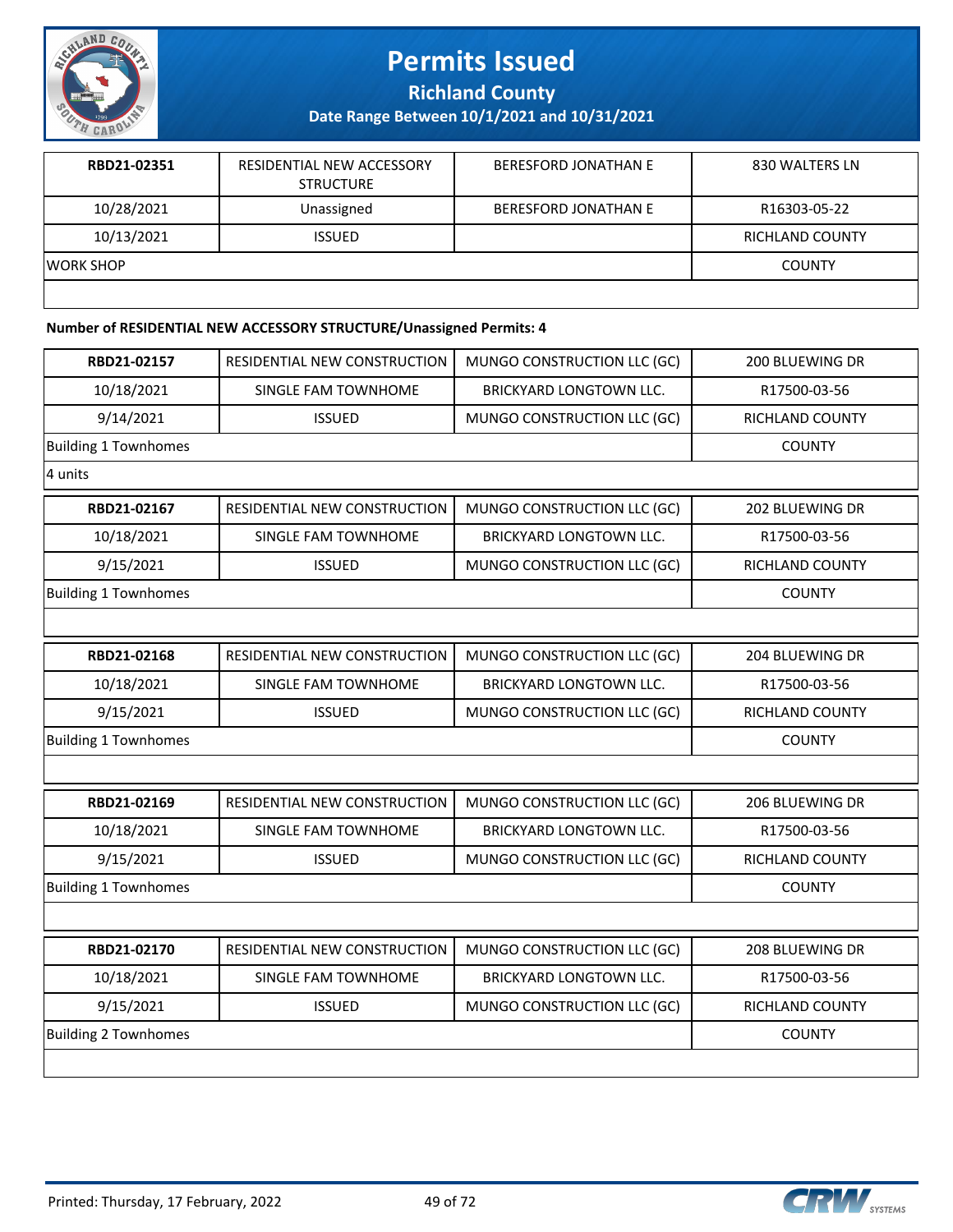| RBD21-02351 | RESIDENTIAL NEW ACCESSORY STRUCTURE | BERESFORD JONATHAN E | 830 WALTERS LN |
|---|---|---|---|
| 10/28/2021 | Unassigned | BERESFORD JONATHAN E | R16303-05-22 |
| 10/13/2021 | ISSUED | | RICHLAND COUNTY |
| WORK SHOP | | | COUNTY |

**Number of RESIDENTIAL NEW ACCESSORY STRUCTURE/Unassigned Permits: 4**

| RBD21-02157 | RESIDENTIAL NEW CONSTRUCTION | MUNGO CONSTRUCTION LLC (GC) | 200 BLUEWING DR |
|---|---|---|---|
| 10/18/2021 | SINGLE FAM TOWNHOME | BRICKYARD LONGTOWN LLC. | R17500-03-56 |
| 9/14/2021 | ISSUED | MUNGO CONSTRUCTION LLC (GC) | RICHLAND COUNTY |
| Building 1 Townhomes | | | COUNTY |
| 4 units | | | |

| RBD21-02167 | RESIDENTIAL NEW CONSTRUCTION | MUNGO CONSTRUCTION LLC (GC) | 202 BLUEWING DR |
|---|---|---|---|
| 10/18/2021 | SINGLE FAM TOWNHOME | BRICKYARD LONGTOWN LLC. | R17500-03-56 |
| 9/15/2021 | ISSUED | MUNGO CONSTRUCTION LLC (GC) | RICHLAND COUNTY |
| Building 1 Townhomes | | | COUNTY |

| RBD21-02168 | RESIDENTIAL NEW CONSTRUCTION | MUNGO CONSTRUCTION LLC (GC) | 204 BLUEWING DR |
|---|---|---|---|
| 10/18/2021 | SINGLE FAM TOWNHOME | BRICKYARD LONGTOWN LLC. | R17500-03-56 |
| 9/15/2021 | ISSUED | MUNGO CONSTRUCTION LLC (GC) | RICHLAND COUNTY |
| Building 1 Townhomes | | | COUNTY |

| RBD21-02169 | RESIDENTIAL NEW CONSTRUCTION | MUNGO CONSTRUCTION LLC (GC) | 206 BLUEWING DR |
|---|---|---|---|
| 10/18/2021 | SINGLE FAM TOWNHOME | BRICKYARD LONGTOWN LLC. | R17500-03-56 |
| 9/15/2021 | ISSUED | MUNGO CONSTRUCTION LLC (GC) | RICHLAND COUNTY |
| Building 1 Townhomes | | | COUNTY |

| RBD21-02170 | RESIDENTIAL NEW CONSTRUCTION | MUNGO CONSTRUCTION LLC (GC) | 208 BLUEWING DR |
|---|---|---|---|
| 10/18/2021 | SINGLE FAM TOWNHOME | BRICKYARD LONGTOWN LLC. | R17500-03-56 |
| 9/15/2021 | ISSUED | MUNGO CONSTRUCTION LLC (GC) | RICHLAND COUNTY |
| Building 2 Townhomes | | | COUNTY |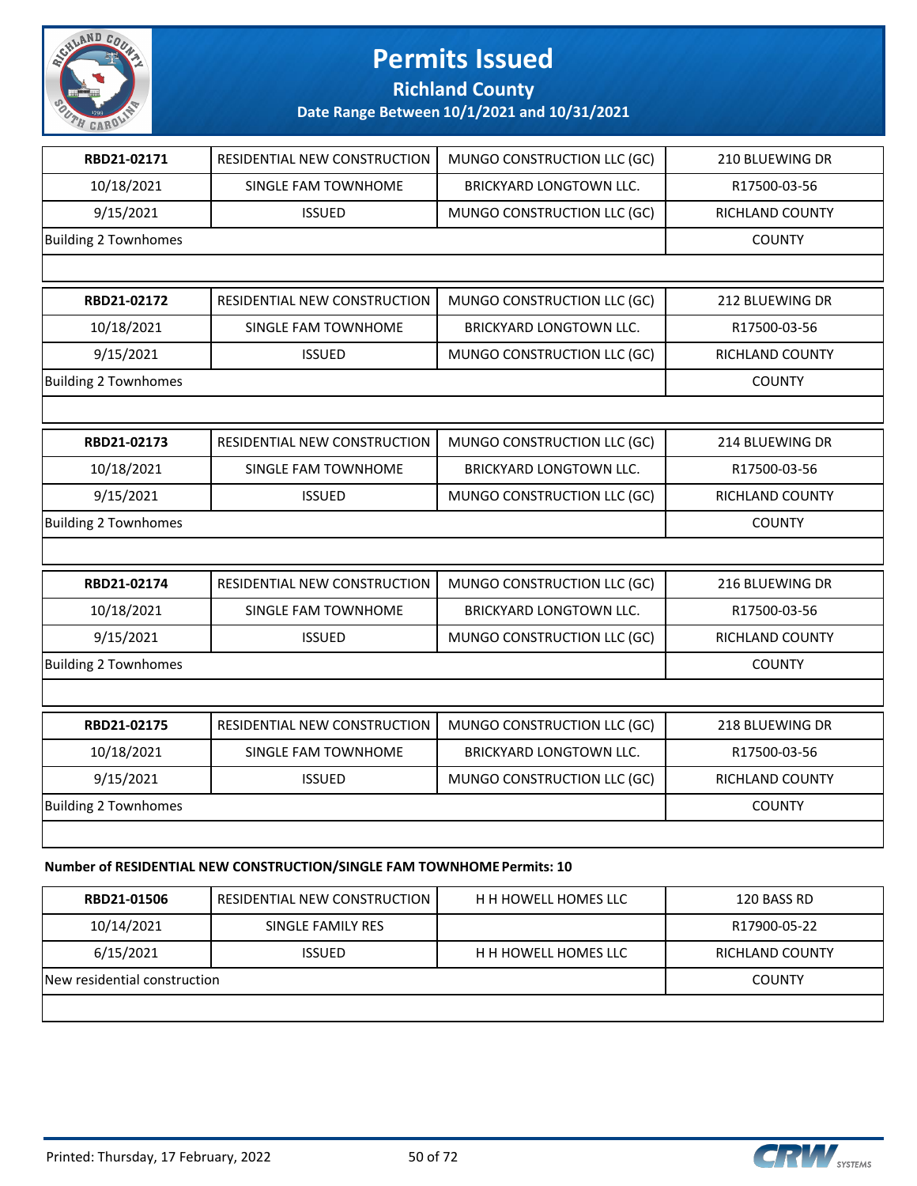# Permits Issued

**Richland County**

**Date Range Between 10/1/2021 and 10/31/2021**

| **RBD21-02171** | RESIDENTIAL NEW CONSTRUCTION | MUNGO CONSTRUCTION LLC (GC) | 210 BLUEWING DR |
|---|---|---|---|
| 10/18/2021 | SINGLE FAM TOWNHOME | BRICKYARD LONGTOWN LLC. | R17500-03-56 |
| 9/15/2021 | ISSUED | MUNGO CONSTRUCTION LLC (GC) | RICHLAND COUNTY |
| Building 2 Townhomes | | | COUNTY |

| **RBD21-02172** | RESIDENTIAL NEW CONSTRUCTION | MUNGO CONSTRUCTION LLC (GC) | 212 BLUEWING DR |
|---|---|---|---|
| 10/18/2021 | SINGLE FAM TOWNHOME | BRICKYARD LONGTOWN LLC. | R17500-03-56 |
| 9/15/2021 | ISSUED | MUNGO CONSTRUCTION LLC (GC) | RICHLAND COUNTY |
| Building 2 Townhomes | | | COUNTY |

| **RBD21-02173** | RESIDENTIAL NEW CONSTRUCTION | MUNGO CONSTRUCTION LLC (GC) | 214 BLUEWING DR |
|---|---|---|---|
| 10/18/2021 | SINGLE FAM TOWNHOME | BRICKYARD LONGTOWN LLC. | R17500-03-56 |
| 9/15/2021 | ISSUED | MUNGO CONSTRUCTION LLC (GC) | RICHLAND COUNTY |
| Building 2 Townhomes | | | COUNTY |

| **RBD21-02174** | RESIDENTIAL NEW CONSTRUCTION | MUNGO CONSTRUCTION LLC (GC) | 216 BLUEWING DR |
|---|---|---|---|
| 10/18/2021 | SINGLE FAM TOWNHOME | BRICKYARD LONGTOWN LLC. | R17500-03-56 |
| 9/15/2021 | ISSUED | MUNGO CONSTRUCTION LLC (GC) | RICHLAND COUNTY |
| Building 2 Townhomes | | | COUNTY |

| **RBD21-02175** | RESIDENTIAL NEW CONSTRUCTION | MUNGO CONSTRUCTION LLC (GC) | 218 BLUEWING DR |
|---|---|---|---|
| 10/18/2021 | SINGLE FAM TOWNHOME | BRICKYARD LONGTOWN LLC. | R17500-03-56 |
| 9/15/2021 | ISSUED | MUNGO CONSTRUCTION LLC (GC) | RICHLAND COUNTY |
| Building 2 Townhomes | | | COUNTY |

**Number of RESIDENTIAL NEW CONSTRUCTION/SINGLE FAM TOWNHOME Permits: 10**

| **RBD21-01506** | RESIDENTIAL NEW CONSTRUCTION | H H HOWELL HOMES LLC | 120 BASS RD |
|---|---|---|---|
| 10/14/2021 | SINGLE FAMILY RES | | R17900-05-22 |
| 6/15/2021 | ISSUED | H H HOWELL HOMES LLC | RICHLAND COUNTY |
| New residential construction | | | COUNTY |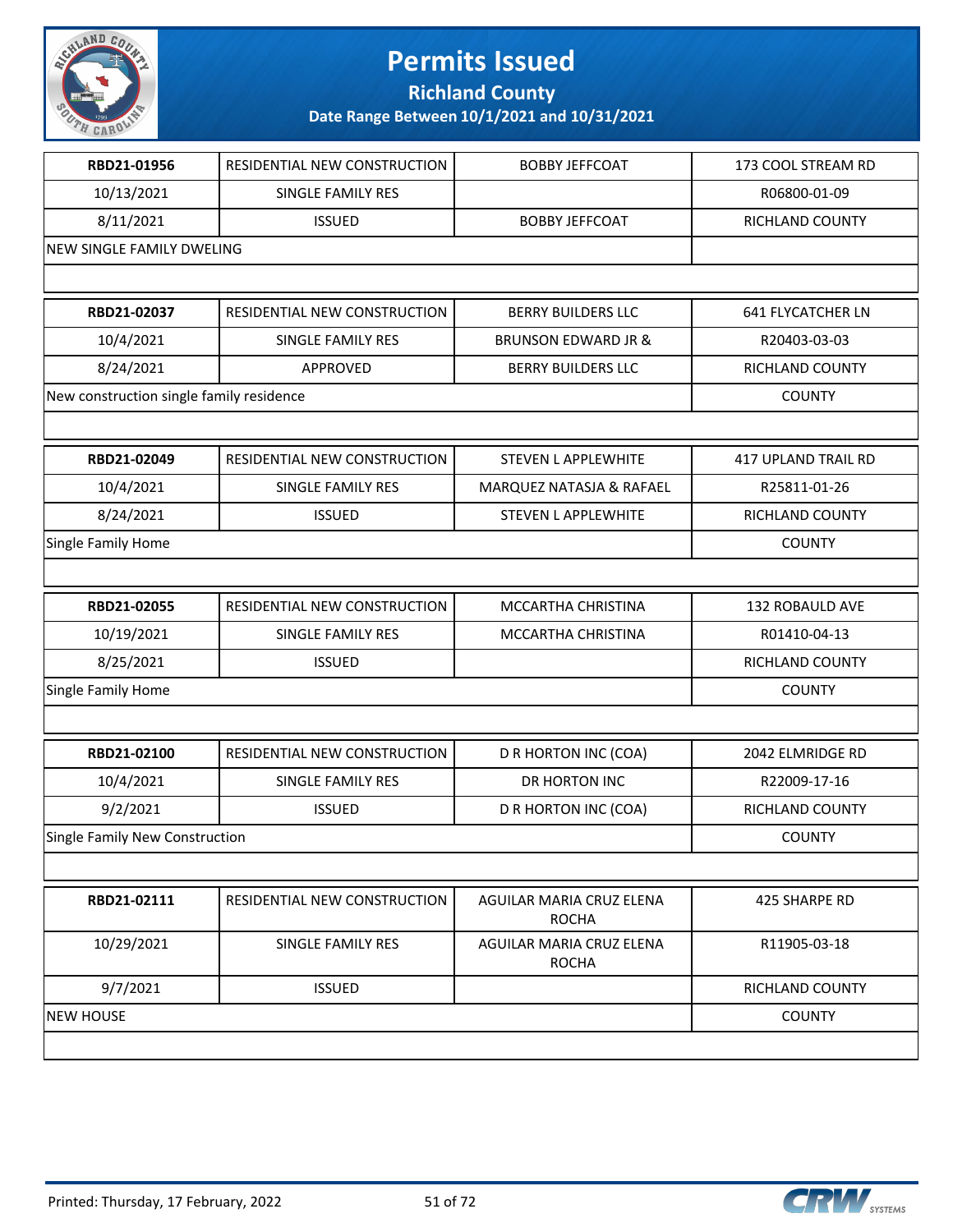# Permits Issued

## Richland County

### Date Range Between 10/1/2021 and 10/31/2021

| | | | |
|---|---|---|---|
| **RBD21-01956** | RESIDENTIAL NEW CONSTRUCTION | BOBBY JEFFCOAT | 173 COOL STREAM RD |
| 10/13/2021 | SINGLE FAMILY RES | | R06800-01-09 |
| 8/11/2021 | ISSUED | BOBBY JEFFCOAT | RICHLAND COUNTY |
| NEW SINGLE FAMILY DWELING | | | |

| | | | |
|---|---|---|---|
| **RBD21-02037** | RESIDENTIAL NEW CONSTRUCTION | BERRY BUILDERS LLC | 641 FLYCATCHER LN |
| 10/4/2021 | SINGLE FAMILY RES | BRUNSON EDWARD JR & | R20403-03-03 |
| 8/24/2021 | APPROVED | BERRY BUILDERS LLC | RICHLAND COUNTY |
| New construction single family residence | | | COUNTY |

| | | | |
|---|---|---|---|
| **RBD21-02049** | RESIDENTIAL NEW CONSTRUCTION | STEVEN L APPLEWHITE | 417 UPLAND TRAIL RD |
| 10/4/2021 | SINGLE FAMILY RES | MARQUEZ NATASJA & RAFAEL | R25811-01-26 |
| 8/24/2021 | ISSUED | STEVEN L APPLEWHITE | RICHLAND COUNTY |
| Single Family Home | | | COUNTY |

| | | | |
|---|---|---|---|
| **RBD21-02055** | RESIDENTIAL NEW CONSTRUCTION | MCCARTHA CHRISTINA | 132 ROBAULD AVE |
| 10/19/2021 | SINGLE FAMILY RES | MCCARTHA CHRISTINA | R01410-04-13 |
| 8/25/2021 | ISSUED | | RICHLAND COUNTY |
| Single Family Home | | | COUNTY |

| | | | |
|---|---|---|---|
| **RBD21-02100** | RESIDENTIAL NEW CONSTRUCTION | D R HORTON INC (COA) | 2042 ELMRIDGE RD |
| 10/4/2021 | SINGLE FAMILY RES | DR HORTON INC | R22009-17-16 |
| 9/2/2021 | ISSUED | D R HORTON INC (COA) | RICHLAND COUNTY |
| Single Family New Construction | | | COUNTY |

| | | | |
|---|---|---|---|
| **RBD21-02111** | RESIDENTIAL NEW CONSTRUCTION | AGUILAR MARIA CRUZ ELENA ROCHA | 425 SHARPE RD |
| 10/29/2021 | SINGLE FAMILY RES | AGUILAR MARIA CRUZ ELENA ROCHA | R11905-03-18 |
| 9/7/2021 | ISSUED | | RICHLAND COUNTY |
| NEW HOUSE | | | COUNTY |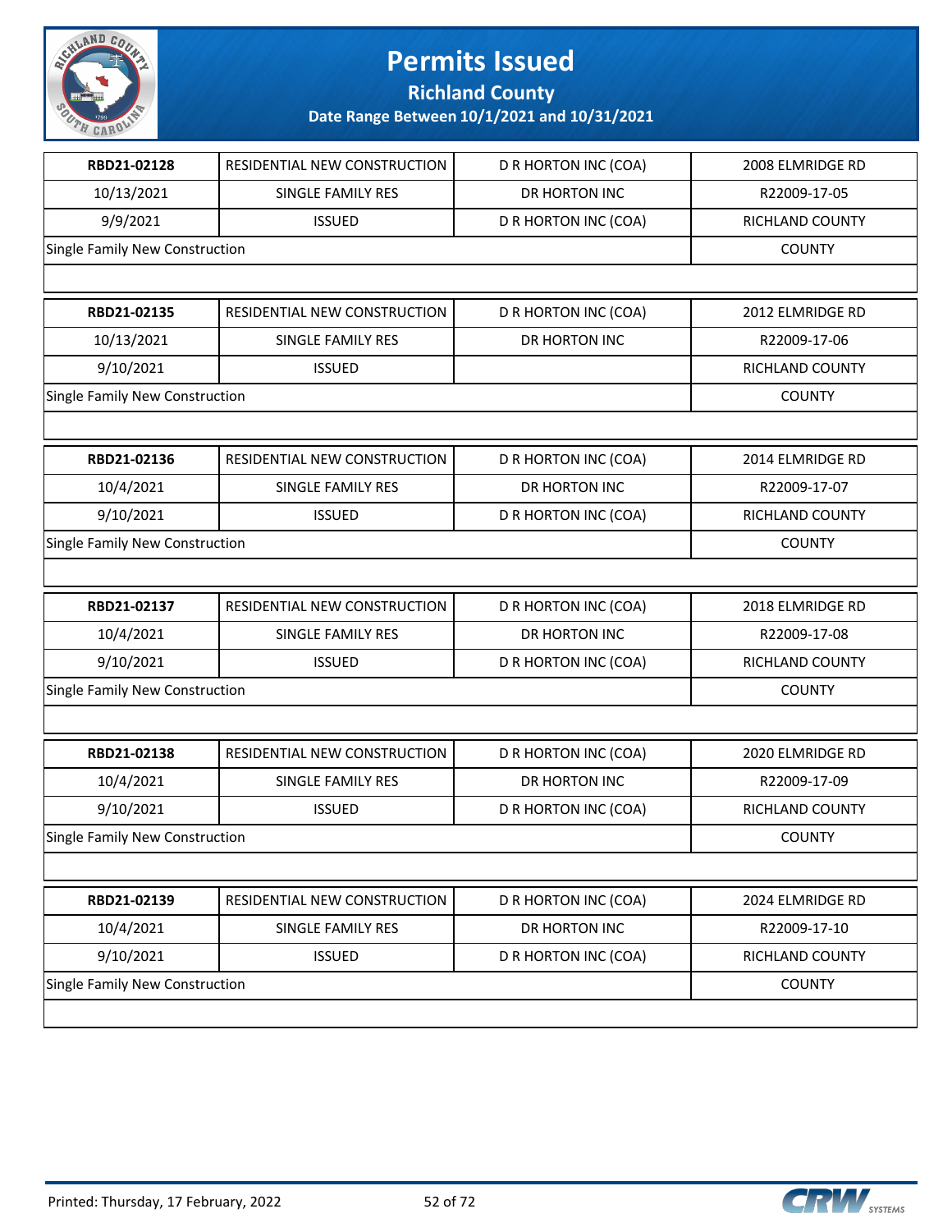# Permits Issued

## Richland County

### Date Range Between 10/1/2021 and 10/31/2021

| RBD21-02128 | RESIDENTIAL NEW CONSTRUCTION | D R HORTON INC (COA) | 2008 ELMRIDGE RD |
|---|---|---|---|
| 10/13/2021 | SINGLE FAMILY RES | DR HORTON INC | R22009-17-05 |
| 9/9/2021 | ISSUED | D R HORTON INC (COA) | RICHLAND COUNTY |
| Single Family New Construction | | | COUNTY |

| RBD21-02135 | RESIDENTIAL NEW CONSTRUCTION | D R HORTON INC (COA) | 2012 ELMRIDGE RD |
|---|---|---|---|
| 10/13/2021 | SINGLE FAMILY RES | DR HORTON INC | R22009-17-06 |
| 9/10/2021 | ISSUED | | RICHLAND COUNTY |
| Single Family New Construction | | | COUNTY |

| RBD21-02136 | RESIDENTIAL NEW CONSTRUCTION | D R HORTON INC (COA) | 2014 ELMRIDGE RD |
|---|---|---|---|
| 10/4/2021 | SINGLE FAMILY RES | DR HORTON INC | R22009-17-07 |
| 9/10/2021 | ISSUED | D R HORTON INC (COA) | RICHLAND COUNTY |
| Single Family New Construction | | | COUNTY |

| RBD21-02137 | RESIDENTIAL NEW CONSTRUCTION | D R HORTON INC (COA) | 2018 ELMRIDGE RD |
|---|---|---|---|
| 10/4/2021 | SINGLE FAMILY RES | DR HORTON INC | R22009-17-08 |
| 9/10/2021 | ISSUED | D R HORTON INC (COA) | RICHLAND COUNTY |
| Single Family New Construction | | | COUNTY |

| RBD21-02138 | RESIDENTIAL NEW CONSTRUCTION | D R HORTON INC (COA) | 2020 ELMRIDGE RD |
|---|---|---|---|
| 10/4/2021 | SINGLE FAMILY RES | DR HORTON INC | R22009-17-09 |
| 9/10/2021 | ISSUED | D R HORTON INC (COA) | RICHLAND COUNTY |
| Single Family New Construction | | | COUNTY |

| RBD21-02139 | RESIDENTIAL NEW CONSTRUCTION | D R HORTON INC (COA) | 2024 ELMRIDGE RD |
|---|---|---|---|
| 10/4/2021 | SINGLE FAMILY RES | DR HORTON INC | R22009-17-10 |
| 9/10/2021 | ISSUED | D R HORTON INC (COA) | RICHLAND COUNTY |
| Single Family New Construction | | | COUNTY |

Printed: Thursday, 17 February, 2022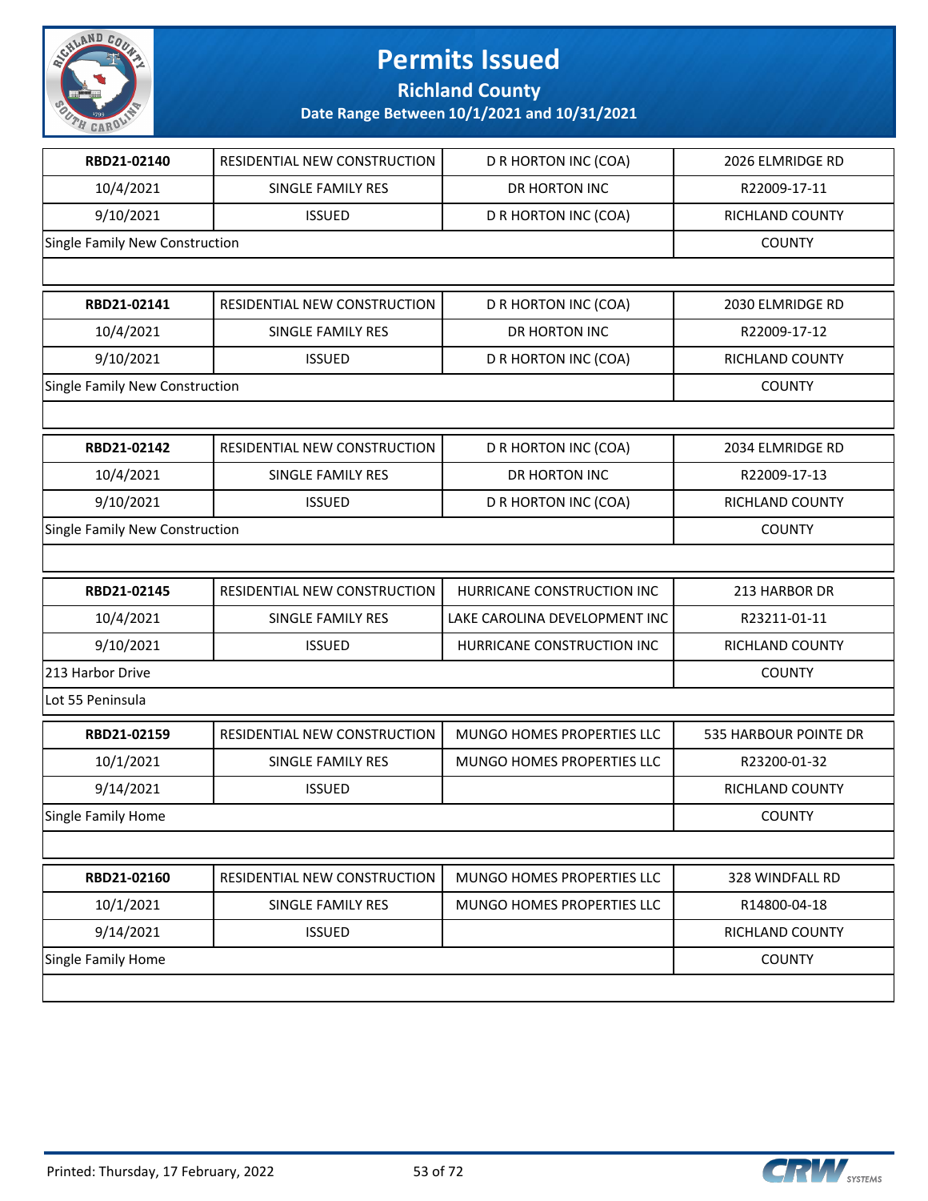# Permits Issued

## Richland County

### Date Range Between 10/1/2021 and 10/31/2021

| | | | |
|---|---|---|---|
| **RBD21-02140** | RESIDENTIAL NEW CONSTRUCTION | D R HORTON INC (COA) | 2026 ELMRIDGE RD |
| 10/4/2021 | SINGLE FAMILY RES | DR HORTON INC | R22009-17-11 |
| 9/10/2021 | ISSUED | D R HORTON INC (COA) | RICHLAND COUNTY |
| Single Family New Construction | | | COUNTY |

| | | | |
|---|---|---|---|
| **RBD21-02141** | RESIDENTIAL NEW CONSTRUCTION | D R HORTON INC (COA) | 2030 ELMRIDGE RD |
| 10/4/2021 | SINGLE FAMILY RES | DR HORTON INC | R22009-17-12 |
| 9/10/2021 | ISSUED | D R HORTON INC (COA) | RICHLAND COUNTY |
| Single Family New Construction | | | COUNTY |

| | | | |
|---|---|---|---|
| **RBD21-02142** | RESIDENTIAL NEW CONSTRUCTION | D R HORTON INC (COA) | 2034 ELMRIDGE RD |
| 10/4/2021 | SINGLE FAMILY RES | DR HORTON INC | R22009-17-13 |
| 9/10/2021 | ISSUED | D R HORTON INC (COA) | RICHLAND COUNTY |
| Single Family New Construction | | | COUNTY |

| | | | |
|---|---|---|---|
| **RBD21-02145** | RESIDENTIAL NEW CONSTRUCTION | HURRICANE CONSTRUCTION INC | 213 HARBOR DR |
| 10/4/2021 | SINGLE FAMILY RES | LAKE CAROLINA DEVELOPMENT INC | R23211-01-11 |
| 9/10/2021 | ISSUED | HURRICANE CONSTRUCTION INC | RICHLAND COUNTY |
| 213 Harbor Drive | | | COUNTY |
| Lot 55 Peninsula | | | |

| | | | |
|---|---|---|---|
| **RBD21-02159** | RESIDENTIAL NEW CONSTRUCTION | MUNGO HOMES PROPERTIES LLC | 535 HARBOUR POINTE DR |
| 10/1/2021 | SINGLE FAMILY RES | MUNGO HOMES PROPERTIES LLC | R23200-01-32 |
| 9/14/2021 | ISSUED | | RICHLAND COUNTY |
| Single Family Home | | | COUNTY |

| | | | |
|---|---|---|---|
| **RBD21-02160** | RESIDENTIAL NEW CONSTRUCTION | MUNGO HOMES PROPERTIES LLC | 328 WINDFALL RD |
| 10/1/2021 | SINGLE FAMILY RES | MUNGO HOMES PROPERTIES LLC | R14800-04-18 |
| 9/14/2021 | ISSUED | | RICHLAND COUNTY |
| Single Family Home | | | COUNTY |

Printed: Thursday, 17 February, 2022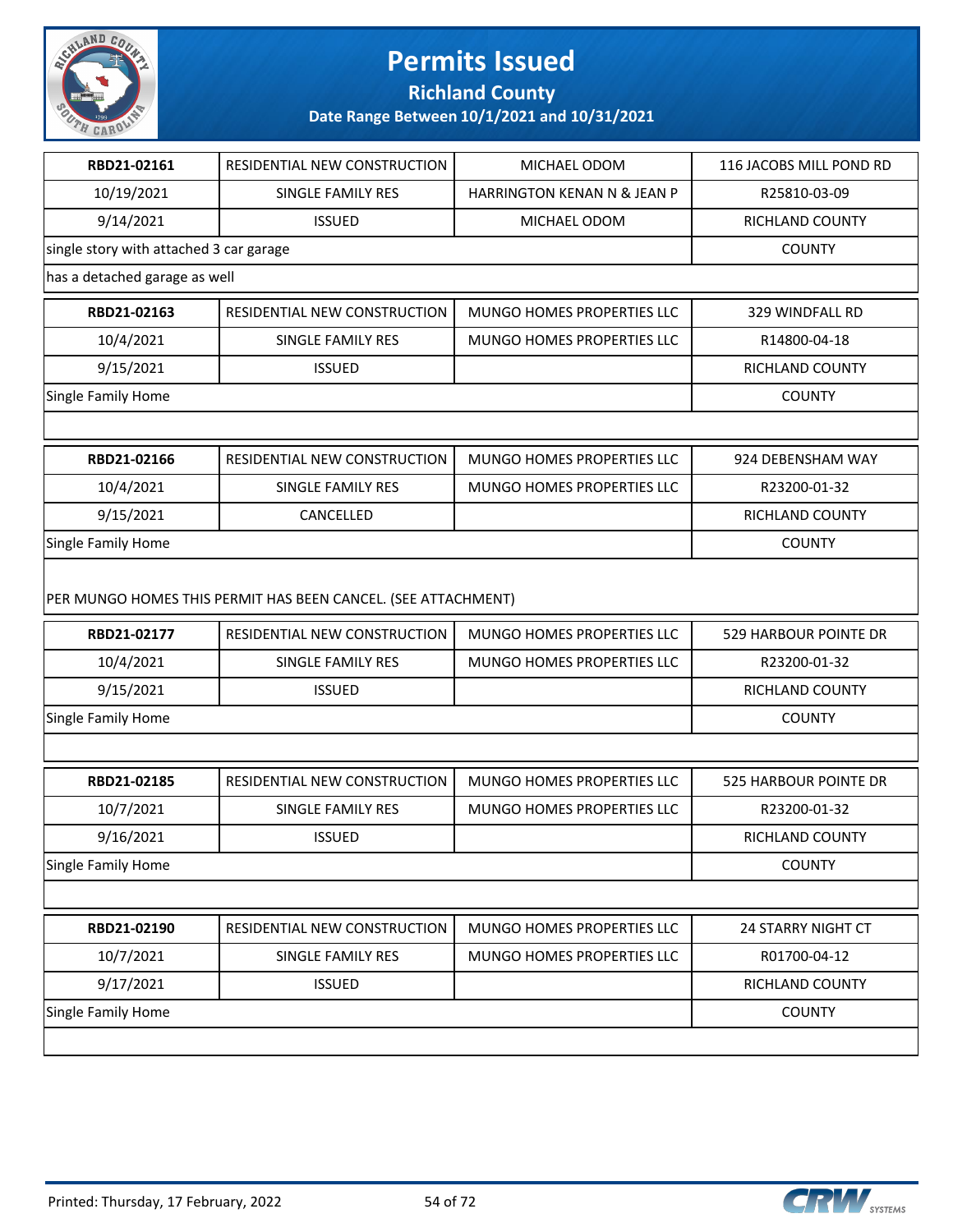# Permits Issued

## Richland County

### Date Range Between 10/1/2021 and 10/31/2021

| RBD21-02161 | RESIDENTIAL NEW CONSTRUCTION | MICHAEL ODOM | 116 JACOBS MILL POND RD |
|---|---|---|---|
| 10/19/2021 | SINGLE FAMILY RES | HARRINGTON KENAN N & JEAN P | R25810-03-09 |
| 9/14/2021 | ISSUED | MICHAEL ODOM | RICHLAND COUNTY |
| single story with attached 3 car garage | | | COUNTY |
| has a detached garage as well | | | |

| RBD21-02163 | RESIDENTIAL NEW CONSTRUCTION | MUNGO HOMES PROPERTIES LLC | 329 WINDFALL RD |
|---|---|---|---|
| 10/4/2021 | SINGLE FAMILY RES | MUNGO HOMES PROPERTIES LLC | R14800-04-18 |
| 9/15/2021 | ISSUED | | RICHLAND COUNTY |
| Single Family Home | | | COUNTY |

| RBD21-02166 | RESIDENTIAL NEW CONSTRUCTION | MUNGO HOMES PROPERTIES LLC | 924 DEBENSHAM WAY |
|---|---|---|---|
| 10/4/2021 | SINGLE FAMILY RES | MUNGO HOMES PROPERTIES LLC | R23200-01-32 |
| 9/15/2021 | CANCELLED | | RICHLAND COUNTY |
| Single Family Home | | | COUNTY |
| PER MUNGO HOMES THIS PERMIT HAS BEEN CANCEL. (SEE ATTACHMENT) | | | |

| RBD21-02177 | RESIDENTIAL NEW CONSTRUCTION | MUNGO HOMES PROPERTIES LLC | 529 HARBOUR POINTE DR |
|---|---|---|---|
| 10/4/2021 | SINGLE FAMILY RES | MUNGO HOMES PROPERTIES LLC | R23200-01-32 |
| 9/15/2021 | ISSUED | | RICHLAND COUNTY |
| Single Family Home | | | COUNTY |

| RBD21-02185 | RESIDENTIAL NEW CONSTRUCTION | MUNGO HOMES PROPERTIES LLC | 525 HARBOUR POINTE DR |
|---|---|---|---|
| 10/7/2021 | SINGLE FAMILY RES | MUNGO HOMES PROPERTIES LLC | R23200-01-32 |
| 9/16/2021 | ISSUED | | RICHLAND COUNTY |
| Single Family Home | | | COUNTY |

| RBD21-02190 | RESIDENTIAL NEW CONSTRUCTION | MUNGO HOMES PROPERTIES LLC | 24 STARRY NIGHT CT |
|---|---|---|---|
| 10/7/2021 | SINGLE FAMILY RES | MUNGO HOMES PROPERTIES LLC | R01700-04-12 |
| 9/17/2021 | ISSUED | | RICHLAND COUNTY |
| Single Family Home | | | COUNTY |

Printed: Thursday, 17 February, 2022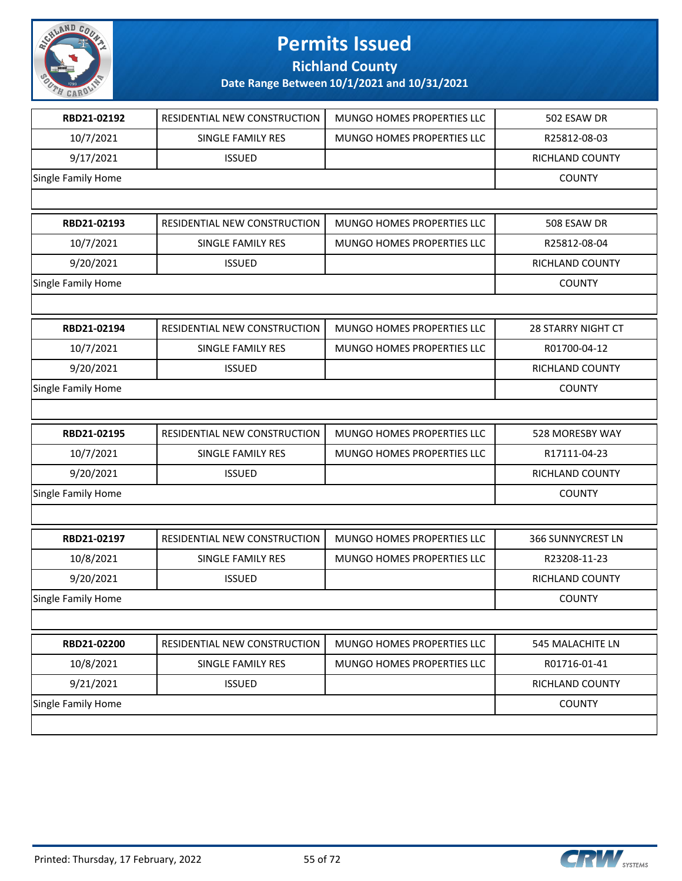# Permits Issued

## Richland County

### Date Range Between 10/1/2021 and 10/31/2021

| RBD21-02192 | RESIDENTIAL NEW CONSTRUCTION | MUNGO HOMES PROPERTIES LLC | 502 ESAW DR |
|---|---|---|---|
| 10/7/2021 | SINGLE FAMILY RES | MUNGO HOMES PROPERTIES LLC | R25812-08-03 |
| 9/17/2021 | ISSUED | | RICHLAND COUNTY |
| Single Family Home | | | COUNTY |

| RBD21-02193 | RESIDENTIAL NEW CONSTRUCTION | MUNGO HOMES PROPERTIES LLC | 508 ESAW DR |
|---|---|---|---|
| 10/7/2021 | SINGLE FAMILY RES | MUNGO HOMES PROPERTIES LLC | R25812-08-04 |
| 9/20/2021 | ISSUED | | RICHLAND COUNTY |
| Single Family Home | | | COUNTY |

| RBD21-02194 | RESIDENTIAL NEW CONSTRUCTION | MUNGO HOMES PROPERTIES LLC | 28 STARRY NIGHT CT |
|---|---|---|---|
| 10/7/2021 | SINGLE FAMILY RES | MUNGO HOMES PROPERTIES LLC | R01700-04-12 |
| 9/20/2021 | ISSUED | | RICHLAND COUNTY |
| Single Family Home | | | COUNTY |

| RBD21-02195 | RESIDENTIAL NEW CONSTRUCTION | MUNGO HOMES PROPERTIES LLC | 528 MORESBY WAY |
|---|---|---|---|
| 10/7/2021 | SINGLE FAMILY RES | MUNGO HOMES PROPERTIES LLC | R17111-04-23 |
| 9/20/2021 | ISSUED | | RICHLAND COUNTY |
| Single Family Home | | | COUNTY |

| RBD21-02197 | RESIDENTIAL NEW CONSTRUCTION | MUNGO HOMES PROPERTIES LLC | 366 SUNNYCREST LN |
|---|---|---|---|
| 10/8/2021 | SINGLE FAMILY RES | MUNGO HOMES PROPERTIES LLC | R23208-11-23 |
| 9/20/2021 | ISSUED | | RICHLAND COUNTY |
| Single Family Home | | | COUNTY |

| RBD21-02200 | RESIDENTIAL NEW CONSTRUCTION | MUNGO HOMES PROPERTIES LLC | 545 MALACHITE LN |
|---|---|---|---|
| 10/8/2021 | SINGLE FAMILY RES | MUNGO HOMES PROPERTIES LLC | R01716-01-41 |
| 9/21/2021 | ISSUED | | RICHLAND COUNTY |
| Single Family Home | | | COUNTY |

Printed: Thursday, 17 February, 2022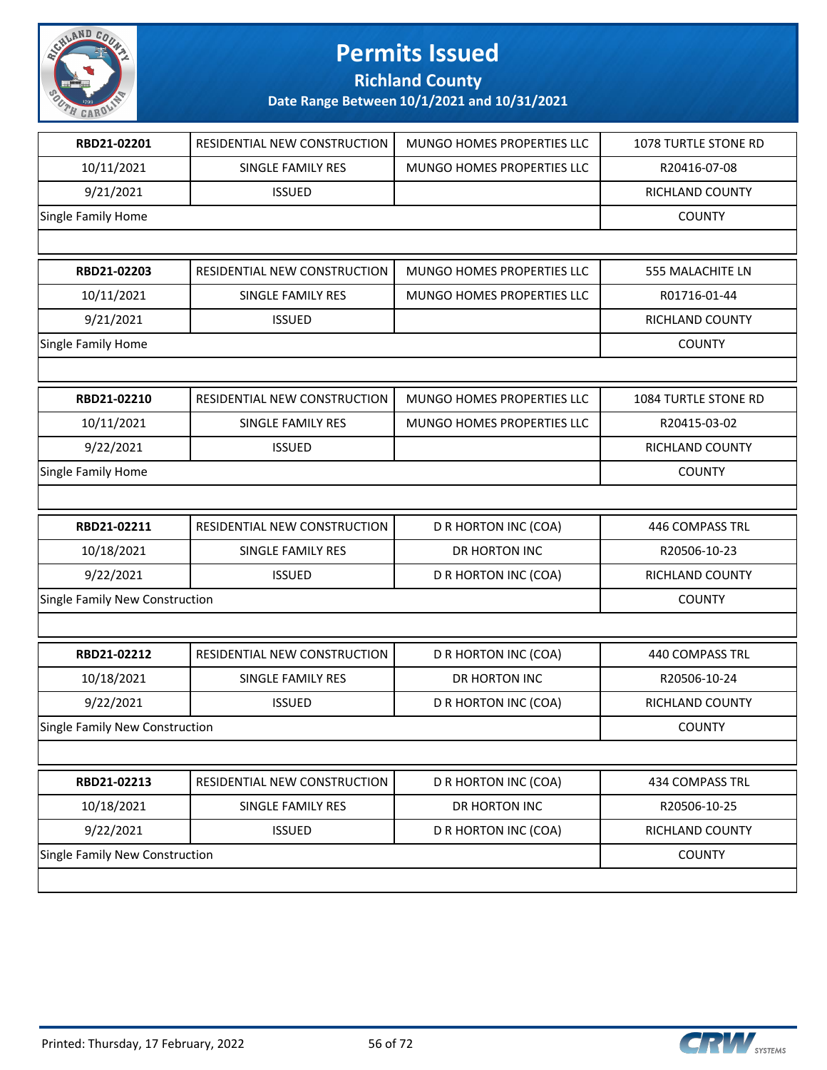# Permits Issued

## Richland County

### Date Range Between 10/1/2021 and 10/31/2021

| | | | |
|---|---|---|---|
| **RBD21-02201** | RESIDENTIAL NEW CONSTRUCTION | MUNGO HOMES PROPERTIES LLC | 1078 TURTLE STONE RD |
| 10/11/2021 | SINGLE FAMILY RES | MUNGO HOMES PROPERTIES LLC | R20416-07-08 |
| 9/21/2021 | ISSUED | | RICHLAND COUNTY |
| Single Family Home | | | COUNTY |

| | | | |
|---|---|---|---|
| **RBD21-02203** | RESIDENTIAL NEW CONSTRUCTION | MUNGO HOMES PROPERTIES LLC | 555 MALACHITE LN |
| 10/11/2021 | SINGLE FAMILY RES | MUNGO HOMES PROPERTIES LLC | R01716-01-44 |
| 9/21/2021 | ISSUED | | RICHLAND COUNTY |
| Single Family Home | | | COUNTY |

| | | | |
|---|---|---|---|
| **RBD21-02210** | RESIDENTIAL NEW CONSTRUCTION | MUNGO HOMES PROPERTIES LLC | 1084 TURTLE STONE RD |
| 10/11/2021 | SINGLE FAMILY RES | MUNGO HOMES PROPERTIES LLC | R20415-03-02 |
| 9/22/2021 | ISSUED | | RICHLAND COUNTY |
| Single Family Home | | | COUNTY |

| | | | |
|---|---|---|---|
| **RBD21-02211** | RESIDENTIAL NEW CONSTRUCTION | D R HORTON INC (COA) | 446 COMPASS TRL |
| 10/18/2021 | SINGLE FAMILY RES | DR HORTON INC | R20506-10-23 |
| 9/22/2021 | ISSUED | D R HORTON INC (COA) | RICHLAND COUNTY |
| Single Family New Construction | | | COUNTY |

| | | | |
|---|---|---|---|
| **RBD21-02212** | RESIDENTIAL NEW CONSTRUCTION | D R HORTON INC (COA) | 440 COMPASS TRL |
| 10/18/2021 | SINGLE FAMILY RES | DR HORTON INC | R20506-10-24 |
| 9/22/2021 | ISSUED | D R HORTON INC (COA) | RICHLAND COUNTY |
| Single Family New Construction | | | COUNTY |

| | | | |
|---|---|---|---|
| **RBD21-02213** | RESIDENTIAL NEW CONSTRUCTION | D R HORTON INC (COA) | 434 COMPASS TRL |
| 10/18/2021 | SINGLE FAMILY RES | DR HORTON INC | R20506-10-25 |
| 9/22/2021 | ISSUED | D R HORTON INC (COA) | RICHLAND COUNTY |
| Single Family New Construction | | | COUNTY |

Printed: Thursday, 17 February, 2022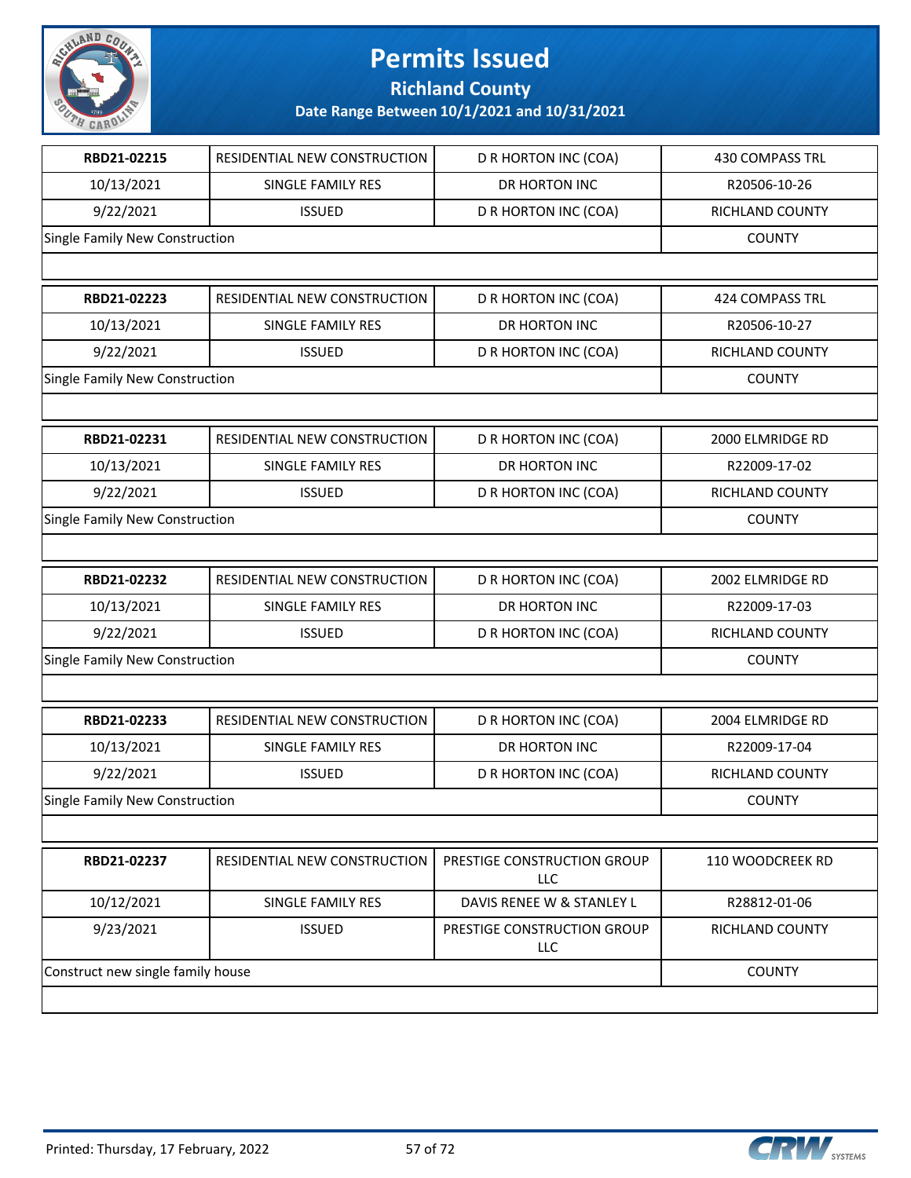# Permits Issued

## Richland County

### Date Range Between 10/1/2021 and 10/31/2021

| | | | |
|---|---|---|---|
| **RBD21-02215** | RESIDENTIAL NEW CONSTRUCTION | D R HORTON INC (COA) | 430 COMPASS TRL |
| 10/13/2021 | SINGLE FAMILY RES | DR HORTON INC | R20506-10-26 |
| 9/22/2021 | ISSUED | D R HORTON INC (COA) | RICHLAND COUNTY |
| Single Family New Construction | | | COUNTY |

| | | | |
|---|---|---|---|
| **RBD21-02223** | RESIDENTIAL NEW CONSTRUCTION | D R HORTON INC (COA) | 424 COMPASS TRL |
| 10/13/2021 | SINGLE FAMILY RES | DR HORTON INC | R20506-10-27 |
| 9/22/2021 | ISSUED | D R HORTON INC (COA) | RICHLAND COUNTY |
| Single Family New Construction | | | COUNTY |

| | | | |
|---|---|---|---|
| **RBD21-02231** | RESIDENTIAL NEW CONSTRUCTION | D R HORTON INC (COA) | 2000 ELMRIDGE RD |
| 10/13/2021 | SINGLE FAMILY RES | DR HORTON INC | R22009-17-02 |
| 9/22/2021 | ISSUED | D R HORTON INC (COA) | RICHLAND COUNTY |
| Single Family New Construction | | | COUNTY |

| | | | |
|---|---|---|---|
| **RBD21-02232** | RESIDENTIAL NEW CONSTRUCTION | D R HORTON INC (COA) | 2002 ELMRIDGE RD |
| 10/13/2021 | SINGLE FAMILY RES | DR HORTON INC | R22009-17-03 |
| 9/22/2021 | ISSUED | D R HORTON INC (COA) | RICHLAND COUNTY |
| Single Family New Construction | | | COUNTY |

| | | | |
|---|---|---|---|
| **RBD21-02233** | RESIDENTIAL NEW CONSTRUCTION | D R HORTON INC (COA) | 2004 ELMRIDGE RD |
| 10/13/2021 | SINGLE FAMILY RES | DR HORTON INC | R22009-17-04 |
| 9/22/2021 | ISSUED | D R HORTON INC (COA) | RICHLAND COUNTY |
| Single Family New Construction | | | COUNTY |

| | | | |
|---|---|---|---|
| **RBD21-02237** | RESIDENTIAL NEW CONSTRUCTION | PRESTIGE CONSTRUCTION GROUP LLC | 110 WOODCREEK RD |
| 10/12/2021 | SINGLE FAMILY RES | DAVIS RENEE W & STANLEY L | R28812-01-06 |
| 9/23/2021 | ISSUED | PRESTIGE CONSTRUCTION GROUP LLC | RICHLAND COUNTY |
| Construct new single family house | | | COUNTY |

Printed: Thursday, 17 February, 2022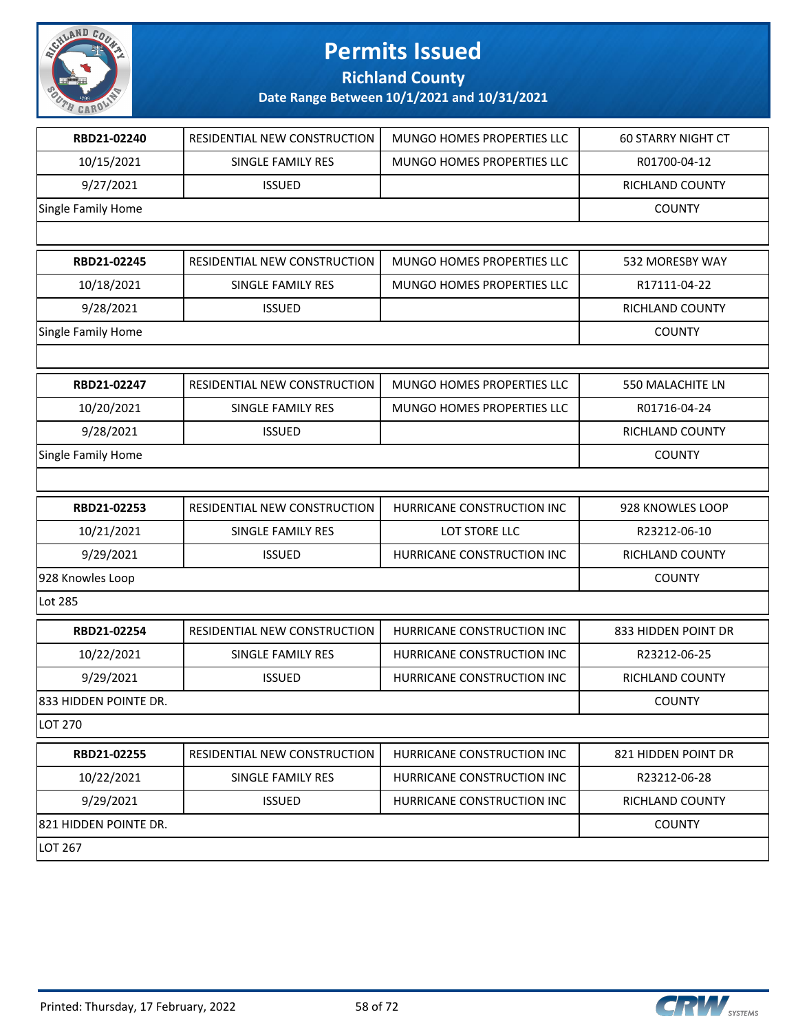# Permits Issued

## Richland County

### Date Range Between 10/1/2021 and 10/31/2021

| | | | |
|---|---|---|---|
| RBD21-02240 | RESIDENTIAL NEW CONSTRUCTION | MUNGO HOMES PROPERTIES LLC | 60 STARRY NIGHT CT |
| 10/15/2021 | SINGLE FAMILY RES | MUNGO HOMES PROPERTIES LLC | R01700-04-12 |
| 9/27/2021 | ISSUED | | RICHLAND COUNTY |
| Single Family Home | | | COUNTY |

| | | | |
|---|---|---|---|
| RBD21-02245 | RESIDENTIAL NEW CONSTRUCTION | MUNGO HOMES PROPERTIES LLC | 532 MORESBY WAY |
| 10/18/2021 | SINGLE FAMILY RES | MUNGO HOMES PROPERTIES LLC | R17111-04-22 |
| 9/28/2021 | ISSUED | | RICHLAND COUNTY |
| Single Family Home | | | COUNTY |

| | | | |
|---|---|---|---|
| RBD21-02247 | RESIDENTIAL NEW CONSTRUCTION | MUNGO HOMES PROPERTIES LLC | 550 MALACHITE LN |
| 10/20/2021 | SINGLE FAMILY RES | MUNGO HOMES PROPERTIES LLC | R01716-04-24 |
| 9/28/2021 | ISSUED | | RICHLAND COUNTY |
| Single Family Home | | | COUNTY |

| | | | |
|---|---|---|---|
| RBD21-02253 | RESIDENTIAL NEW CONSTRUCTION | HURRICANE CONSTRUCTION INC | 928 KNOWLES LOOP |
| 10/21/2021 | SINGLE FAMILY RES | LOT STORE LLC | R23212-06-10 |
| 9/29/2021 | ISSUED | HURRICANE CONSTRUCTION INC | RICHLAND COUNTY |
| 928 Knowles Loop | | | COUNTY |
| Lot 285 | | | |

| | | | |
|---|---|---|---|
| RBD21-02254 | RESIDENTIAL NEW CONSTRUCTION | HURRICANE CONSTRUCTION INC | 833 HIDDEN POINT DR |
| 10/22/2021 | SINGLE FAMILY RES | HURRICANE CONSTRUCTION INC | R23212-06-25 |
| 9/29/2021 | ISSUED | HURRICANE CONSTRUCTION INC | RICHLAND COUNTY |
| 833 HIDDEN POINTE DR. | | | COUNTY |
| LOT 270 | | | |

| | | | |
|---|---|---|---|
| RBD21-02255 | RESIDENTIAL NEW CONSTRUCTION | HURRICANE CONSTRUCTION INC | 821 HIDDEN POINT DR |
| 10/22/2021 | SINGLE FAMILY RES | HURRICANE CONSTRUCTION INC | R23212-06-28 |
| 9/29/2021 | ISSUED | HURRICANE CONSTRUCTION INC | RICHLAND COUNTY |
| 821 HIDDEN POINTE DR. | | | COUNTY |
| LOT 267 | | | |

Printed: Thursday, 17 February, 2022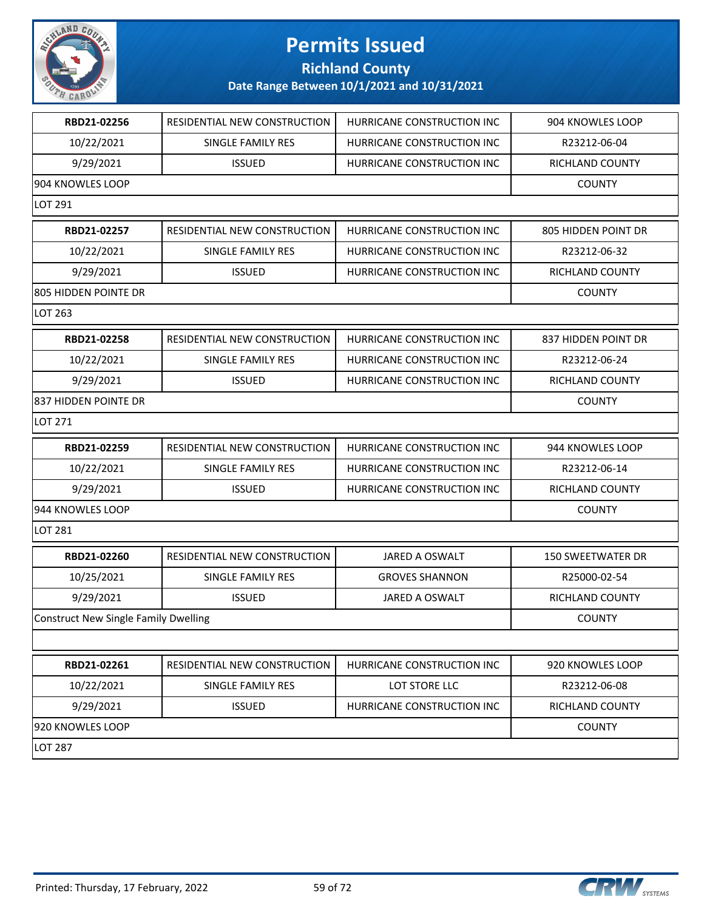# Permits Issued

## Richland County

### Date Range Between 10/1/2021 and 10/31/2021

| | | | |
|---|---|---|---|
| **RBD21-02256** | RESIDENTIAL NEW CONSTRUCTION | HURRICANE CONSTRUCTION INC | 904 KNOWLES LOOP |
| 10/22/2021 | SINGLE FAMILY RES | HURRICANE CONSTRUCTION INC | R23212-06-04 |
| 9/29/2021 | ISSUED | HURRICANE CONSTRUCTION INC | RICHLAND COUNTY |
| 904 KNOWLES LOOP | | | COUNTY |
| LOT 291 | | | |

| | | | |
|---|---|---|---|
| **RBD21-02257** | RESIDENTIAL NEW CONSTRUCTION | HURRICANE CONSTRUCTION INC | 805 HIDDEN POINT DR |
| 10/22/2021 | SINGLE FAMILY RES | HURRICANE CONSTRUCTION INC | R23212-06-32 |
| 9/29/2021 | ISSUED | HURRICANE CONSTRUCTION INC | RICHLAND COUNTY |
| 805 HIDDEN POINTE DR | | | COUNTY |
| LOT 263 | | | |

| | | | |
|---|---|---|---|
| **RBD21-02258** | RESIDENTIAL NEW CONSTRUCTION | HURRICANE CONSTRUCTION INC | 837 HIDDEN POINT DR |
| 10/22/2021 | SINGLE FAMILY RES | HURRICANE CONSTRUCTION INC | R23212-06-24 |
| 9/29/2021 | ISSUED | HURRICANE CONSTRUCTION INC | RICHLAND COUNTY |
| 837 HIDDEN POINTE DR | | | COUNTY |
| LOT 271 | | | |

| | | | |
|---|---|---|---|
| **RBD21-02259** | RESIDENTIAL NEW CONSTRUCTION | HURRICANE CONSTRUCTION INC | 944 KNOWLES LOOP |
| 10/22/2021 | SINGLE FAMILY RES | HURRICANE CONSTRUCTION INC | R23212-06-14 |
| 9/29/2021 | ISSUED | HURRICANE CONSTRUCTION INC | RICHLAND COUNTY |
| 944 KNOWLES LOOP | | | COUNTY |
| LOT 281 | | | |

| | | | |
|---|---|---|---|
| **RBD21-02260** | RESIDENTIAL NEW CONSTRUCTION | JARED A OSWALT | 150 SWEETWATER DR |
| 10/25/2021 | SINGLE FAMILY RES | GROVES SHANNON | R25000-02-54 |
| 9/29/2021 | ISSUED | JARED A OSWALT | RICHLAND COUNTY |
| Construct New Single Family Dwelling | | | COUNTY |
| | | | |

| | | | |
|---|---|---|---|
| **RBD21-02261** | RESIDENTIAL NEW CONSTRUCTION | HURRICANE CONSTRUCTION INC | 920 KNOWLES LOOP |
| 10/22/2021 | SINGLE FAMILY RES | LOT STORE LLC | R23212-06-08 |
| 9/29/2021 | ISSUED | HURRICANE CONSTRUCTION INC | RICHLAND COUNTY |
| 920 KNOWLES LOOP | | | COUNTY |
| LOT 287 | | | |

Printed: Thursday, 17 February, 2022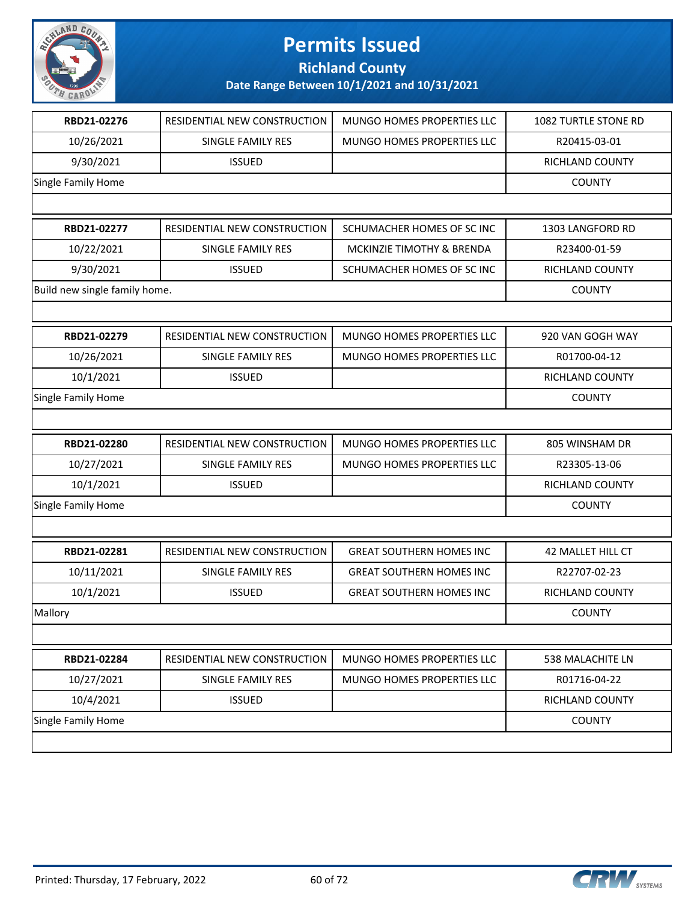# Permits Issued

## Richland County

### Date Range Between 10/1/2021 and 10/31/2021

| | | | |
|---|---|---|---|
| **RBD21-02276** | RESIDENTIAL NEW CONSTRUCTION | MUNGO HOMES PROPERTIES LLC | 1082 TURTLE STONE RD |
| 10/26/2021 | SINGLE FAMILY RES | MUNGO HOMES PROPERTIES LLC | R20415-03-01 |
| 9/30/2021 | ISSUED | | RICHLAND COUNTY |
| Single Family Home | | | COUNTY |

| | | | |
|---|---|---|---|
| **RBD21-02277** | RESIDENTIAL NEW CONSTRUCTION | SCHUMACHER HOMES OF SC INC | 1303 LANGFORD RD |
| 10/22/2021 | SINGLE FAMILY RES | MCKINZIE TIMOTHY & BRENDA | R23400-01-59 |
| 9/30/2021 | ISSUED | SCHUMACHER HOMES OF SC INC | RICHLAND COUNTY |
| Build new single family home. | | | COUNTY |

| | | | |
|---|---|---|---|
| **RBD21-02279** | RESIDENTIAL NEW CONSTRUCTION | MUNGO HOMES PROPERTIES LLC | 920 VAN GOGH WAY |
| 10/26/2021 | SINGLE FAMILY RES | MUNGO HOMES PROPERTIES LLC | R01700-04-12 |
| 10/1/2021 | ISSUED | | RICHLAND COUNTY |
| Single Family Home | | | COUNTY |

| | | | |
|---|---|---|---|
| **RBD21-02280** | RESIDENTIAL NEW CONSTRUCTION | MUNGO HOMES PROPERTIES LLC | 805 WINSHAM DR |
| 10/27/2021 | SINGLE FAMILY RES | MUNGO HOMES PROPERTIES LLC | R23305-13-06 |
| 10/1/2021 | ISSUED | | RICHLAND COUNTY |
| Single Family Home | | | COUNTY |

| | | | |
|---|---|---|---|
| **RBD21-02281** | RESIDENTIAL NEW CONSTRUCTION | GREAT SOUTHERN HOMES INC | 42 MALLET HILL CT |
| 10/11/2021 | SINGLE FAMILY RES | GREAT SOUTHERN HOMES INC | R22707-02-23 |
| 10/1/2021 | ISSUED | GREAT SOUTHERN HOMES INC | RICHLAND COUNTY |
| Mallory | | | COUNTY |

| | | | |
|---|---|---|---|
| **RBD21-02284** | RESIDENTIAL NEW CONSTRUCTION | MUNGO HOMES PROPERTIES LLC | 538 MALACHITE LN |
| 10/27/2021 | SINGLE FAMILY RES | MUNGO HOMES PROPERTIES LLC | R01716-04-22 |
| 10/4/2021 | ISSUED | | RICHLAND COUNTY |
| Single Family Home | | | COUNTY |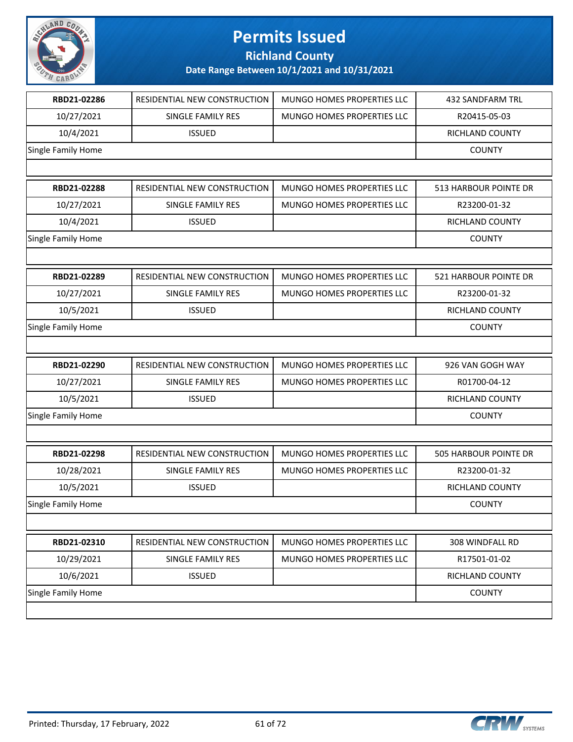# Permits Issued

## Richland County

### Date Range Between 10/1/2021 and 10/31/2021

| | | | |
|---|---|---|---|
| **RBD21-02286** | RESIDENTIAL NEW CONSTRUCTION | MUNGO HOMES PROPERTIES LLC | 432 SANDFARM TRL |
| 10/27/2021 | SINGLE FAMILY RES | MUNGO HOMES PROPERTIES LLC | R20415-05-03 |
| 10/4/2021 | ISSUED | | RICHLAND COUNTY |
| Single Family Home | | | COUNTY |

| | | | |
|---|---|---|---|
| **RBD21-02288** | RESIDENTIAL NEW CONSTRUCTION | MUNGO HOMES PROPERTIES LLC | 513 HARBOUR POINTE DR |
| 10/27/2021 | SINGLE FAMILY RES | MUNGO HOMES PROPERTIES LLC | R23200-01-32 |
| 10/4/2021 | ISSUED | | RICHLAND COUNTY |
| Single Family Home | | | COUNTY |

| | | | |
|---|---|---|---|
| **RBD21-02289** | RESIDENTIAL NEW CONSTRUCTION | MUNGO HOMES PROPERTIES LLC | 521 HARBOUR POINTE DR |
| 10/27/2021 | SINGLE FAMILY RES | MUNGO HOMES PROPERTIES LLC | R23200-01-32 |
| 10/5/2021 | ISSUED | | RICHLAND COUNTY |
| Single Family Home | | | COUNTY |

| | | | |
|---|---|---|---|
| **RBD21-02290** | RESIDENTIAL NEW CONSTRUCTION | MUNGO HOMES PROPERTIES LLC | 926 VAN GOGH WAY |
| 10/27/2021 | SINGLE FAMILY RES | MUNGO HOMES PROPERTIES LLC | R01700-04-12 |
| 10/5/2021 | ISSUED | | RICHLAND COUNTY |
| Single Family Home | | | COUNTY |

| | | | |
|---|---|---|---|
| **RBD21-02298** | RESIDENTIAL NEW CONSTRUCTION | MUNGO HOMES PROPERTIES LLC | 505 HARBOUR POINTE DR |
| 10/28/2021 | SINGLE FAMILY RES | MUNGO HOMES PROPERTIES LLC | R23200-01-32 |
| 10/5/2021 | ISSUED | | RICHLAND COUNTY |
| Single Family Home | | | COUNTY |

| | | | |
|---|---|---|---|
| **RBD21-02310** | RESIDENTIAL NEW CONSTRUCTION | MUNGO HOMES PROPERTIES LLC | 308 WINDFALL RD |
| 10/29/2021 | SINGLE FAMILY RES | MUNGO HOMES PROPERTIES LLC | R17501-01-02 |
| 10/6/2021 | ISSUED | | RICHLAND COUNTY |
| Single Family Home | | | COUNTY |

Printed: Thursday, 17 February, 2022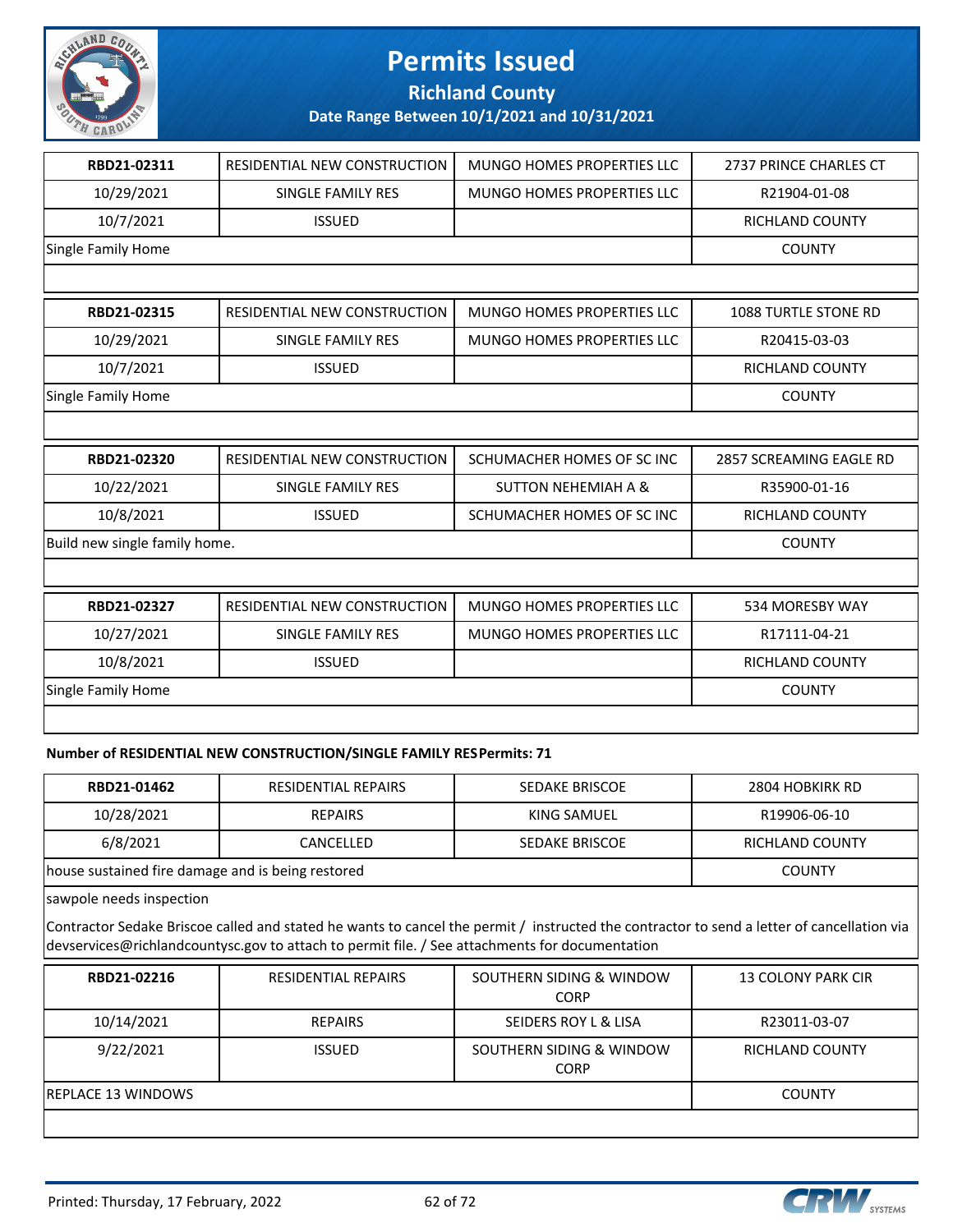# Permits Issued

## Richland County

### Date Range Between 10/1/2021 and 10/31/2021

| RBD21-02311 | RESIDENTIAL NEW CONSTRUCTION | MUNGO HOMES PROPERTIES LLC | 2737 PRINCE CHARLES CT |
|---|---|---|---|
| 10/29/2021 | SINGLE FAMILY RES | MUNGO HOMES PROPERTIES LLC | R21904-01-08 |
| 10/7/2021 | ISSUED | | RICHLAND COUNTY |
| Single Family Home | | | COUNTY |

| RBD21-02315 | RESIDENTIAL NEW CONSTRUCTION | MUNGO HOMES PROPERTIES LLC | 1088 TURTLE STONE RD |
|---|---|---|---|
| 10/29/2021 | SINGLE FAMILY RES | MUNGO HOMES PROPERTIES LLC | R20415-03-03 |
| 10/7/2021 | ISSUED | | RICHLAND COUNTY |
| Single Family Home | | | COUNTY |

| RBD21-02320 | RESIDENTIAL NEW CONSTRUCTION | SCHUMACHER HOMES OF SC INC | 2857 SCREAMING EAGLE RD |
|---|---|---|---|
| 10/22/2021 | SINGLE FAMILY RES | SUTTON NEHEMIAH A & | R35900-01-16 |
| 10/8/2021 | ISSUED | SCHUMACHER HOMES OF SC INC | RICHLAND COUNTY |
| Build new single family home. | | | COUNTY |

| RBD21-02327 | RESIDENTIAL NEW CONSTRUCTION | MUNGO HOMES PROPERTIES LLC | 534 MORESBY WAY |
|---|---|---|---|
| 10/27/2021 | SINGLE FAMILY RES | MUNGO HOMES PROPERTIES LLC | R17111-04-21 |
| 10/8/2021 | ISSUED | | RICHLAND COUNTY |
| Single Family Home | | | COUNTY |

**Number of RESIDENTIAL NEW CONSTRUCTION/SINGLE FAMILY RES Permits: 71**

| RBD21-01462 | RESIDENTIAL REPAIRS | SEDAKE BRISCOE | 2804 HOBKIRK RD |
|---|---|---|---|
| 10/28/2021 | REPAIRS | KING SAMUEL | R19906-06-10 |
| 6/8/2021 | CANCELLED | SEDAKE BRISCOE | RICHLAND COUNTY |
| house sustained fire damage and is being restored | | | COUNTY |

sawpole needs inspection

Contractor Sedake Briscoe called and stated he wants to cancel the permit / instructed the contractor to send a letter of cancellation via devservices@richlandcountysc.gov to attach to permit file. / See attachments for documentation

| RBD21-02216 | RESIDENTIAL REPAIRS | SOUTHERN SIDING & WINDOW CORP | 13 COLONY PARK CIR |
|---|---|---|---|
| 10/14/2021 | REPAIRS | SEIDERS ROY L & LISA | R23011-03-07 |
| 9/22/2021 | ISSUED | SOUTHERN SIDING & WINDOW CORP | RICHLAND COUNTY |
| REPLACE 13 WINDOWS | | | COUNTY |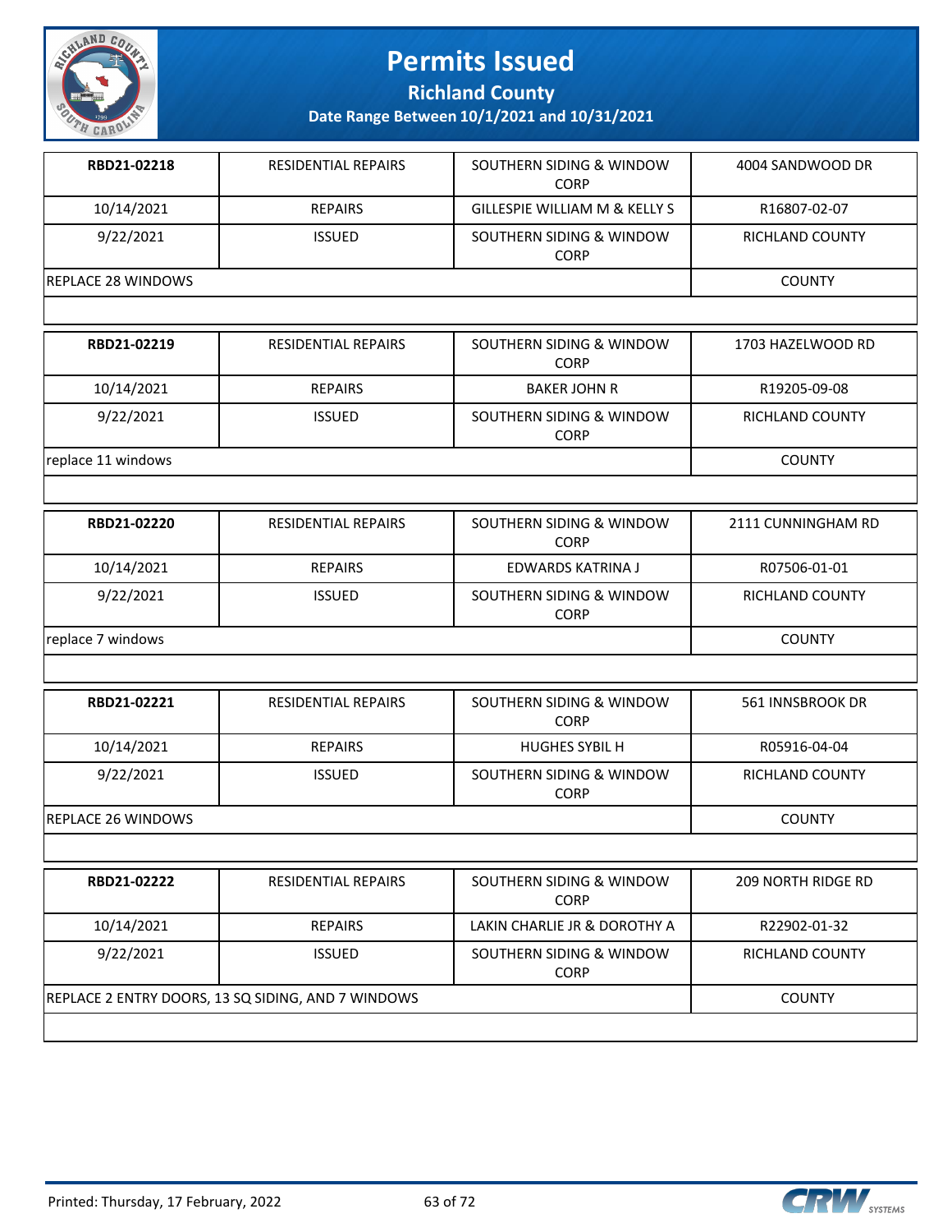# Permits Issued

**Richland County**

**Date Range Between 10/1/2021 and 10/31/2021**

| **RBD21-02218** | RESIDENTIAL REPAIRS | SOUTHERN SIDING & WINDOW CORP | 4004 SANDWOOD DR |
|---|---|---|---|
| 10/14/2021 | REPAIRS | GILLESPIE WILLIAM M & KELLY S | R16807-02-07 |
| 9/22/2021 | ISSUED | SOUTHERN SIDING & WINDOW CORP | RICHLAND COUNTY |
| REPLACE 28 WINDOWS | | | COUNTY |

| **RBD21-02219** | RESIDENTIAL REPAIRS | SOUTHERN SIDING & WINDOW CORP | 1703 HAZELWOOD RD |
|---|---|---|---|
| 10/14/2021 | REPAIRS | BAKER JOHN R | R19205-09-08 |
| 9/22/2021 | ISSUED | SOUTHERN SIDING & WINDOW CORP | RICHLAND COUNTY |
| replace 11 windows | | | COUNTY |

| **RBD21-02220** | RESIDENTIAL REPAIRS | SOUTHERN SIDING & WINDOW CORP | 2111 CUNNINGHAM RD |
|---|---|---|---|
| 10/14/2021 | REPAIRS | EDWARDS KATRINA J | R07506-01-01 |
| 9/22/2021 | ISSUED | SOUTHERN SIDING & WINDOW CORP | RICHLAND COUNTY |
| replace 7 windows | | | COUNTY |

| **RBD21-02221** | RESIDENTIAL REPAIRS | SOUTHERN SIDING & WINDOW CORP | 561 INNSBROOK DR |
|---|---|---|---|
| 10/14/2021 | REPAIRS | HUGHES SYBIL H | R05916-04-04 |
| 9/22/2021 | ISSUED | SOUTHERN SIDING & WINDOW CORP | RICHLAND COUNTY |
| REPLACE 26 WINDOWS | | | COUNTY |

| **RBD21-02222** | RESIDENTIAL REPAIRS | SOUTHERN SIDING & WINDOW CORP | 209 NORTH RIDGE RD |
|---|---|---|---|
| 10/14/2021 | REPAIRS | LAKIN CHARLIE JR & DOROTHY A | R22902-01-32 |
| 9/22/2021 | ISSUED | SOUTHERN SIDING & WINDOW CORP | RICHLAND COUNTY |
| REPLACE 2 ENTRY DOORS, 13 SQ SIDING, AND 7 WINDOWS | | | COUNTY |

Printed: Thursday, 17 February, 2022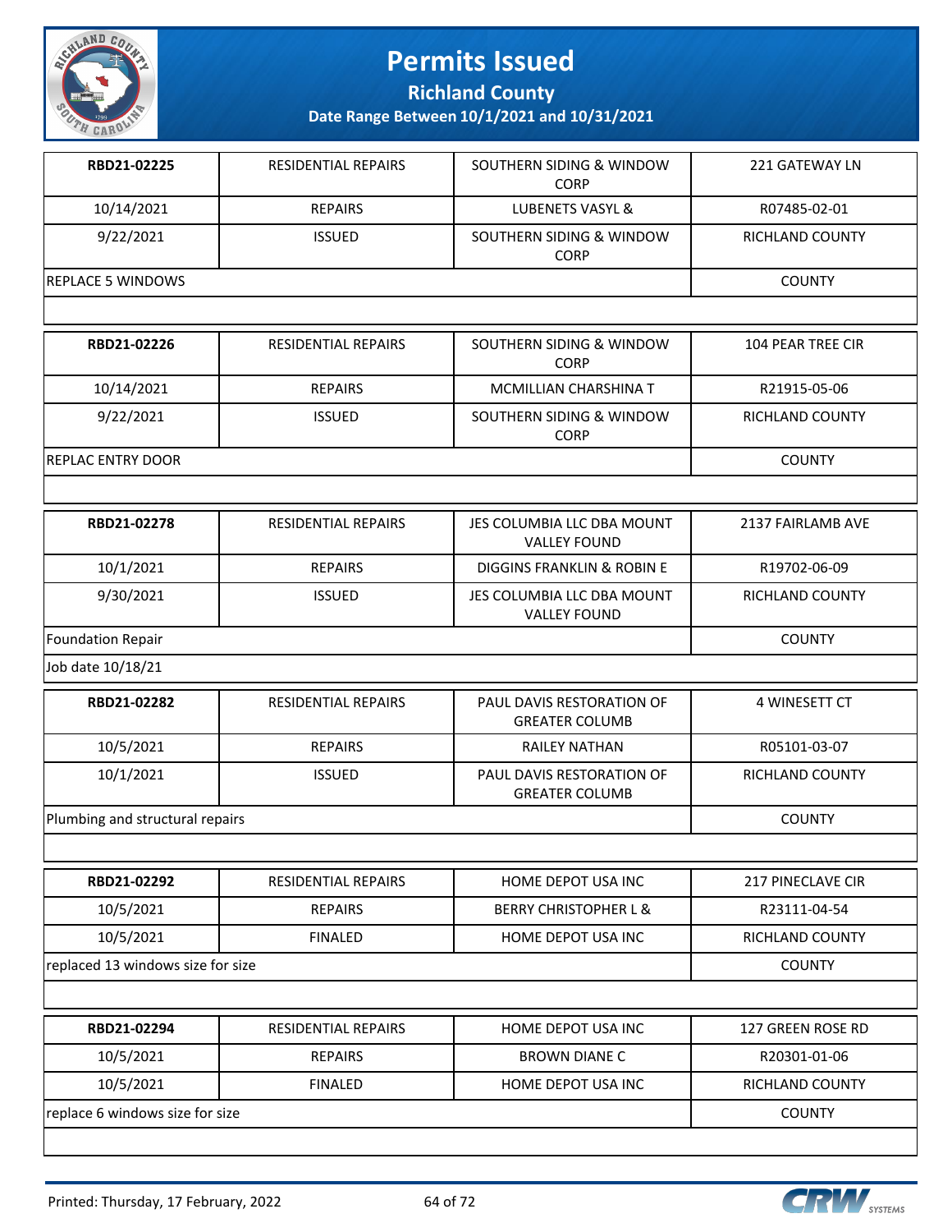# Permits Issued

**Richland County**

**Date Range Between 10/1/2021 and 10/31/2021**

| RBD21-02225 | RESIDENTIAL REPAIRS | SOUTHERN SIDING & WINDOW CORP | 221 GATEWAY LN |
|---|---|---|---|
| 10/14/2021 | REPAIRS | LUBENETS VASYL & | R07485-02-01 |
| 9/22/2021 | ISSUED | SOUTHERN SIDING & WINDOW CORP | RICHLAND COUNTY |
| REPLACE 5 WINDOWS | | | COUNTY |

| RBD21-02226 | RESIDENTIAL REPAIRS | SOUTHERN SIDING & WINDOW CORP | 104 PEAR TREE CIR |
|---|---|---|---|
| 10/14/2021 | REPAIRS | MCMILLIAN CHARSHINA T | R21915-05-06 |
| 9/22/2021 | ISSUED | SOUTHERN SIDING & WINDOW CORP | RICHLAND COUNTY |
| REPLAC ENTRY DOOR | | | COUNTY |

| RBD21-02278 | RESIDENTIAL REPAIRS | JES COLUMBIA LLC DBA MOUNT VALLEY FOUND | 2137 FAIRLAMB AVE |
|---|---|---|---|
| 10/1/2021 | REPAIRS | DIGGINS FRANKLIN & ROBIN E | R19702-06-09 |
| 9/30/2021 | ISSUED | JES COLUMBIA LLC DBA MOUNT VALLEY FOUND | RICHLAND COUNTY |
| Foundation Repair | | | COUNTY |
| Job date 10/18/21 | | | |

| RBD21-02282 | RESIDENTIAL REPAIRS | PAUL DAVIS RESTORATION OF GREATER COLUMB | 4 WINESETT CT |
|---|---|---|---|
| 10/5/2021 | REPAIRS | RAILEY NATHAN | R05101-03-07 |
| 10/1/2021 | ISSUED | PAUL DAVIS RESTORATION OF GREATER COLUMB | RICHLAND COUNTY |
| Plumbing and structural repairs | | | COUNTY |

| RBD21-02292 | RESIDENTIAL REPAIRS | HOME DEPOT USA INC | 217 PINECLAVE CIR |
|---|---|---|---|
| 10/5/2021 | REPAIRS | BERRY CHRISTOPHER L & | R23111-04-54 |
| 10/5/2021 | FINALED | HOME DEPOT USA INC | RICHLAND COUNTY |
| replaced 13 windows size for size | | | COUNTY |

| RBD21-02294 | RESIDENTIAL REPAIRS | HOME DEPOT USA INC | 127 GREEN ROSE RD |
|---|---|---|---|
| 10/5/2021 | REPAIRS | BROWN DIANE C | R20301-01-06 |
| 10/5/2021 | FINALED | HOME DEPOT USA INC | RICHLAND COUNTY |
| replace 6 windows size for size | | | COUNTY |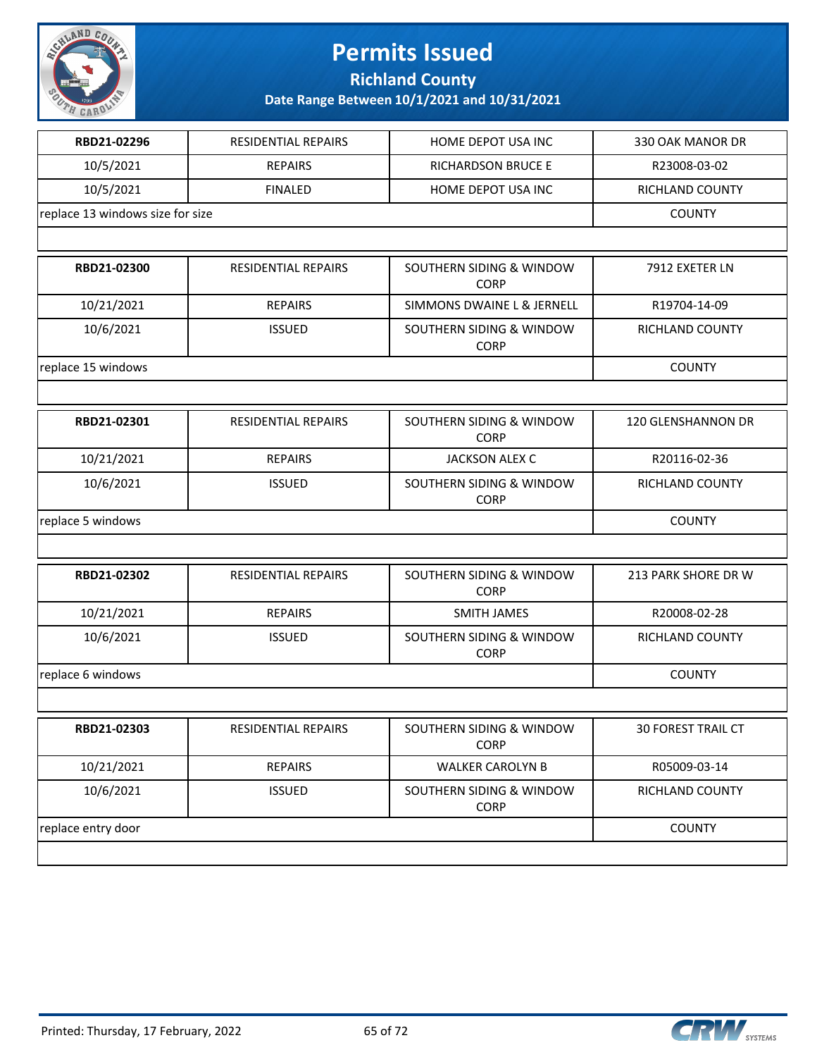# Permits Issued

## Richland County

### Date Range Between 10/1/2021 and 10/31/2021

| RBD21-02296 | RESIDENTIAL REPAIRS | HOME DEPOT USA INC | 330 OAK MANOR DR |
|---|---|---|---|
| 10/5/2021 | REPAIRS | RICHARDSON BRUCE E | R23008-03-02 |
| 10/5/2021 | FINALED | HOME DEPOT USA INC | RICHLAND COUNTY |
| replace 13 windows size for size | | | COUNTY |

| RBD21-02300 | RESIDENTIAL REPAIRS | SOUTHERN SIDING & WINDOW CORP | 7912 EXETER LN |
|---|---|---|---|
| 10/21/2021 | REPAIRS | SIMMONS DWAINE L & JERNELL | R19704-14-09 |
| 10/6/2021 | ISSUED | SOUTHERN SIDING & WINDOW CORP | RICHLAND COUNTY |
| replace 15 windows | | | COUNTY |

| RBD21-02301 | RESIDENTIAL REPAIRS | SOUTHERN SIDING & WINDOW CORP | 120 GLENSHANNON DR |
|---|---|---|---|
| 10/21/2021 | REPAIRS | JACKSON ALEX C | R20116-02-36 |
| 10/6/2021 | ISSUED | SOUTHERN SIDING & WINDOW CORP | RICHLAND COUNTY |
| replace 5 windows | | | COUNTY |

| RBD21-02302 | RESIDENTIAL REPAIRS | SOUTHERN SIDING & WINDOW CORP | 213 PARK SHORE DR W |
|---|---|---|---|
| 10/21/2021 | REPAIRS | SMITH JAMES | R20008-02-28 |
| 10/6/2021 | ISSUED | SOUTHERN SIDING & WINDOW CORP | RICHLAND COUNTY |
| replace 6 windows | | | COUNTY |

| RBD21-02303 | RESIDENTIAL REPAIRS | SOUTHERN SIDING & WINDOW CORP | 30 FOREST TRAIL CT |
|---|---|---|---|
| 10/21/2021 | REPAIRS | WALKER CAROLYN B | R05009-03-14 |
| 10/6/2021 | ISSUED | SOUTHERN SIDING & WINDOW CORP | RICHLAND COUNTY |
| replace entry door | | | COUNTY |

Printed: Thursday, 17 February, 2022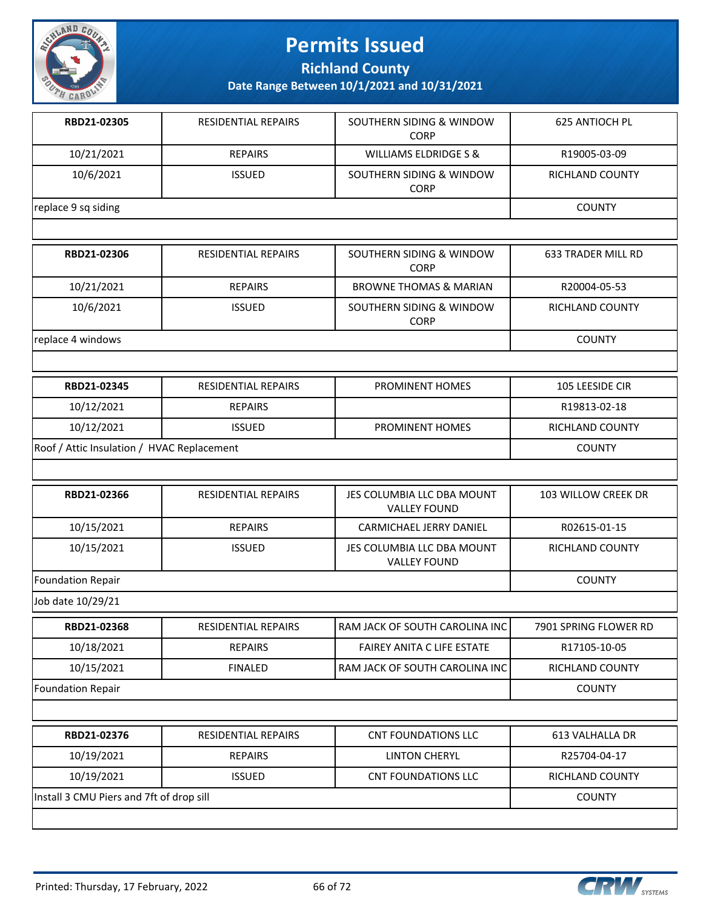# Permits Issued

## Richland County

### Date Range Between 10/1/2021 and 10/31/2021

| | | | |
|---|---|---|---|
| **RBD21-02305** | RESIDENTIAL REPAIRS | SOUTHERN SIDING & WINDOW CORP | 625 ANTIOCH PL |
| 10/21/2021 | REPAIRS | WILLIAMS ELDRIDGE S & | R19005-03-09 |
| 10/6/2021 | ISSUED | SOUTHERN SIDING & WINDOW CORP | RICHLAND COUNTY |
| replace 9 sq siding | | | COUNTY |
| | | | |

| | | | |
|---|---|---|---|
| **RBD21-02306** | RESIDENTIAL REPAIRS | SOUTHERN SIDING & WINDOW CORP | 633 TRADER MILL RD |
| 10/21/2021 | REPAIRS | BROWNE THOMAS & MARIAN | R20004-05-53 |
| 10/6/2021 | ISSUED | SOUTHERN SIDING & WINDOW CORP | RICHLAND COUNTY |
| replace 4 windows | | | COUNTY |
| | | | |

| | | | |
|---|---|---|---|
| **RBD21-02345** | RESIDENTIAL REPAIRS | PROMINENT HOMES | 105 LEESIDE CIR |
| 10/12/2021 | REPAIRS | | R19813-02-18 |
| 10/12/2021 | ISSUED | PROMINENT HOMES | RICHLAND COUNTY |
| Roof / Attic Insulation / HVAC Replacement | | | COUNTY |
| | | | |

| | | | |
|---|---|---|---|
| **RBD21-02366** | RESIDENTIAL REPAIRS | JES COLUMBIA LLC DBA MOUNT VALLEY FOUND | 103 WILLOW CREEK DR |
| 10/15/2021 | REPAIRS | CARMICHAEL JERRY DANIEL | R02615-01-15 |
| 10/15/2021 | ISSUED | JES COLUMBIA LLC DBA MOUNT VALLEY FOUND | RICHLAND COUNTY |
| Foundation Repair | | | COUNTY |
| Job date 10/29/21 | | | |

| | | | |
|---|---|---|---|
| **RBD21-02368** | RESIDENTIAL REPAIRS | RAM JACK OF SOUTH CAROLINA INC | 7901 SPRING FLOWER RD |
| 10/18/2021 | REPAIRS | FAIREY ANITA C LIFE ESTATE | R17105-10-05 |
| 10/15/2021 | FINALED | RAM JACK OF SOUTH CAROLINA INC | RICHLAND COUNTY |
| Foundation Repair | | | COUNTY |
| | | | |

| | | | |
|---|---|---|---|
| **RBD21-02376** | RESIDENTIAL REPAIRS | CNT FOUNDATIONS LLC | 613 VALHALLA DR |
| 10/19/2021 | REPAIRS | LINTON CHERYL | R25704-04-17 |
| 10/19/2021 | ISSUED | CNT FOUNDATIONS LLC | RICHLAND COUNTY |
| Install 3 CMU Piers and 7ft of drop sill | | | COUNTY |
| | | | |

Printed: Thursday, 17 February, 2022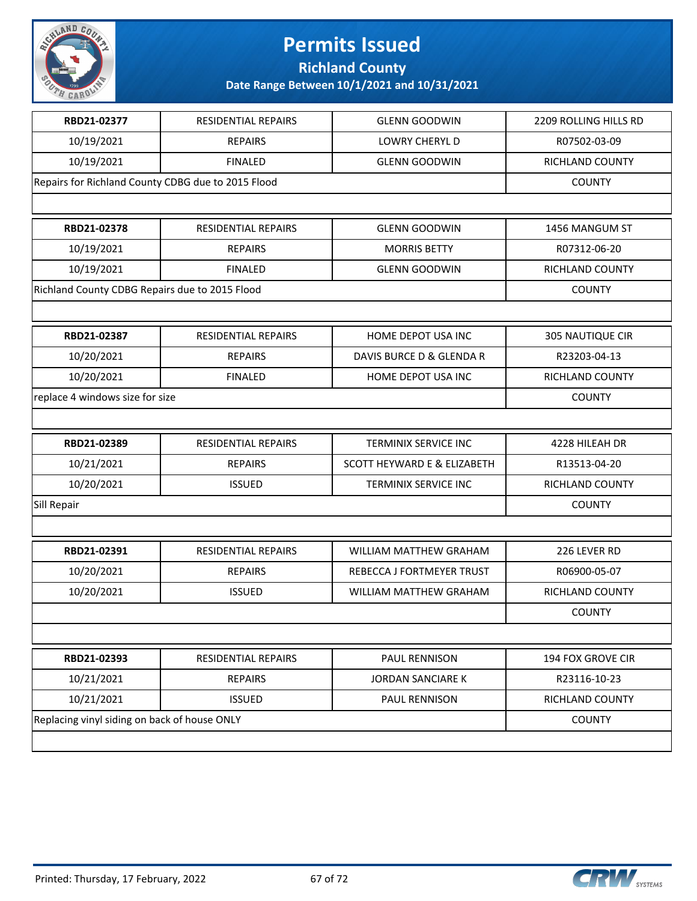# Permits Issued

## Richland County

### Date Range Between 10/1/2021 and 10/31/2021

| RBD21-02377 | RESIDENTIAL REPAIRS | GLENN GOODWIN | 2209 ROLLING HILLS RD |
|---|---|---|---|
| 10/19/2021 | REPAIRS | LOWRY CHERYL D | R07502-03-09 |
| 10/19/2021 | FINALED | GLENN GOODWIN | RICHLAND COUNTY |
| Repairs for Richland County CDBG due to 2015 Flood | | | COUNTY |

| RBD21-02378 | RESIDENTIAL REPAIRS | GLENN GOODWIN | 1456 MANGUM ST |
|---|---|---|---|
| 10/19/2021 | REPAIRS | MORRIS BETTY | R07312-06-20 |
| 10/19/2021 | FINALED | GLENN GOODWIN | RICHLAND COUNTY |
| Richland County CDBG Repairs due to 2015 Flood | | | COUNTY |

| RBD21-02387 | RESIDENTIAL REPAIRS | HOME DEPOT USA INC | 305 NAUTIQUE CIR |
|---|---|---|---|
| 10/20/2021 | REPAIRS | DAVIS BURCE D & GLENDA R | R23203-04-13 |
| 10/20/2021 | FINALED | HOME DEPOT USA INC | RICHLAND COUNTY |
| replace 4 windows size for size | | | COUNTY |

| RBD21-02389 | RESIDENTIAL REPAIRS | TERMINIX SERVICE INC | 4228 HILEAH DR |
|---|---|---|---|
| 10/21/2021 | REPAIRS | SCOTT HEYWARD E & ELIZABETH | R13513-04-20 |
| 10/20/2021 | ISSUED | TERMINIX SERVICE INC | RICHLAND COUNTY |
| Sill Repair | | | COUNTY |

| RBD21-02391 | RESIDENTIAL REPAIRS | WILLIAM MATTHEW GRAHAM | 226 LEVER RD |
|---|---|---|---|
| 10/20/2021 | REPAIRS | REBECCA J FORTMEYER TRUST | R06900-05-07 |
| 10/20/2021 | ISSUED | WILLIAM MATTHEW GRAHAM | RICHLAND COUNTY |
| | | | COUNTY |

| RBD21-02393 | RESIDENTIAL REPAIRS | PAUL RENNISON | 194 FOX GROVE CIR |
|---|---|---|---|
| 10/21/2021 | REPAIRS | JORDAN SANCIARE K | R23116-10-23 |
| 10/21/2021 | ISSUED | PAUL RENNISON | RICHLAND COUNTY |
| Replacing vinyl siding on back of house ONLY | | | COUNTY |

Printed: Thursday, 17 February, 2022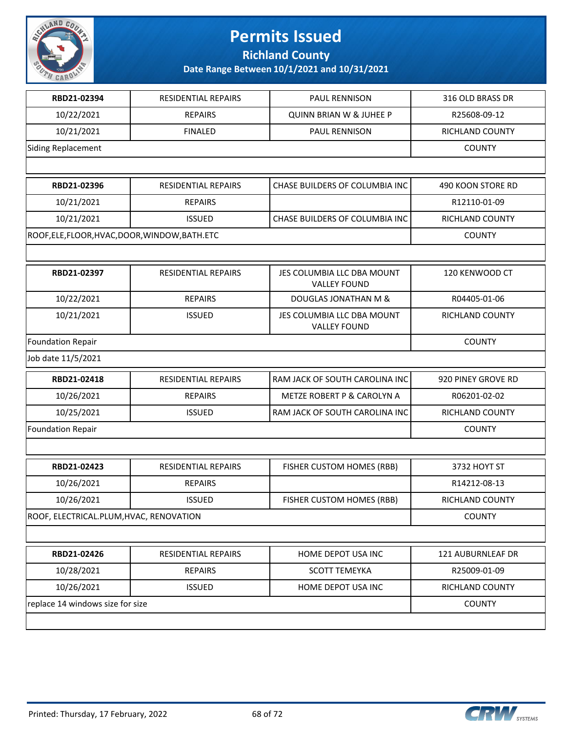# Permits Issued

## Richland County

### Date Range Between 10/1/2021 and 10/31/2021

| RBD21-02394 | RESIDENTIAL REPAIRS | PAUL RENNISON | 316 OLD BRASS DR |
|---|---|---|---|
| 10/22/2021 | REPAIRS | QUINN BRIAN W & JUHEE P | R25608-09-12 |
| 10/21/2021 | FINALED | PAUL RENNISON | RICHLAND COUNTY |
| Siding Replacement | | | COUNTY |
| | | | |

| RBD21-02396 | RESIDENTIAL REPAIRS | CHASE BUILDERS OF COLUMBIA INC | 490 KOON STORE RD |
|---|---|---|---|
| 10/21/2021 | REPAIRS | | R12110-01-09 |
| 10/21/2021 | ISSUED | CHASE BUILDERS OF COLUMBIA INC | RICHLAND COUNTY |
| ROOF,ELE,FLOOR,HVAC,DOOR,WINDOW,BATH.ETC | | | COUNTY |
| | | | |

| RBD21-02397 | RESIDENTIAL REPAIRS | JES COLUMBIA LLC DBA MOUNT VALLEY FOUND | 120 KENWOOD CT |
|---|---|---|---|
| 10/22/2021 | REPAIRS | DOUGLAS JONATHAN M & | R04405-01-06 |
| 10/21/2021 | ISSUED | JES COLUMBIA LLC DBA MOUNT VALLEY FOUND | RICHLAND COUNTY |
| Foundation Repair | | | COUNTY |
| Job date 11/5/2021 | | | |

| RBD21-02418 | RESIDENTIAL REPAIRS | RAM JACK OF SOUTH CAROLINA INC | 920 PINEY GROVE RD |
|---|---|---|---|
| 10/26/2021 | REPAIRS | METZE ROBERT P & CAROLYN A | R06201-02-02 |
| 10/25/2021 | ISSUED | RAM JACK OF SOUTH CAROLINA INC | RICHLAND COUNTY |
| Foundation Repair | | | COUNTY |
| | | | |

| RBD21-02423 | RESIDENTIAL REPAIRS | FISHER CUSTOM HOMES (RBB) | 3732 HOYT ST |
|---|---|---|---|
| 10/26/2021 | REPAIRS | | R14212-08-13 |
| 10/26/2021 | ISSUED | FISHER CUSTOM HOMES (RBB) | RICHLAND COUNTY |
| ROOF, ELECTRICAL.PLUM,HVAC, RENOVATION | | | COUNTY |
| | | | |

| RBD21-02426 | RESIDENTIAL REPAIRS | HOME DEPOT USA INC | 121 AUBURNLEAF DR |
|---|---|---|---|
| 10/28/2021 | REPAIRS | SCOTT TEMEYKA | R25009-01-09 |
| 10/26/2021 | ISSUED | HOME DEPOT USA INC | RICHLAND COUNTY |
| replace 14 windows size for size | | | COUNTY |
| | | | |

Printed: Thursday, 17 February, 2022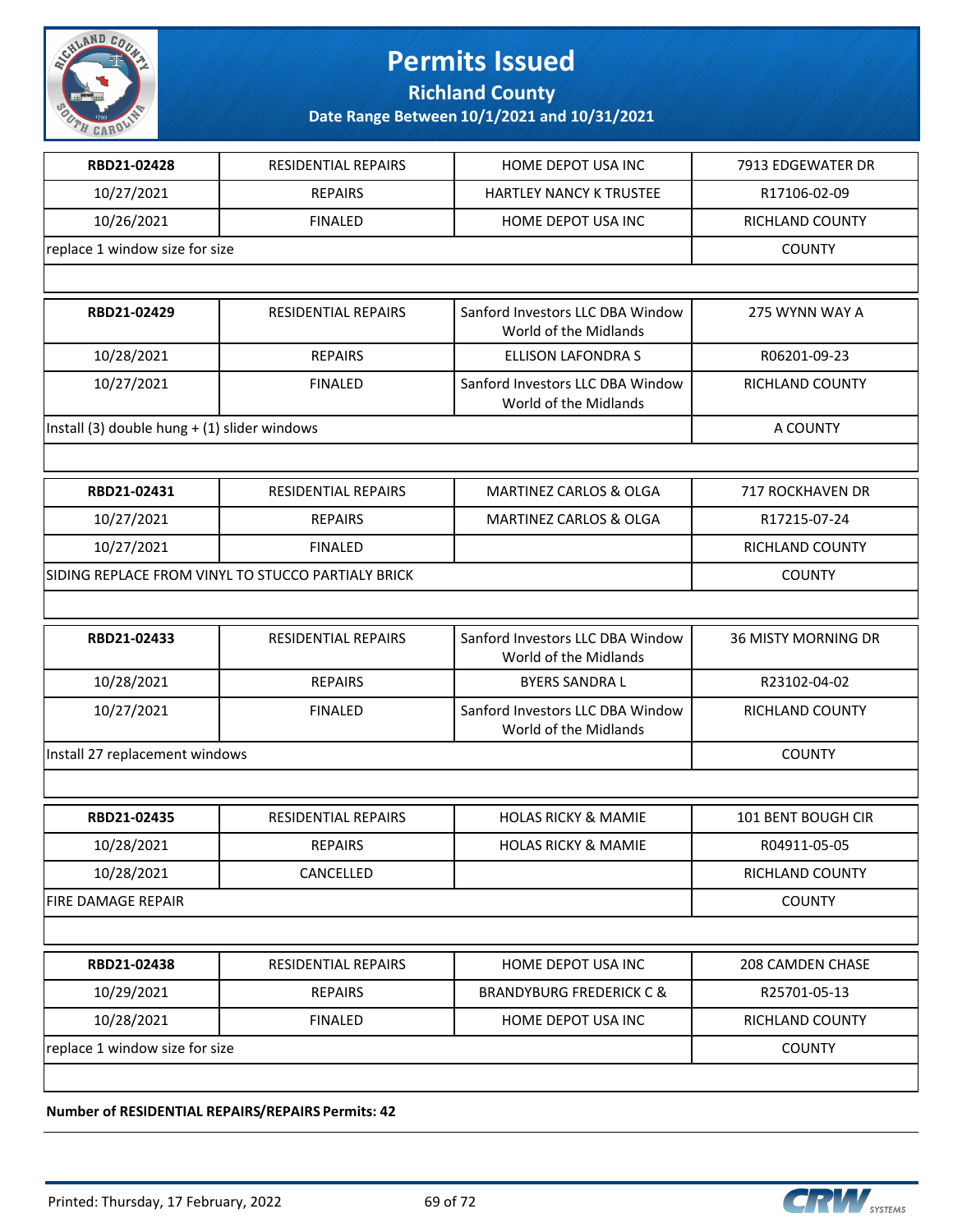# Permits Issued

**Richland County**

**Date Range Between 10/1/2021 and 10/31/2021**

| | | | |
|---|---|---|---|
| **RBD21-02428** | RESIDENTIAL REPAIRS | HOME DEPOT USA INC | 7913 EDGEWATER DR |
| 10/27/2021 | REPAIRS | HARTLEY NANCY K TRUSTEE | R17106-02-09 |
| 10/26/2021 | FINALED | HOME DEPOT USA INC | RICHLAND COUNTY |
| replace 1 window size for size | | | COUNTY |

| | | | |
|---|---|---|---|
| **RBD21-02429** | RESIDENTIAL REPAIRS | Sanford Investors LLC DBA Window World of the Midlands | 275 WYNN WAY A |
| 10/28/2021 | REPAIRS | ELLISON LAFONDRA S | R06201-09-23 |
| 10/27/2021 | FINALED | Sanford Investors LLC DBA Window World of the Midlands | RICHLAND COUNTY |
| Install (3) double hung + (1) slider windows | | | A COUNTY |

| | | | |
|---|---|---|---|
| **RBD21-02431** | RESIDENTIAL REPAIRS | MARTINEZ CARLOS & OLGA | 717 ROCKHAVEN DR |
| 10/27/2021 | REPAIRS | MARTINEZ CARLOS & OLGA | R17215-07-24 |
| 10/27/2021 | FINALED | | RICHLAND COUNTY |
| SIDING REPLACE FROM VINYL TO STUCCO PARTIALY BRICK | | | COUNTY |

| | | | |
|---|---|---|---|
| **RBD21-02433** | RESIDENTIAL REPAIRS | Sanford Investors LLC DBA Window World of the Midlands | 36 MISTY MORNING DR |
| 10/28/2021 | REPAIRS | BYERS SANDRA L | R23102-04-02 |
| 10/27/2021 | FINALED | Sanford Investors LLC DBA Window World of the Midlands | RICHLAND COUNTY |
| Install 27 replacement windows | | | COUNTY |

| | | | |
|---|---|---|---|
| **RBD21-02435** | RESIDENTIAL REPAIRS | HOLAS RICKY & MAMIE | 101 BENT BOUGH CIR |
| 10/28/2021 | REPAIRS | HOLAS RICKY & MAMIE | R04911-05-05 |
| 10/28/2021 | CANCELLED | | RICHLAND COUNTY |
| FIRE DAMAGE REPAIR | | | COUNTY |

| | | | |
|---|---|---|---|
| **RBD21-02438** | RESIDENTIAL REPAIRS | HOME DEPOT USA INC | 208 CAMDEN CHASE |
| 10/29/2021 | REPAIRS | BRANDYBURG FREDERICK C & | R25701-05-13 |
| 10/28/2021 | FINALED | HOME DEPOT USA INC | RICHLAND COUNTY |
| replace 1 window size for size | | | COUNTY |

**Number of RESIDENTIAL REPAIRS/REPAIRS Permits: 42**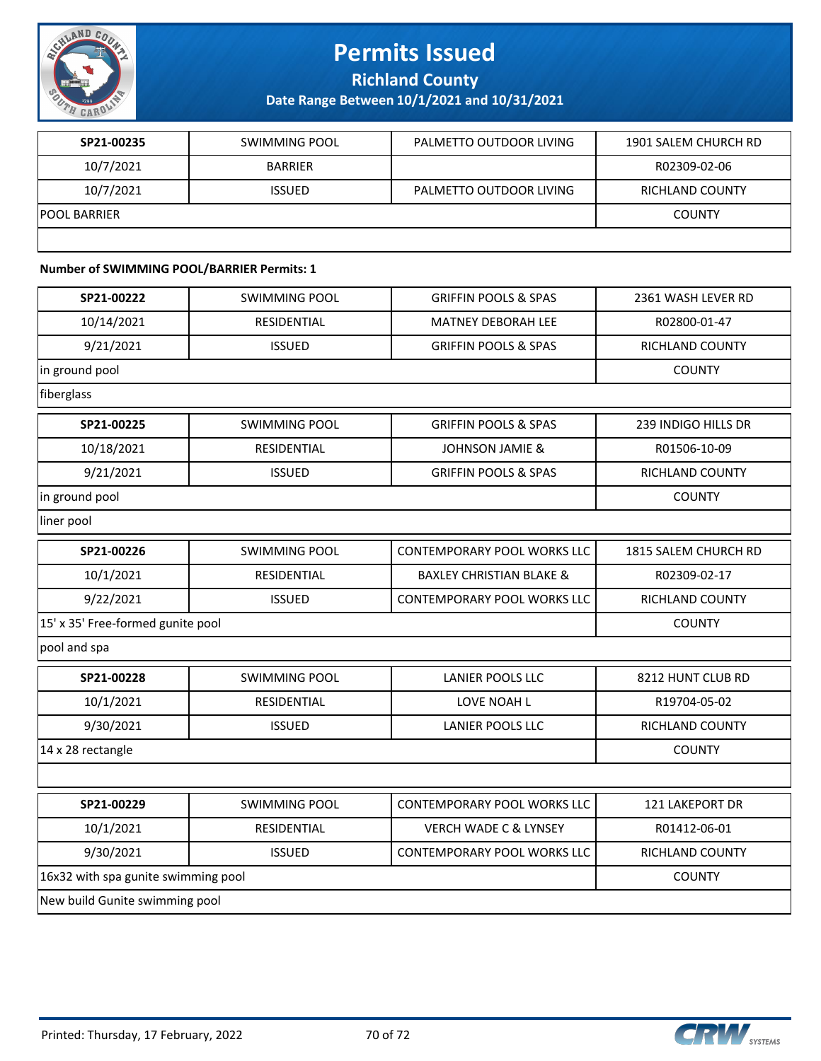# Permits Issued

**Richland County**

**Date Range Between 10/1/2021 and 10/31/2021**

| | | | |
|---|---|---|---|
| **SP21-00235** | SWIMMING POOL | PALMETTO OUTDOOR LIVING | 1901 SALEM CHURCH RD |
| 10/7/2021 | BARRIER | | R02309-02-06 |
| 10/7/2021 | ISSUED | PALMETTO OUTDOOR LIVING | RICHLAND COUNTY |
| POOL BARRIER | | | COUNTY |
| | | | |

**Number of SWIMMING POOL/BARRIER Permits: 1**

| | | | |
|---|---|---|---|
| **SP21-00222** | SWIMMING POOL | GRIFFIN POOLS & SPAS | 2361 WASH LEVER RD |
| 10/14/2021 | RESIDENTIAL | MATNEY DEBORAH LEE | R02800-01-47 |
| 9/21/2021 | ISSUED | GRIFFIN POOLS & SPAS | RICHLAND COUNTY |
| in ground pool | | | COUNTY |
| fiberglass | | | |

| | | | |
|---|---|---|---|
| **SP21-00225** | SWIMMING POOL | GRIFFIN POOLS & SPAS | 239 INDIGO HILLS DR |
| 10/18/2021 | RESIDENTIAL | JOHNSON JAMIE & | R01506-10-09 |
| 9/21/2021 | ISSUED | GRIFFIN POOLS & SPAS | RICHLAND COUNTY |
| in ground pool | | | COUNTY |
| liner pool | | | |

| | | | |
|---|---|---|---|
| **SP21-00226** | SWIMMING POOL | CONTEMPORARY POOL WORKS LLC | 1815 SALEM CHURCH RD |
| 10/1/2021 | RESIDENTIAL | BAXLEY CHRISTIAN BLAKE & | R02309-02-17 |
| 9/22/2021 | ISSUED | CONTEMPORARY POOL WORKS LLC | RICHLAND COUNTY |
| 15' x 35' Free-formed gunite pool | | | COUNTY |
| pool and spa | | | |

| | | | |
|---|---|---|---|
| **SP21-00228** | SWIMMING POOL | LANIER POOLS LLC | 8212 HUNT CLUB RD |
| 10/1/2021 | RESIDENTIAL | LOVE NOAH L | R19704-05-02 |
| 9/30/2021 | ISSUED | LANIER POOLS LLC | RICHLAND COUNTY |
| 14 x 28 rectangle | | | COUNTY |
| | | | |

| | | | |
|---|---|---|---|
| **SP21-00229** | SWIMMING POOL | CONTEMPORARY POOL WORKS LLC | 121 LAKEPORT DR |
| 10/1/2021 | RESIDENTIAL | VERCH WADE C & LYNSEY | R01412-06-01 |
| 9/30/2021 | ISSUED | CONTEMPORARY POOL WORKS LLC | RICHLAND COUNTY |
| 16x32 with spa gunite swimming pool | | | COUNTY |
| New build Gunite swimming pool | | | |

Printed: Thursday, 17 February, 2022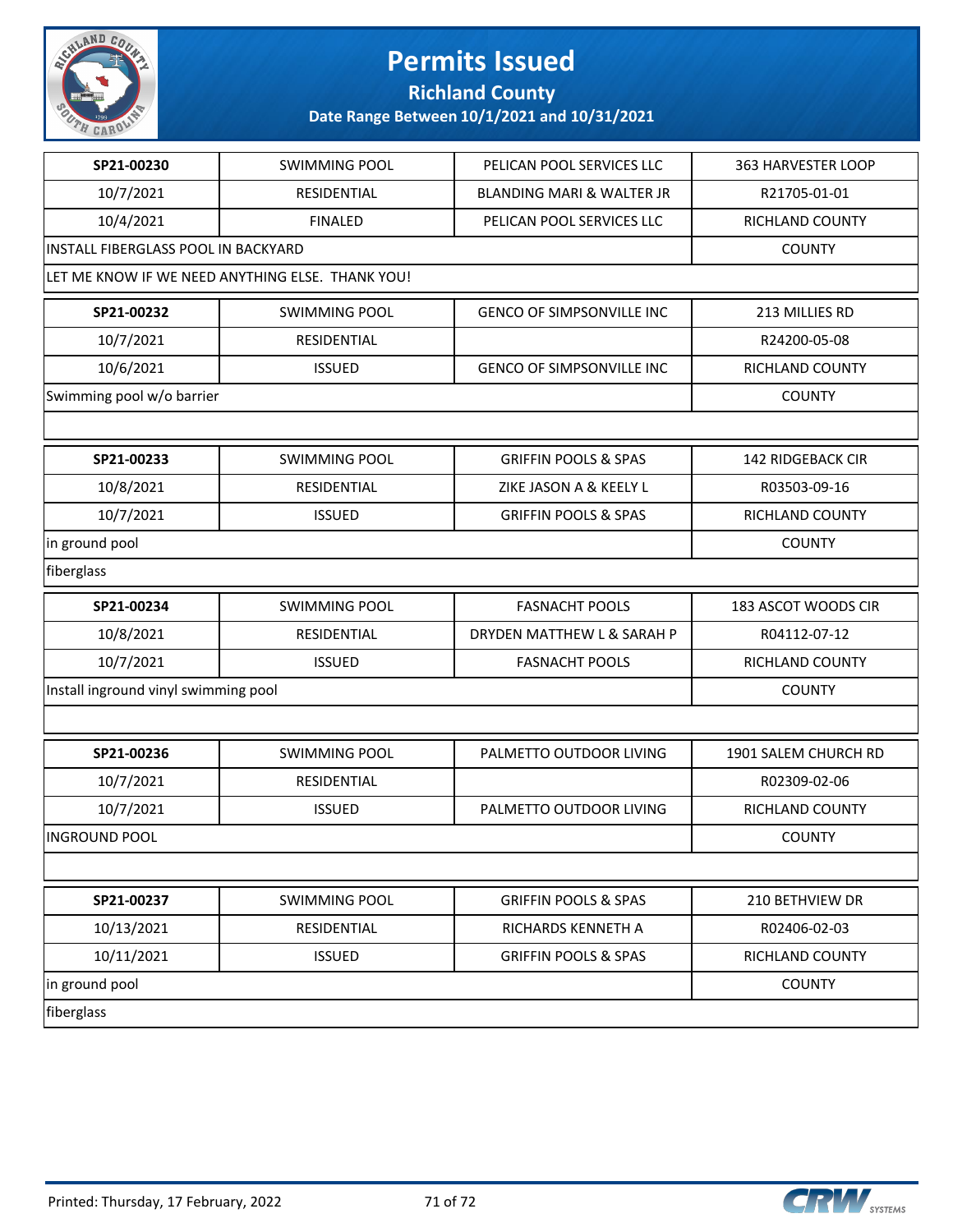# Permits Issued

## Richland County

### Date Range Between 10/1/2021 and 10/31/2021

| SP21-00230 | SWIMMING POOL | PELICAN POOL SERVICES LLC | 363 HARVESTER LOOP |
|---|---|---|---|
| 10/7/2021 | RESIDENTIAL | BLANDING MARI & WALTER JR | R21705-01-01 |
| 10/4/2021 | FINALED | PELICAN POOL SERVICES LLC | RICHLAND COUNTY |
| INSTALL FIBERGLASS POOL IN BACKYARD | | | COUNTY |
| LET ME KNOW IF WE NEED ANYTHING ELSE. THANK YOU! | | | |

| SP21-00232 | SWIMMING POOL | GENCO OF SIMPSONVILLE INC | 213 MILLIES RD |
|---|---|---|---|
| 10/7/2021 | RESIDENTIAL | | R24200-05-08 |
| 10/6/2021 | ISSUED | GENCO OF SIMPSONVILLE INC | RICHLAND COUNTY |
| Swimming pool w/o barrier | | | COUNTY |
| | | | |

| SP21-00233 | SWIMMING POOL | GRIFFIN POOLS & SPAS | 142 RIDGEBACK CIR |
|---|---|---|---|
| 10/8/2021 | RESIDENTIAL | ZIKE JASON A & KEELY L | R03503-09-16 |
| 10/7/2021 | ISSUED | GRIFFIN POOLS & SPAS | RICHLAND COUNTY |
| in ground pool | | | COUNTY |
| fiberglass | | | |

| SP21-00234 | SWIMMING POOL | FASNACHT POOLS | 183 ASCOT WOODS CIR |
|---|---|---|---|
| 10/8/2021 | RESIDENTIAL | DRYDEN MATTHEW L & SARAH P | R04112-07-12 |
| 10/7/2021 | ISSUED | FASNACHT POOLS | RICHLAND COUNTY |
| Install inground vinyl swimming pool | | | COUNTY |
| | | | |

| SP21-00236 | SWIMMING POOL | PALMETTO OUTDOOR LIVING | 1901 SALEM CHURCH RD |
|---|---|---|---|
| 10/7/2021 | RESIDENTIAL | | R02309-02-06 |
| 10/7/2021 | ISSUED | PALMETTO OUTDOOR LIVING | RICHLAND COUNTY |
| INGROUND POOL | | | COUNTY |
| | | | |

| SP21-00237 | SWIMMING POOL | GRIFFIN POOLS & SPAS | 210 BETHVIEW DR |
|---|---|---|---|
| 10/13/2021 | RESIDENTIAL | RICHARDS KENNETH A | R02406-02-03 |
| 10/11/2021 | ISSUED | GRIFFIN POOLS & SPAS | RICHLAND COUNTY |
| in ground pool | | | COUNTY |
| fiberglass | | | |

Printed: Thursday, 17 February, 2022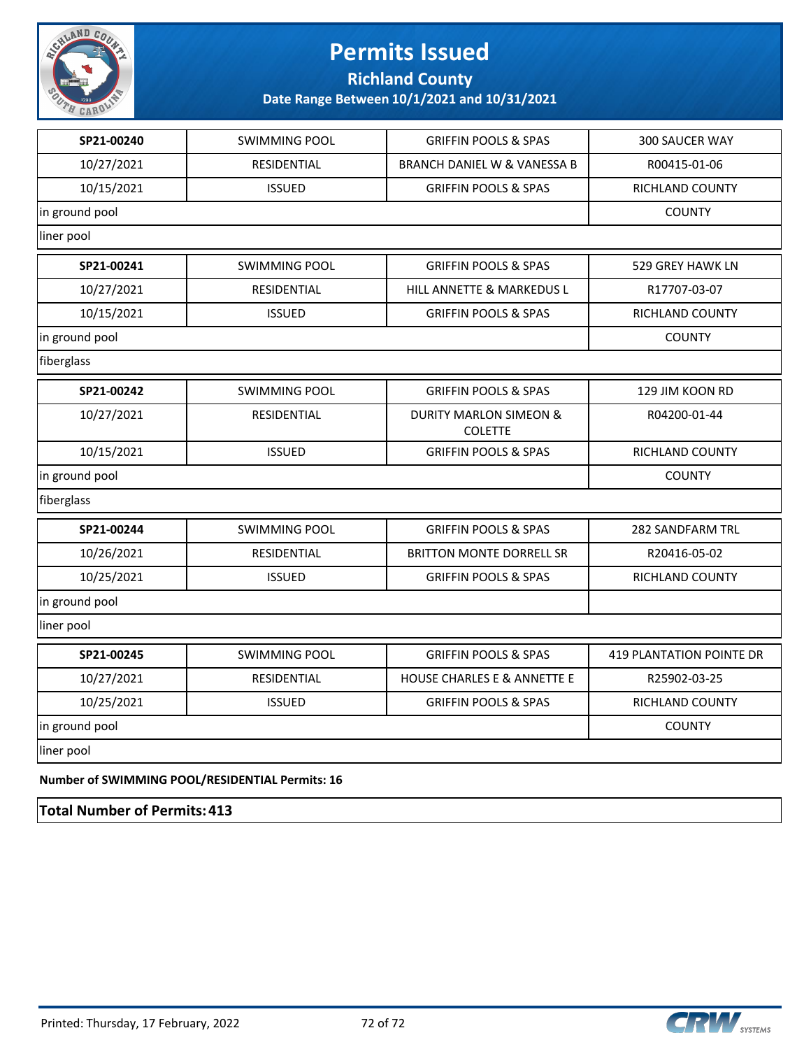# Permits Issued

**Richland County**

**Date Range Between 10/1/2021 and 10/31/2021**

| | | | |
|---|---|---|---|
| **SP21-00240** | SWIMMING POOL | GRIFFIN POOLS & SPAS | 300 SAUCER WAY |
| 10/27/2021 | RESIDENTIAL | BRANCH DANIEL W & VANESSA B | R00415-01-06 |
| 10/15/2021 | ISSUED | GRIFFIN POOLS & SPAS | RICHLAND COUNTY |
| in ground pool | | | COUNTY |
| liner pool | | | |

| | | | |
|---|---|---|---|
| **SP21-00241** | SWIMMING POOL | GRIFFIN POOLS & SPAS | 529 GREY HAWK LN |
| 10/27/2021 | RESIDENTIAL | HILL ANNETTE & MARKEDUS L | R17707-03-07 |
| 10/15/2021 | ISSUED | GRIFFIN POOLS & SPAS | RICHLAND COUNTY |
| in ground pool | | | COUNTY |
| fiberglass | | | |

| | | | |
|---|---|---|---|
| **SP21-00242** | SWIMMING POOL | GRIFFIN POOLS & SPAS | 129 JIM KOON RD |
| 10/27/2021 | RESIDENTIAL | DURITY MARLON SIMEON & COLETTE | R04200-01-44 |
| 10/15/2021 | ISSUED | GRIFFIN POOLS & SPAS | RICHLAND COUNTY |
| in ground pool | | | COUNTY |
| fiberglass | | | |

| | | | |
|---|---|---|---|
| **SP21-00244** | SWIMMING POOL | GRIFFIN POOLS & SPAS | 282 SANDFARM TRL |
| 10/26/2021 | RESIDENTIAL | BRITTON MONTE DORRELL SR | R20416-05-02 |
| 10/25/2021 | ISSUED | GRIFFIN POOLS & SPAS | RICHLAND COUNTY |
| in ground pool | | | |
| liner pool | | | |

| | | | |
|---|---|---|---|
| **SP21-00245** | SWIMMING POOL | GRIFFIN POOLS & SPAS | 419 PLANTATION POINTE DR |
| 10/27/2021 | RESIDENTIAL | HOUSE CHARLES E & ANNETTE E | R25902-03-25 |
| 10/25/2021 | ISSUED | GRIFFIN POOLS & SPAS | RICHLAND COUNTY |
| in ground pool | | | COUNTY |
| liner pool | | | |

**Number of SWIMMING POOL/RESIDENTIAL Permits: 16**

**Total Number of Permits: 413**

Printed: Thursday, 17 February, 2022